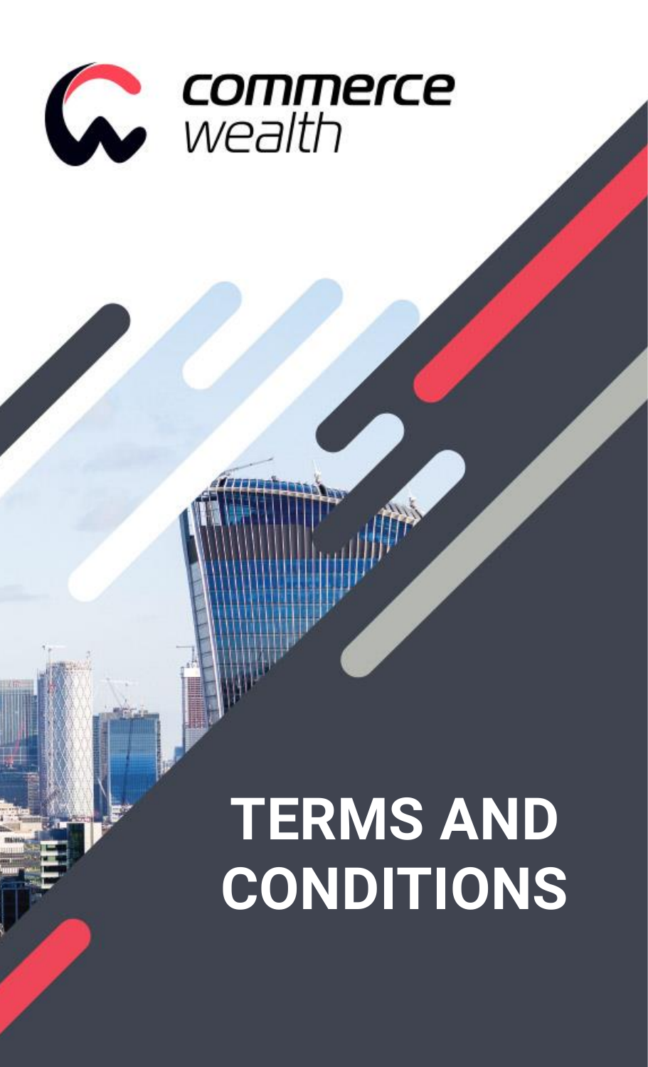commerce wealth

# TERMS AND CONDITIONS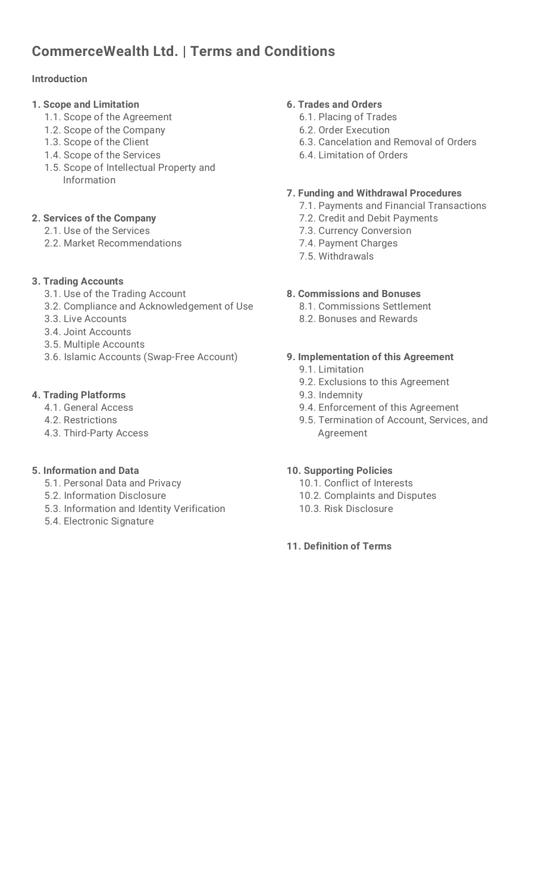# CommerceWealth Ltd. | Terms and Conditions

**Introduction**

**1. Scope and Limitation**
- 1.1. Scope of the Agreement
- 1.2. Scope of the Company
- 1.3. Scope of the Client
- 1.4. Scope of the Services
- 1.5. Scope of Intellectual Property and Information

**2. Services of the Company**
- 2.1. Use of the Services
- 2.2. Market Recommendations

**3. Trading Accounts**
- 3.1. Use of the Trading Account
- 3.2. Compliance and Acknowledgement of Use
- 3.3. Live Accounts
- 3.4. Joint Accounts
- 3.5. Multiple Accounts
- 3.6. Islamic Accounts (Swap-Free Account)

**4. Trading Platforms**
- 4.1. General Access
- 4.2. Restrictions
- 4.3. Third-Party Access

**5. Information and Data**
- 5.1. Personal Data and Privacy
- 5.2. Information Disclosure
- 5.3. Information and Identity Verification
- 5.4. Electronic Signature

**6. Trades and Orders**
- 6.1. Placing of Trades
- 6.2. Order Execution
- 6.3. Cancelation and Removal of Orders
- 6.4. Limitation of Orders

**7. Funding and Withdrawal Procedures**
- 7.1. Payments and Financial Transactions
- 7.2. Credit and Debit Payments
- 7.3. Currency Conversion
- 7.4. Payment Charges
- 7.5. Withdrawals

**8. Commissions and Bonuses**
- 8.1. Commissions Settlement
- 8.2. Bonuses and Rewards

**9. Implementation of this Agreement**
- 9.1. Limitation
- 9.2. Exclusions to this Agreement
- 9.3. Indemnity
- 9.4. Enforcement of this Agreement
- 9.5. Termination of Account, Services, and Agreement

**10. Supporting Policies**
- 10.1. Conflict of Interests
- 10.2. Complaints and Disputes
- 10.3. Risk Disclosure

**11. Definition of Terms**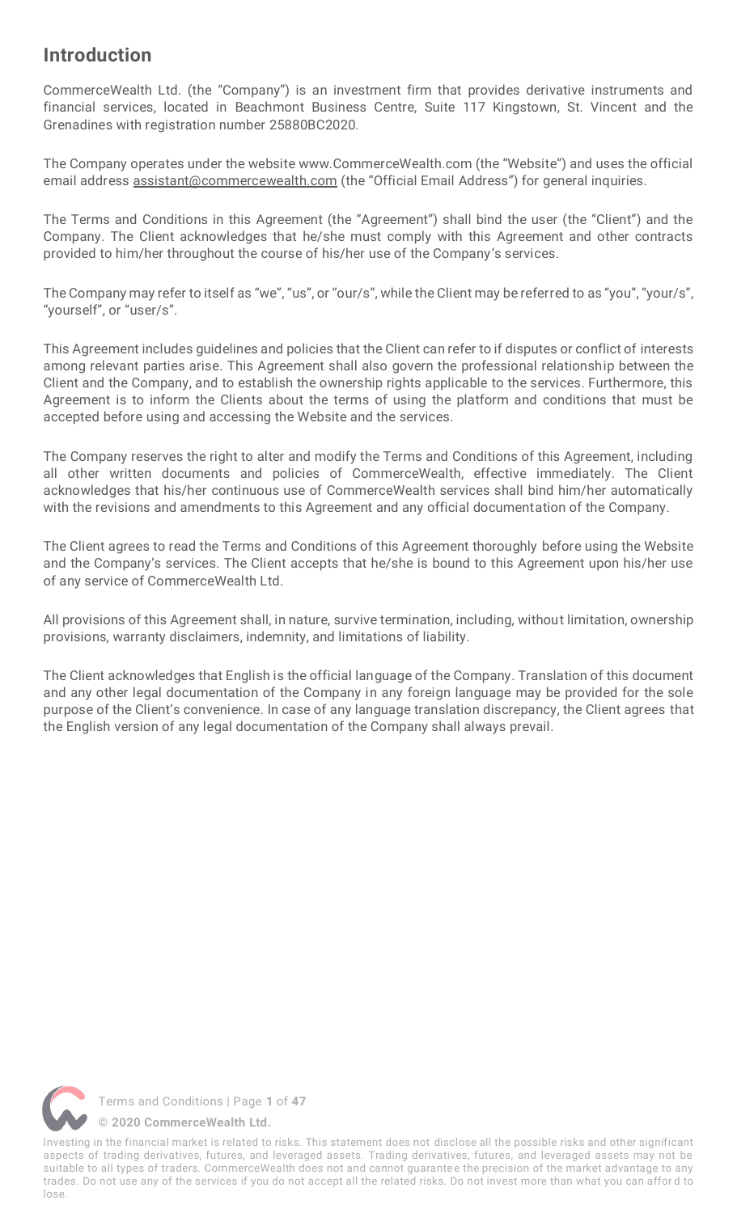## Introduction

CommerceWealth Ltd. (the "Company") is an investment firm that provides derivative instruments and financial services, located in Beachmont Business Centre, Suite 117 Kingstown, St. Vincent and the Grenadines with registration number 25880BC2020.

The Company operates under the website www.CommerceWealth.com (the "Website") and uses the official email address assistant@commercewealth.com (the "Official Email Address") for general inquiries.

The Terms and Conditions in this Agreement (the "Agreement") shall bind the user (the "Client") and the Company. The Client acknowledges that he/she must comply with this Agreement and other contracts provided to him/her throughout the course of his/her use of the Company's services.

The Company may refer to itself as "we", "us", or "our/s", while the Client may be referred to as "you", "your/s", "yourself", or "user/s".

This Agreement includes guidelines and policies that the Client can refer to if disputes or conflict of interests among relevant parties arise. This Agreement shall also govern the professional relationship between the Client and the Company, and to establish the ownership rights applicable to the services. Furthermore, this Agreement is to inform the Clients about the terms of using the platform and conditions that must be accepted before using and accessing the Website and the services.

The Company reserves the right to alter and modify the Terms and Conditions of this Agreement, including all other written documents and policies of CommerceWealth, effective immediately. The Client acknowledges that his/her continuous use of CommerceWealth services shall bind him/her automatically with the revisions and amendments to this Agreement and any official documentation of the Company.

The Client agrees to read the Terms and Conditions of this Agreement thoroughly before using the Website and the Company's services. The Client accepts that he/she is bound to this Agreement upon his/her use of any service of CommerceWealth Ltd.

All provisions of this Agreement shall, in nature, survive termination, including, without limitation, ownership provisions, warranty disclaimers, indemnity, and limitations of liability.

The Client acknowledges that English is the official language of the Company. Translation of this document and any other legal documentation of the Company in any foreign language may be provided for the sole purpose of the Client's convenience. In case of any language translation discrepancy, the Client agrees that the English version of any legal documentation of the Company shall always prevail.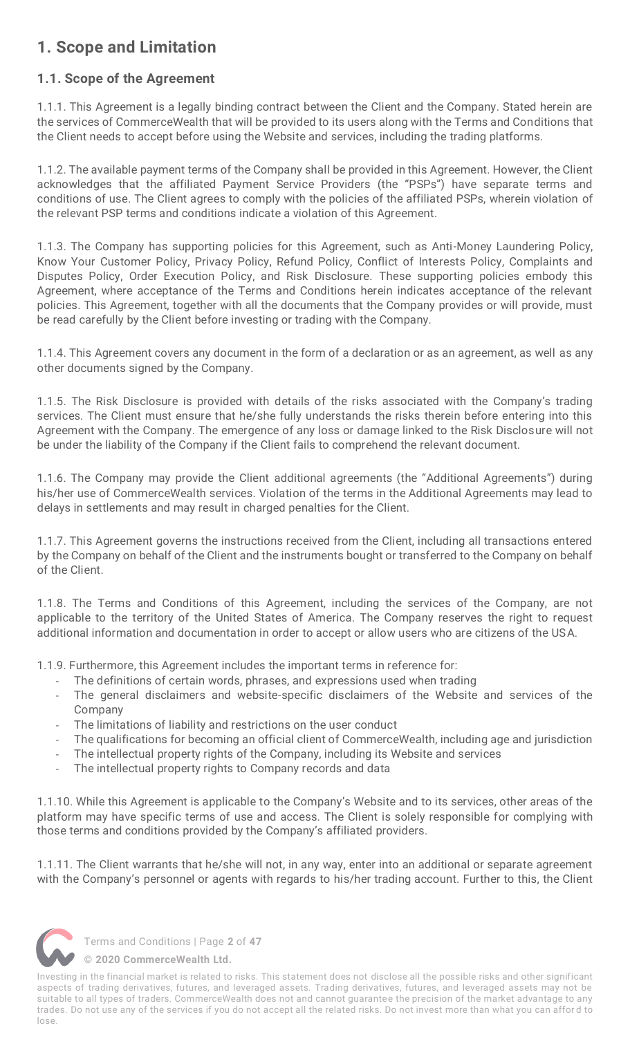## 1. Scope and Limitation

### 1.1. Scope of the Agreement

1.1.1. This Agreement is a legally binding contract between the Client and the Company. Stated herein are the services of CommerceWealth that will be provided to its users along with the Terms and Conditions that the Client needs to accept before using the Website and services, including the trading platforms.

1.1.2. The available payment terms of the Company shall be provided in this Agreement. However, the Client acknowledges that the affiliated Payment Service Providers (the "PSPs") have separate terms and conditions of use. The Client agrees to comply with the policies of the affiliated PSPs, wherein violation of the relevant PSP terms and conditions indicate a violation of this Agreement.

1.1.3. The Company has supporting policies for this Agreement, such as Anti-Money Laundering Policy, Know Your Customer Policy, Privacy Policy, Refund Policy, Conflict of Interests Policy, Complaints and Disputes Policy, Order Execution Policy, and Risk Disclosure. These supporting policies embody this Agreement, where acceptance of the Terms and Conditions herein indicates acceptance of the relevant policies. This Agreement, together with all the documents that the Company provides or will provide, must be read carefully by the Client before investing or trading with the Company.

1.1.4. This Agreement covers any document in the form of a declaration or as an agreement, as well as any other documents signed by the Company.

1.1.5. The Risk Disclosure is provided with details of the risks associated with the Company's trading services. The Client must ensure that he/she fully understands the risks therein before entering into this Agreement with the Company. The emergence of any loss or damage linked to the Risk Disclosure will not be under the liability of the Company if the Client fails to comprehend the relevant document.

1.1.6. The Company may provide the Client additional agreements (the "Additional Agreements") during his/her use of CommerceWealth services. Violation of the terms in the Additional Agreements may lead to delays in settlements and may result in charged penalties for the Client.

1.1.7. This Agreement governs the instructions received from the Client, including all transactions entered by the Company on behalf of the Client and the instruments bought or transferred to the Company on behalf of the Client.

1.1.8. The Terms and Conditions of this Agreement, including the services of the Company, are not applicable to the territory of the United States of America. The Company reserves the right to request additional information and documentation in order to accept or allow users who are citizens of the USA.

1.1.9. Furthermore, this Agreement includes the important terms in reference for:

- The definitions of certain words, phrases, and expressions used when trading
- The general disclaimers and website-specific disclaimers of the Website and services of the Company
- The limitations of liability and restrictions on the user conduct
- The qualifications for becoming an official client of CommerceWealth, including age and jurisdiction
- The intellectual property rights of the Company, including its Website and services
- The intellectual property rights to Company records and data

1.1.10. While this Agreement is applicable to the Company's Website and to its services, other areas of the platform may have specific terms of use and access. The Client is solely responsible for complying with those terms and conditions provided by the Company's affiliated providers.

1.1.11. The Client warrants that he/she will not, in any way, enter into an additional or separate agreement with the Company's personnel or agents with regards to his/her trading account. Further to this, the Client

Investing in the financial market is related to risks. This statement does not disclose all the possible risks and other significant aspects of trading derivatives, futures, and leveraged assets. Trading derivatives, futures, and leveraged assets may not be suitable to all types of traders. CommerceWealth does not and cannot guarantee the precision of the market advantage to any trades. Do not use any of the services if you do not accept all the related risks. Do not invest more than what you can afford to lose.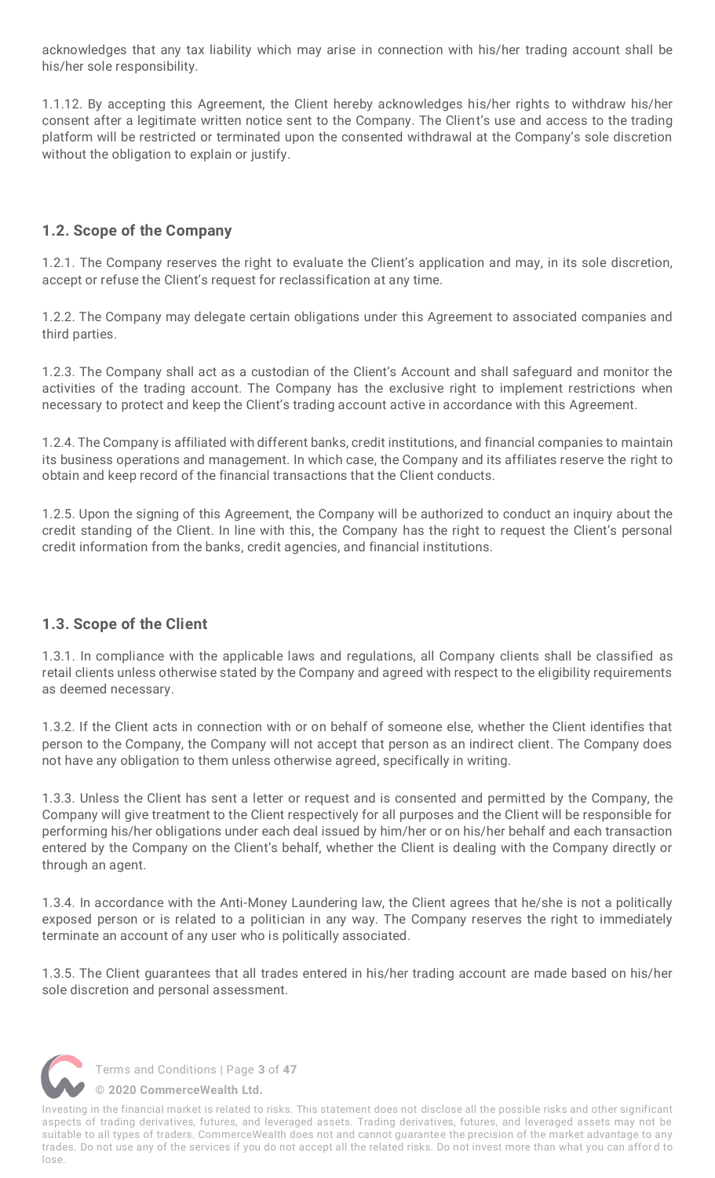acknowledges that any tax liability which may arise in connection with his/her trading account shall be his/her sole responsibility.

1.1.12. By accepting this Agreement, the Client hereby acknowledges his/her rights to withdraw his/her consent after a legitimate written notice sent to the Company. The Client's use and access to the trading platform will be restricted or terminated upon the consented withdrawal at the Company's sole discretion without the obligation to explain or justify.

### 1.2. Scope of the Company

1.2.1. The Company reserves the right to evaluate the Client's application and may, in its sole discretion, accept or refuse the Client's request for reclassification at any time.

1.2.2. The Company may delegate certain obligations under this Agreement to associated companies and third parties.

1.2.3. The Company shall act as a custodian of the Client's Account and shall safeguard and monitor the activities of the trading account. The Company has the exclusive right to implement restrictions when necessary to protect and keep the Client's trading account active in accordance with this Agreement.

1.2.4. The Company is affiliated with different banks, credit institutions, and financial companies to maintain its business operations and management. In which case, the Company and its affiliates reserve the right to obtain and keep record of the financial transactions that the Client conducts.

1.2.5. Upon the signing of this Agreement, the Company will be authorized to conduct an inquiry about the credit standing of the Client. In line with this, the Company has the right to request the Client's personal credit information from the banks, credit agencies, and financial institutions.

### 1.3. Scope of the Client

1.3.1. In compliance with the applicable laws and regulations, all Company clients shall be classified as retail clients unless otherwise stated by the Company and agreed with respect to the eligibility requirements as deemed necessary.

1.3.2. If the Client acts in connection with or on behalf of someone else, whether the Client identifies that person to the Company, the Company will not accept that person as an indirect client. The Company does not have any obligation to them unless otherwise agreed, specifically in writing.

1.3.3. Unless the Client has sent a letter or request and is consented and permitted by the Company, the Company will give treatment to the Client respectively for all purposes and the Client will be responsible for performing his/her obligations under each deal issued by him/her or on his/her behalf and each transaction entered by the Company on the Client's behalf, whether the Client is dealing with the Company directly or through an agent.

1.3.4. In accordance with the Anti-Money Laundering law, the Client agrees that he/she is not a politically exposed person or is related to a politician in any way. The Company reserves the right to immediately terminate an account of any user who is politically associated.

1.3.5. The Client guarantees that all trades entered in his/her trading account are made based on his/her sole discretion and personal assessment.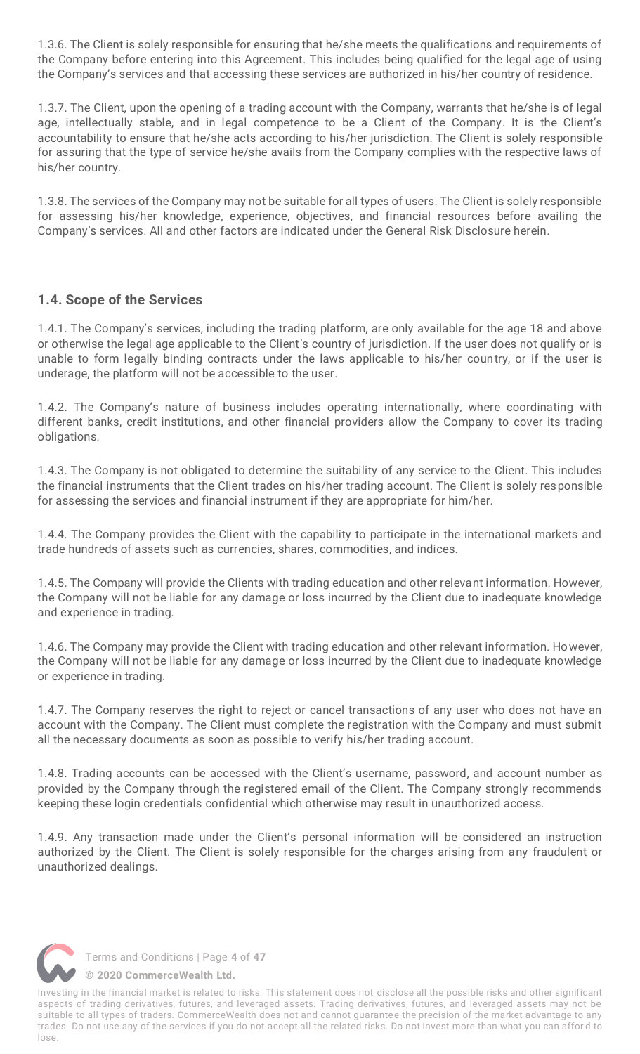1.3.6. The Client is solely responsible for ensuring that he/she meets the qualifications and requirements of the Company before entering into this Agreement. This includes being qualified for the legal age of using the Company's services and that accessing these services are authorized in his/her country of residence.

1.3.7. The Client, upon the opening of a trading account with the Company, warrants that he/she is of legal age, intellectually stable, and in legal competence to be a Client of the Company. It is the Client's accountability to ensure that he/she acts according to his/her jurisdiction. The Client is solely responsible for assuring that the type of service he/she avails from the Company complies with the respective laws of his/her country.

1.3.8. The services of the Company may not be suitable for all types of users. The Client is solely responsible for assessing his/her knowledge, experience, objectives, and financial resources before availing the Company's services. All and other factors are indicated under the General Risk Disclosure herein.

### 1.4. Scope of the Services

1.4.1. The Company's services, including the trading platform, are only available for the age 18 and above or otherwise the legal age applicable to the Client's country of jurisdiction. If the user does not qualify or is unable to form legally binding contracts under the laws applicable to his/her country, or if the user is underage, the platform will not be accessible to the user.

1.4.2. The Company's nature of business includes operating internationally, where coordinating with different banks, credit institutions, and other financial providers allow the Company to cover its trading obligations.

1.4.3. The Company is not obligated to determine the suitability of any service to the Client. This includes the financial instruments that the Client trades on his/her trading account. The Client is solely responsible for assessing the services and financial instrument if they are appropriate for him/her.

1.4.4. The Company provides the Client with the capability to participate in the international markets and trade hundreds of assets such as currencies, shares, commodities, and indices.

1.4.5. The Company will provide the Clients with trading education and other relevant information. However, the Company will not be liable for any damage or loss incurred by the Client due to inadequate knowledge and experience in trading.

1.4.6. The Company may provide the Client with trading education and other relevant information. However, the Company will not be liable for any damage or loss incurred by the Client due to inadequate knowledge or experience in trading.

1.4.7. The Company reserves the right to reject or cancel transactions of any user who does not have an account with the Company. The Client must complete the registration with the Company and must submit all the necessary documents as soon as possible to verify his/her trading account.

1.4.8. Trading accounts can be accessed with the Client's username, password, and account number as provided by the Company through the registered email of the Client. The Company strongly recommends keeping these login credentials confidential which otherwise may result in unauthorized access.

1.4.9. Any transaction made under the Client's personal information will be considered an instruction authorized by the Client. The Client is solely responsible for the charges arising from any fraudulent or unauthorized dealings.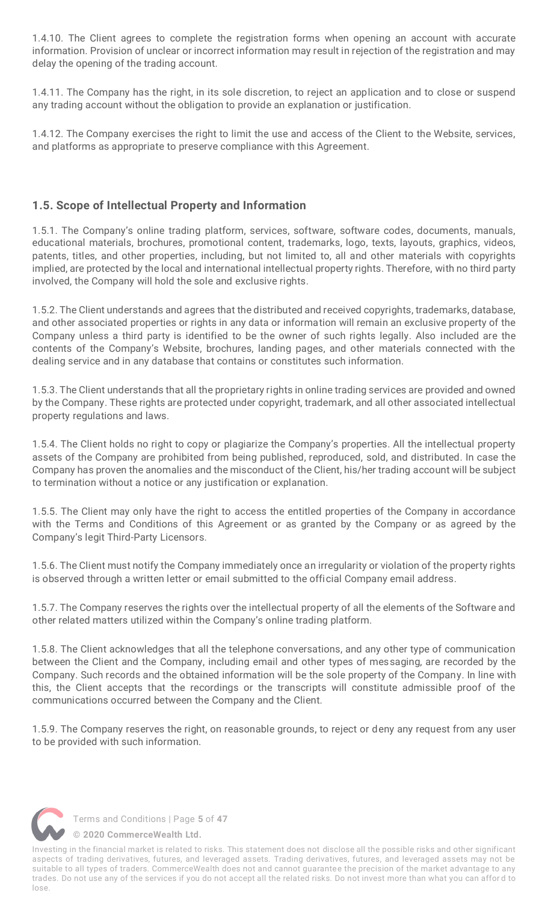1.4.10. The Client agrees to complete the registration forms when opening an account with accurate information. Provision of unclear or incorrect information may result in rejection of the registration and may delay the opening of the trading account.

1.4.11. The Company has the right, in its sole discretion, to reject an application and to close or suspend any trading account without the obligation to provide an explanation or justification.

1.4.12. The Company exercises the right to limit the use and access of the Client to the Website, services, and platforms as appropriate to preserve compliance with this Agreement.

### 1.5. Scope of Intellectual Property and Information

1.5.1. The Company's online trading platform, services, software, software codes, documents, manuals, educational materials, brochures, promotional content, trademarks, logo, texts, layouts, graphics, videos, patents, titles, and other properties, including, but not limited to, all and other materials with copyrights implied, are protected by the local and international intellectual property rights. Therefore, with no third party involved, the Company will hold the sole and exclusive rights.

1.5.2. The Client understands and agrees that the distributed and received copyrights, trademarks, database, and other associated properties or rights in any data or information will remain an exclusive property of the Company unless a third party is identified to be the owner of such rights legally. Also included are the contents of the Company's Website, brochures, landing pages, and other materials connected with the dealing service and in any database that contains or constitutes such information.

1.5.3. The Client understands that all the proprietary rights in online trading services are provided and owned by the Company. These rights are protected under copyright, trademark, and all other associated intellectual property regulations and laws.

1.5.4. The Client holds no right to copy or plagiarize the Company's properties. All the intellectual property assets of the Company are prohibited from being published, reproduced, sold, and distributed. In case the Company has proven the anomalies and the misconduct of the Client, his/her trading account will be subject to termination without a notice or any justification or explanation.

1.5.5. The Client may only have the right to access the entitled properties of the Company in accordance with the Terms and Conditions of this Agreement or as granted by the Company or as agreed by the Company's legit Third-Party Licensors.

1.5.6. The Client must notify the Company immediately once an irregularity or violation of the property rights is observed through a written letter or email submitted to the official Company email address.

1.5.7. The Company reserves the rights over the intellectual property of all the elements of the Software and other related matters utilized within the Company's online trading platform.

1.5.8. The Client acknowledges that all the telephone conversations, and any other type of communication between the Client and the Company, including email and other types of messaging, are recorded by the Company. Such records and the obtained information will be the sole property of the Company. In line with this, the Client accepts that the recordings or the transcripts will constitute admissible proof of the communications occurred between the Company and the Client.

1.5.9. The Company reserves the right, on reasonable grounds, to reject or deny any request from any user to be provided with such information.

Investing in the financial market is related to risks. This statement does not disclose all the possible risks and other significant aspects of trading derivatives, futures, and leveraged assets. Trading derivatives, futures, and leveraged assets may not be suitable to all types of traders. CommerceWealth does not and cannot guarantee the precision of the market advantage to any trades. Do not use any of the services if you do not accept all the related risks. Do not invest more than what you can afford to lose.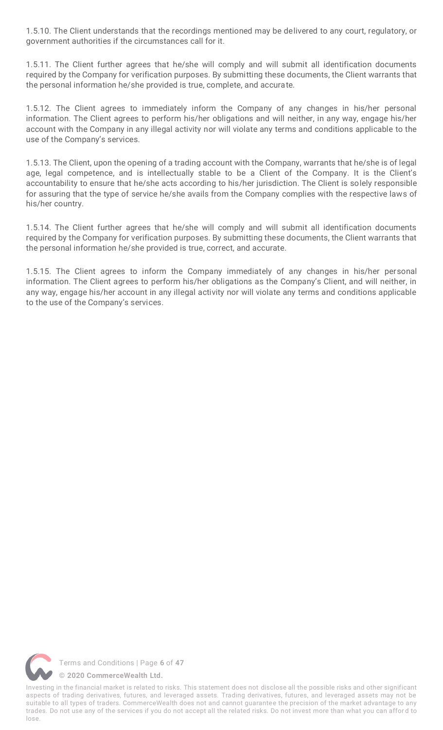1.5.10. The Client understands that the recordings mentioned may be delivered to any court, regulatory, or government authorities if the circumstances call for it.

1.5.11. The Client further agrees that he/she will comply and will submit all identification documents required by the Company for verification purposes. By submitting these documents, the Client warrants that the personal information he/she provided is true, complete, and accurate.

1.5.12. The Client agrees to immediately inform the Company of any changes in his/her personal information. The Client agrees to perform his/her obligations and will neither, in any way, engage his/her account with the Company in any illegal activity nor will violate any terms and conditions applicable to the use of the Company's services.

1.5.13. The Client, upon the opening of a trading account with the Company, warrants that he/she is of legal age, legal competence, and is intellectually stable to be a Client of the Company. It is the Client's accountability to ensure that he/she acts according to his/her jurisdiction. The Client is solely responsible for assuring that the type of service he/she avails from the Company complies with the respective laws of his/her country.

1.5.14. The Client further agrees that he/she will comply and will submit all identification documents required by the Company for verification purposes. By submitting these documents, the Client warrants that the personal information he/she provided is true, correct, and accurate.

1.5.15. The Client agrees to inform the Company immediately of any changes in his/her personal information. The Client agrees to perform his/her obligations as the Company's Client, and will neither, in any way, engage his/her account in any illegal activity nor will violate any terms and conditions applicable to the use of the Company's services.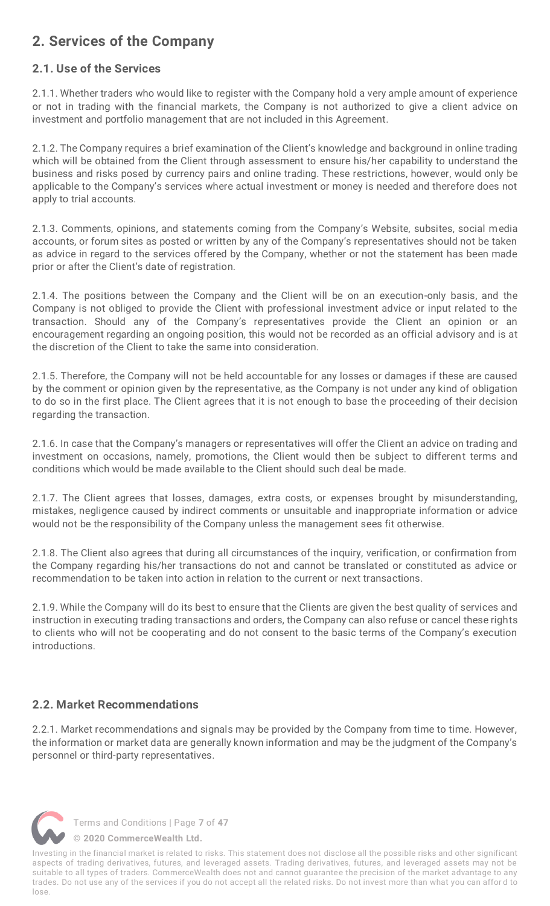## 2. Services of the Company

### 2.1. Use of the Services

2.1.1. Whether traders who would like to register with the Company hold a very ample amount of experience or not in trading with the financial markets, the Company is not authorized to give a client advice on investment and portfolio management that are not included in this Agreement.

2.1.2. The Company requires a brief examination of the Client's knowledge and background in online trading which will be obtained from the Client through assessment to ensure his/her capability to understand the business and risks posed by currency pairs and online trading. These restrictions, however, would only be applicable to the Company's services where actual investment or money is needed and therefore does not apply to trial accounts.

2.1.3. Comments, opinions, and statements coming from the Company's Website, subsites, social media accounts, or forum sites as posted or written by any of the Company's representatives should not be taken as advice in regard to the services offered by the Company, whether or not the statement has been made prior or after the Client's date of registration.

2.1.4. The positions between the Company and the Client will be on an execution-only basis, and the Company is not obliged to provide the Client with professional investment advice or input related to the transaction. Should any of the Company's representatives provide the Client an opinion or an encouragement regarding an ongoing position, this would not be recorded as an official advisory and is at the discretion of the Client to take the same into consideration.

2.1.5. Therefore, the Company will not be held accountable for any losses or damages if these are caused by the comment or opinion given by the representative, as the Company is not under any kind of obligation to do so in the first place. The Client agrees that it is not enough to base the proceeding of their decision regarding the transaction.

2.1.6. In case that the Company's managers or representatives will offer the Client an advice on trading and investment on occasions, namely, promotions, the Client would then be subject to different terms and conditions which would be made available to the Client should such deal be made.

2.1.7. The Client agrees that losses, damages, extra costs, or expenses brought by misunderstanding, mistakes, negligence caused by indirect comments or unsuitable and inappropriate information or advice would not be the responsibility of the Company unless the management sees fit otherwise.

2.1.8. The Client also agrees that during all circumstances of the inquiry, verification, or confirmation from the Company regarding his/her transactions do not and cannot be translated or constituted as advice or recommendation to be taken into action in relation to the current or next transactions.

2.1.9. While the Company will do its best to ensure that the Clients are given the best quality of services and instruction in executing trading transactions and orders, the Company can also refuse or cancel these rights to clients who will not be cooperating and do not consent to the basic terms of the Company's execution introductions.

### 2.2. Market Recommendations

2.2.1. Market recommendations and signals may be provided by the Company from time to time. However, the information or market data are generally known information and may be the judgment of the Company's personnel or third-party representatives.

Investing in the financial market is related to risks. This statement does not disclose all the possible risks and other significant aspects of trading derivatives, futures, and leveraged assets. Trading derivatives, futures, and leveraged assets may not be suitable to all types of traders. CommerceWealth does not and cannot guarantee the precision of the market advantage to any trades. Do not use any of the services if you do not accept all the related risks. Do not invest more than what you can afford to lose.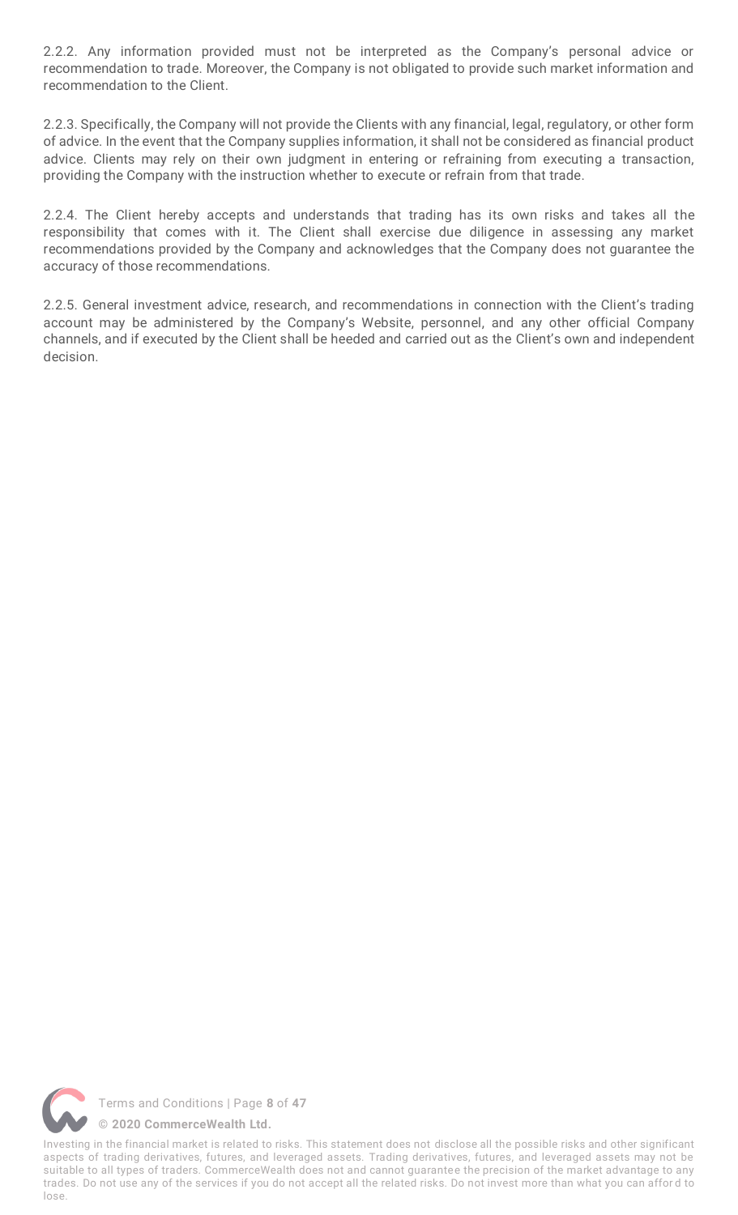2.2.2. Any information provided must not be interpreted as the Company's personal advice or recommendation to trade. Moreover, the Company is not obligated to provide such market information and recommendation to the Client.

2.2.3. Specifically, the Company will not provide the Clients with any financial, legal, regulatory, or other form of advice. In the event that the Company supplies information, it shall not be considered as financial product advice. Clients may rely on their own judgment in entering or refraining from executing a transaction, providing the Company with the instruction whether to execute or refrain from that trade.

2.2.4. The Client hereby accepts and understands that trading has its own risks and takes all the responsibility that comes with it. The Client shall exercise due diligence in assessing any market recommendations provided by the Company and acknowledges that the Company does not guarantee the accuracy of those recommendations.

2.2.5. General investment advice, research, and recommendations in connection with the Client's trading account may be administered by the Company's Website, personnel, and any other official Company channels, and if executed by the Client shall be heeded and carried out as the Client's own and independent decision.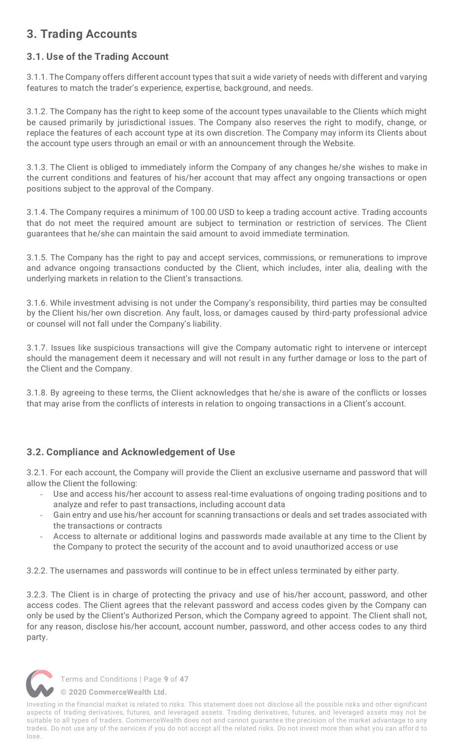## 3. Trading Accounts

### 3.1. Use of the Trading Account

3.1.1. The Company offers different account types that suit a wide variety of needs with different and varying features to match the trader's experience, expertise, background, and needs.

3.1.2. The Company has the right to keep some of the account types unavailable to the Clients which might be caused primarily by jurisdictional issues. The Company also reserves the right to modify, change, or replace the features of each account type at its own discretion. The Company may inform its Clients about the account type users through an email or with an announcement through the Website.

3.1.3. The Client is obliged to immediately inform the Company of any changes he/she wishes to make in the current conditions and features of his/her account that may affect any ongoing transactions or open positions subject to the approval of the Company.

3.1.4. The Company requires a minimum of 100.00 USD to keep a trading account active. Trading accounts that do not meet the required amount are subject to termination or restriction of services. The Client guarantees that he/she can maintain the said amount to avoid immediate termination.

3.1.5. The Company has the right to pay and accept services, commissions, or remunerations to improve and advance ongoing transactions conducted by the Client, which includes, inter alia, dealing with the underlying markets in relation to the Client's transactions.

3.1.6. While investment advising is not under the Company's responsibility, third parties may be consulted by the Client his/her own discretion. Any fault, loss, or damages caused by third-party professional advice or counsel will not fall under the Company's liability.

3.1.7. Issues like suspicious transactions will give the Company automatic right to intervene or intercept should the management deem it necessary and will not result in any further damage or loss to the part of the Client and the Company.

3.1.8. By agreeing to these terms, the Client acknowledges that he/she is aware of the conflicts or losses that may arise from the conflicts of interests in relation to ongoing transactions in a Client's account.

### 3.2. Compliance and Acknowledgement of Use

3.2.1. For each account, the Company will provide the Client an exclusive username and password that will allow the Client the following:

- Use and access his/her account to assess real-time evaluations of ongoing trading positions and to analyze and refer to past transactions, including account data
- Gain entry and use his/her account for scanning transactions or deals and set trades associated with the transactions or contracts
- Access to alternate or additional logins and passwords made available at any time to the Client by the Company to protect the security of the account and to avoid unauthorized access or use

3.2.2. The usernames and passwords will continue to be in effect unless terminated by either party.

3.2.3. The Client is in charge of protecting the privacy and use of his/her account, password, and other access codes. The Client agrees that the relevant password and access codes given by the Company can only be used by the Client's Authorized Person, which the Company agreed to appoint. The Client shall not, for any reason, disclose his/her account, account number, password, and other access codes to any third party.

Investing in the financial market is related to risks. This statement does not disclose all the possible risks and other significant aspects of trading derivatives, futures, and leveraged assets. Trading derivatives, futures, and leveraged assets may not be suitable to all types of traders. CommerceWealth does not and cannot guarantee the precision of the market advantage to any trades. Do not use any of the services if you do not accept all the related risks. Do not invest more than what you can afford to lose.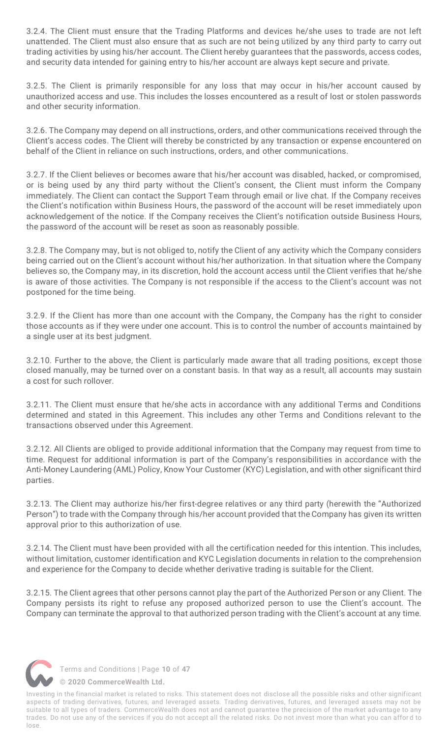3.2.4. The Client must ensure that the Trading Platforms and devices he/she uses to trade are not left unattended. The Client must also ensure that as such are not being utilized by any third party to carry out trading activities by using his/her account. The Client hereby guarantees that the passwords, access codes, and security data intended for gaining entry to his/her account are always kept secure and private.

3.2.5. The Client is primarily responsible for any loss that may occur in his/her account caused by unauthorized access and use. This includes the losses encountered as a result of lost or stolen passwords and other security information.

3.2.6. The Company may depend on all instructions, orders, and other communications received through the Client's access codes. The Client will thereby be constricted by any transaction or expense encountered on behalf of the Client in reliance on such instructions, orders, and other communications.

3.2.7. If the Client believes or becomes aware that his/her account was disabled, hacked, or compromised, or is being used by any third party without the Client's consent, the Client must inform the Company immediately. The Client can contact the Support Team through email or live chat. If the Company receives the Client's notification within Business Hours, the password of the account will be reset immediately upon acknowledgement of the notice. If the Company receives the Client's notification outside Business Hours, the password of the account will be reset as soon as reasonably possible.

3.2.8. The Company may, but is not obliged to, notify the Client of any activity which the Company considers being carried out on the Client's account without his/her authorization. In that situation where the Company believes so, the Company may, in its discretion, hold the account access until the Client verifies that he/she is aware of those activities. The Company is not responsible if the access to the Client's account was not postponed for the time being.

3.2.9. If the Client has more than one account with the Company, the Company has the right to consider those accounts as if they were under one account. This is to control the number of accounts maintained by a single user at its best judgment.

3.2.10. Further to the above, the Client is particularly made aware that all trading positions, except those closed manually, may be turned over on a constant basis. In that way as a result, all accounts may sustain a cost for such rollover.

3.2.11. The Client must ensure that he/she acts in accordance with any additional Terms and Conditions determined and stated in this Agreement. This includes any other Terms and Conditions relevant to the transactions observed under this Agreement.

3.2.12. All Clients are obliged to provide additional information that the Company may request from time to time. Request for additional information is part of the Company's responsibilities in accordance with the Anti-Money Laundering (AML) Policy, Know Your Customer (KYC) Legislation, and with other significant third parties.

3.2.13. The Client may authorize his/her first-degree relatives or any third party (herewith the "Authorized Person") to trade with the Company through his/her account provided that the Company has given its written approval prior to this authorization of use.

3.2.14. The Client must have been provided with all the certification needed for this intention. This includes, without limitation, customer identification and KYC Legislation documents in relation to the comprehension and experience for the Company to decide whether derivative trading is suitable for the Client.

3.2.15. The Client agrees that other persons cannot play the part of the Authorized Person or any Client. The Company persists its right to refuse any proposed authorized person to use the Client's account. The Company can terminate the approval to that authorized person trading with the Client's account at any time.

Investing in the financial market is related to risks. This statement does not disclose all the possible risks and other significant aspects of trading derivatives, futures, and leveraged assets. Trading derivatives, futures, and leveraged assets may not be suitable to all types of traders. CommerceWealth does not and cannot guarantee the precision of the market advantage to any trades. Do not use any of the services if you do not accept all the related risks. Do not invest more than what you can afford to lose.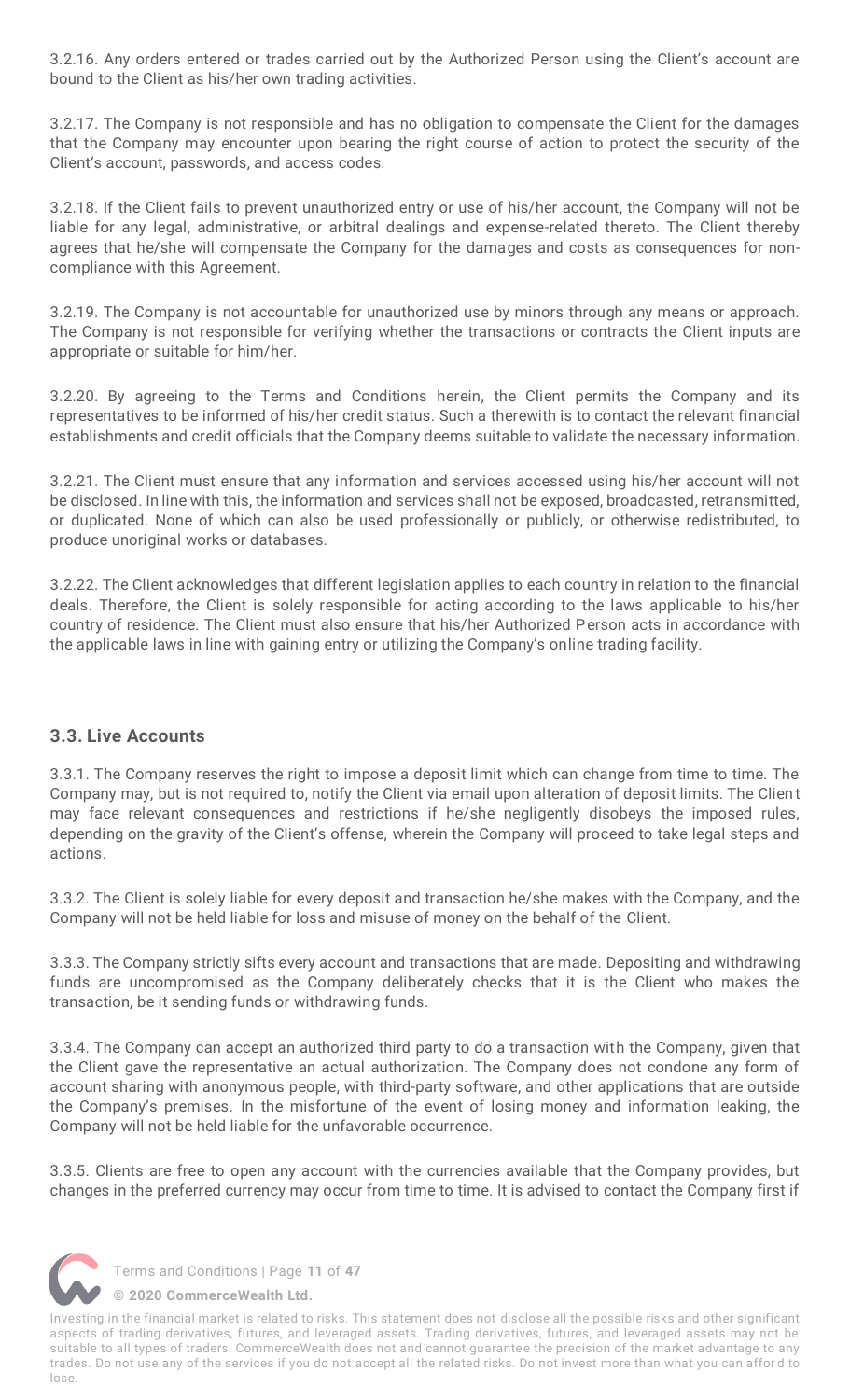3.2.16. Any orders entered or trades carried out by the Authorized Person using the Client's account are bound to the Client as his/her own trading activities.

3.2.17. The Company is not responsible and has no obligation to compensate the Client for the damages that the Company may encounter upon bearing the right course of action to protect the security of the Client's account, passwords, and access codes.

3.2.18. If the Client fails to prevent unauthorized entry or use of his/her account, the Company will not be liable for any legal, administrative, or arbitral dealings and expense-related thereto. The Client thereby agrees that he/she will compensate the Company for the damages and costs as consequences for non-compliance with this Agreement.

3.2.19. The Company is not accountable for unauthorized use by minors through any means or approach. The Company is not responsible for verifying whether the transactions or contracts the Client inputs are appropriate or suitable for him/her.

3.2.20. By agreeing to the Terms and Conditions herein, the Client permits the Company and its representatives to be informed of his/her credit status. Such a therewith is to contact the relevant financial establishments and credit officials that the Company deems suitable to validate the necessary information.

3.2.21. The Client must ensure that any information and services accessed using his/her account will not be disclosed. In line with this, the information and services shall not be exposed, broadcasted, retransmitted, or duplicated. None of which can also be used professionally or publicly, or otherwise redistributed, to produce unoriginal works or databases.

3.2.22. The Client acknowledges that different legislation applies to each country in relation to the financial deals. Therefore, the Client is solely responsible for acting according to the laws applicable to his/her country of residence. The Client must also ensure that his/her Authorized Person acts in accordance with the applicable laws in line with gaining entry or utilizing the Company's online trading facility.

### 3.3. Live Accounts

3.3.1. The Company reserves the right to impose a deposit limit which can change from time to time. The Company may, but is not required to, notify the Client via email upon alteration of deposit limits. The Client may face relevant consequences and restrictions if he/she negligently disobeys the imposed rules, depending on the gravity of the Client's offense, wherein the Company will proceed to take legal steps and actions.

3.3.2. The Client is solely liable for every deposit and transaction he/she makes with the Company, and the Company will not be held liable for loss and misuse of money on the behalf of the Client.

3.3.3. The Company strictly sifts every account and transactions that are made. Depositing and withdrawing funds are uncompromised as the Company deliberately checks that it is the Client who makes the transaction, be it sending funds or withdrawing funds.

3.3.4. The Company can accept an authorized third party to do a transaction with the Company, given that the Client gave the representative an actual authorization. The Company does not condone any form of account sharing with anonymous people, with third-party software, and other applications that are outside the Company's premises. In the misfortune of the event of losing money and information leaking, the Company will not be held liable for the unfavorable occurrence.

3.3.5. Clients are free to open any account with the currencies available that the Company provides, but changes in the preferred currency may occur from time to time. It is advised to contact the Company first if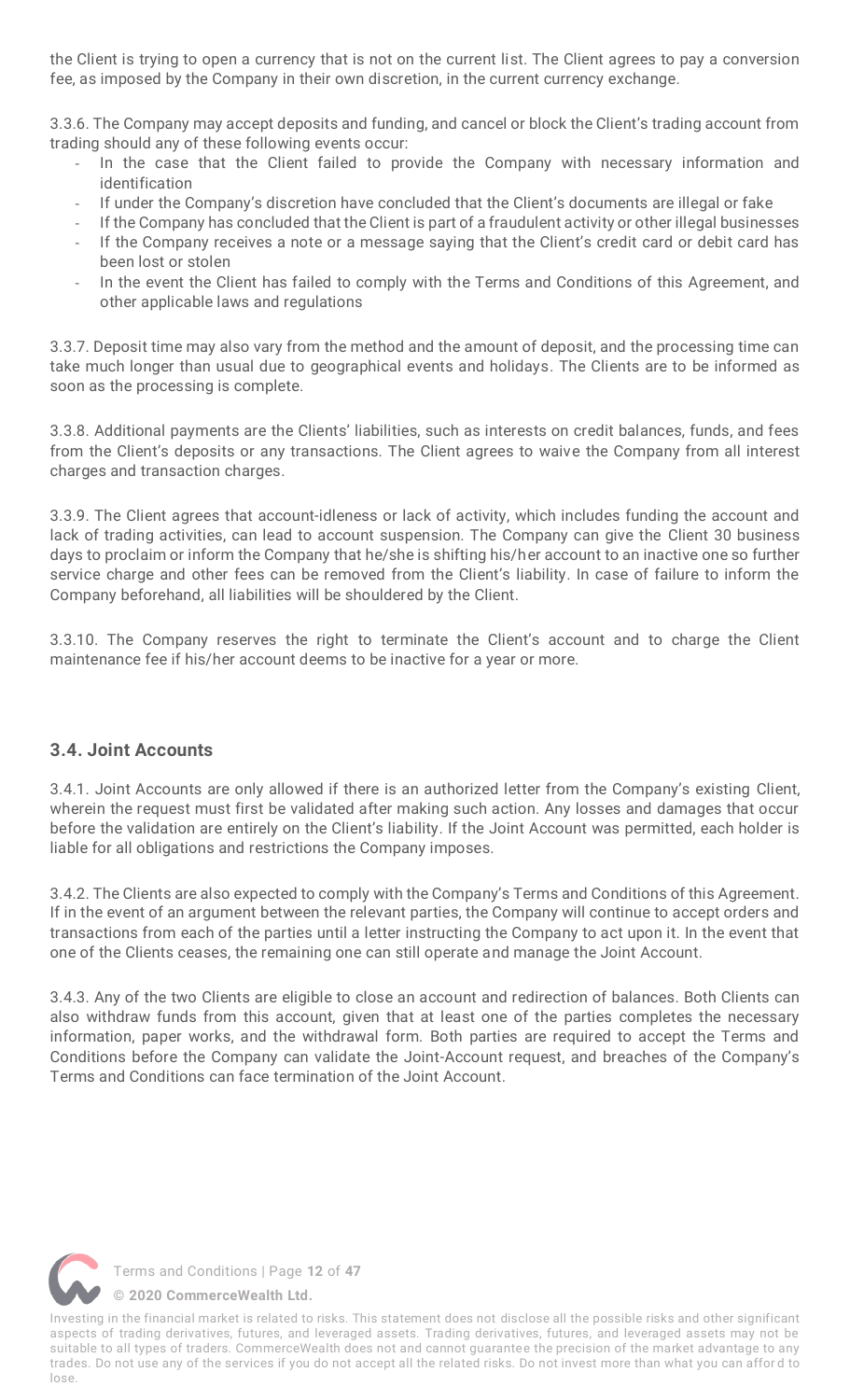the Client is trying to open a currency that is not on the current list. The Client agrees to pay a conversion fee, as imposed by the Company in their own discretion, in the current currency exchange.

3.3.6. The Company may accept deposits and funding, and cancel or block the Client's trading account from trading should any of these following events occur:

- In the case that the Client failed to provide the Company with necessary information and identification
- If under the Company's discretion have concluded that the Client's documents are illegal or fake
- If the Company has concluded that the Client is part of a fraudulent activity or other illegal businesses
- If the Company receives a note or a message saying that the Client's credit card or debit card has been lost or stolen
- In the event the Client has failed to comply with the Terms and Conditions of this Agreement, and other applicable laws and regulations

3.3.7. Deposit time may also vary from the method and the amount of deposit, and the processing time can take much longer than usual due to geographical events and holidays. The Clients are to be informed as soon as the processing is complete.

3.3.8. Additional payments are the Clients' liabilities, such as interests on credit balances, funds, and fees from the Client's deposits or any transactions. The Client agrees to waive the Company from all interest charges and transaction charges.

3.3.9. The Client agrees that account-idleness or lack of activity, which includes funding the account and lack of trading activities, can lead to account suspension. The Company can give the Client 30 business days to proclaim or inform the Company that he/she is shifting his/her account to an inactive one so further service charge and other fees can be removed from the Client's liability. In case of failure to inform the Company beforehand, all liabilities will be shouldered by the Client.

3.3.10. The Company reserves the right to terminate the Client's account and to charge the Client maintenance fee if his/her account deems to be inactive for a year or more.

### 3.4. Joint Accounts

3.4.1. Joint Accounts are only allowed if there is an authorized letter from the Company's existing Client, wherein the request must first be validated after making such action. Any losses and damages that occur before the validation are entirely on the Client's liability. If the Joint Account was permitted, each holder is liable for all obligations and restrictions the Company imposes.

3.4.2. The Clients are also expected to comply with the Company's Terms and Conditions of this Agreement. If in the event of an argument between the relevant parties, the Company will continue to accept orders and transactions from each of the parties until a letter instructing the Company to act upon it. In the event that one of the Clients ceases, the remaining one can still operate and manage the Joint Account.

3.4.3. Any of the two Clients are eligible to close an account and redirection of balances. Both Clients can also withdraw funds from this account, given that at least one of the parties completes the necessary information, paper works, and the withdrawal form. Both parties are required to accept the Terms and Conditions before the Company can validate the Joint-Account request, and breaches of the Company's Terms and Conditions can face termination of the Joint Account.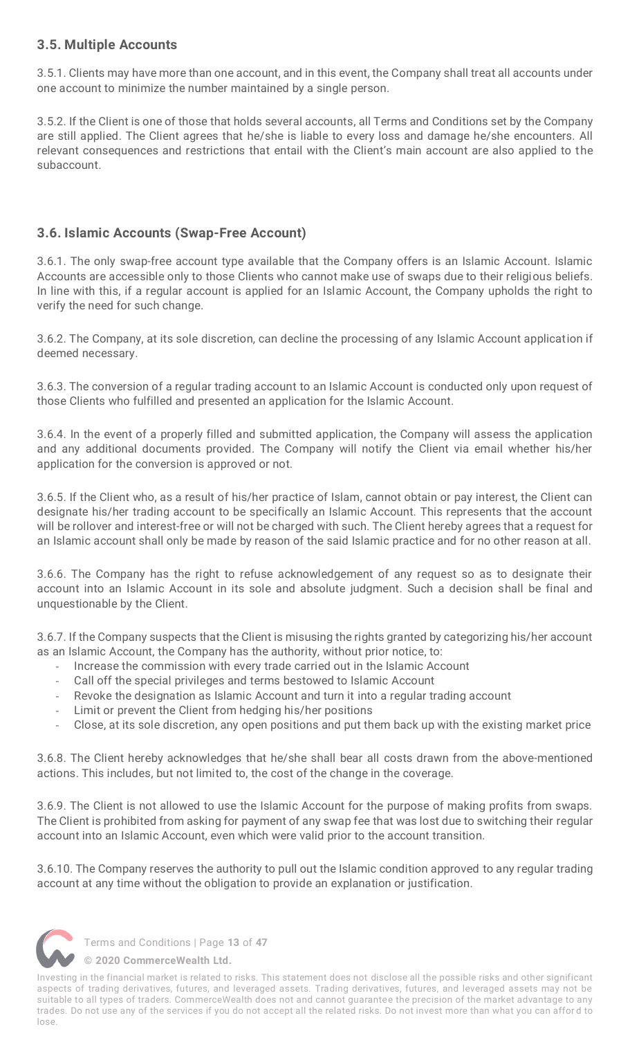### 3.5. Multiple Accounts

3.5.1. Clients may have more than one account, and in this event, the Company shall treat all accounts under one account to minimize the number maintained by a single person.

3.5.2. If the Client is one of those that holds several accounts, all Terms and Conditions set by the Company are still applied. The Client agrees that he/she is liable to every loss and damage he/she encounters. All relevant consequences and restrictions that entail with the Client's main account are also applied to the subaccount.

### 3.6. Islamic Accounts (Swap-Free Account)

3.6.1. The only swap-free account type available that the Company offers is an Islamic Account. Islamic Accounts are accessible only to those Clients who cannot make use of swaps due to their religious beliefs. In line with this, if a regular account is applied for an Islamic Account, the Company upholds the right to verify the need for such change.

3.6.2. The Company, at its sole discretion, can decline the processing of any Islamic Account application if deemed necessary.

3.6.3. The conversion of a regular trading account to an Islamic Account is conducted only upon request of those Clients who fulfilled and presented an application for the Islamic Account.

3.6.4. In the event of a properly filled and submitted application, the Company will assess the application and any additional documents provided. The Company will notify the Client via email whether his/her application for the conversion is approved or not.

3.6.5. If the Client who, as a result of his/her practice of Islam, cannot obtain or pay interest, the Client can designate his/her trading account to be specifically an Islamic Account. This represents that the account will be rollover and interest-free or will not be charged with such. The Client hereby agrees that a request for an Islamic account shall only be made by reason of the said Islamic practice and for no other reason at all.

3.6.6. The Company has the right to refuse acknowledgement of any request so as to designate their account into an Islamic Account in its sole and absolute judgment. Such a decision shall be final and unquestionable by the Client.

3.6.7. If the Company suspects that the Client is misusing the rights granted by categorizing his/her account as an Islamic Account, the Company has the authority, without prior notice, to:

- Increase the commission with every trade carried out in the Islamic Account
- Call off the special privileges and terms bestowed to Islamic Account
- Revoke the designation as Islamic Account and turn it into a regular trading account
- Limit or prevent the Client from hedging his/her positions
- Close, at its sole discretion, any open positions and put them back up with the existing market price

3.6.8. The Client hereby acknowledges that he/she shall bear all costs drawn from the above-mentioned actions. This includes, but not limited to, the cost of the change in the coverage.

3.6.9. The Client is not allowed to use the Islamic Account for the purpose of making profits from swaps. The Client is prohibited from asking for payment of any swap fee that was lost due to switching their regular account into an Islamic Account, even which were valid prior to the account transition.

3.6.10. The Company reserves the authority to pull out the Islamic condition approved to any regular trading account at any time without the obligation to provide an explanation or justification.

Investing in the financial market is related to risks. This statement does not disclose all the possible risks and other significant aspects of trading derivatives, futures, and leveraged assets. Trading derivatives, futures, and leveraged assets may not be suitable to all types of traders. CommerceWealth does not and cannot guarantee the precision of the market advantage to any trades. Do not use any of the services if you do not accept all the related risks. Do not invest more than what you can afford to lose.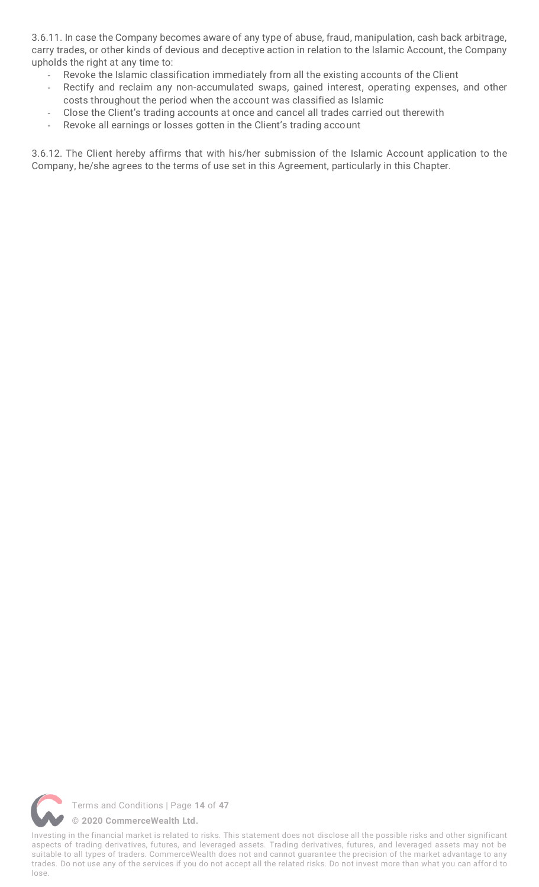3.6.11. In case the Company becomes aware of any type of abuse, fraud, manipulation, cash back arbitrage, carry trades, or other kinds of devious and deceptive action in relation to the Islamic Account, the Company upholds the right at any time to:

- Revoke the Islamic classification immediately from all the existing accounts of the Client
- Rectify and reclaim any non-accumulated swaps, gained interest, operating expenses, and other costs throughout the period when the account was classified as Islamic
- Close the Client's trading accounts at once and cancel all trades carried out therewith
- Revoke all earnings or losses gotten in the Client's trading account

3.6.12. The Client hereby affirms that with his/her submission of the Islamic Account application to the Company, he/she agrees to the terms of use set in this Agreement, particularly in this Chapter.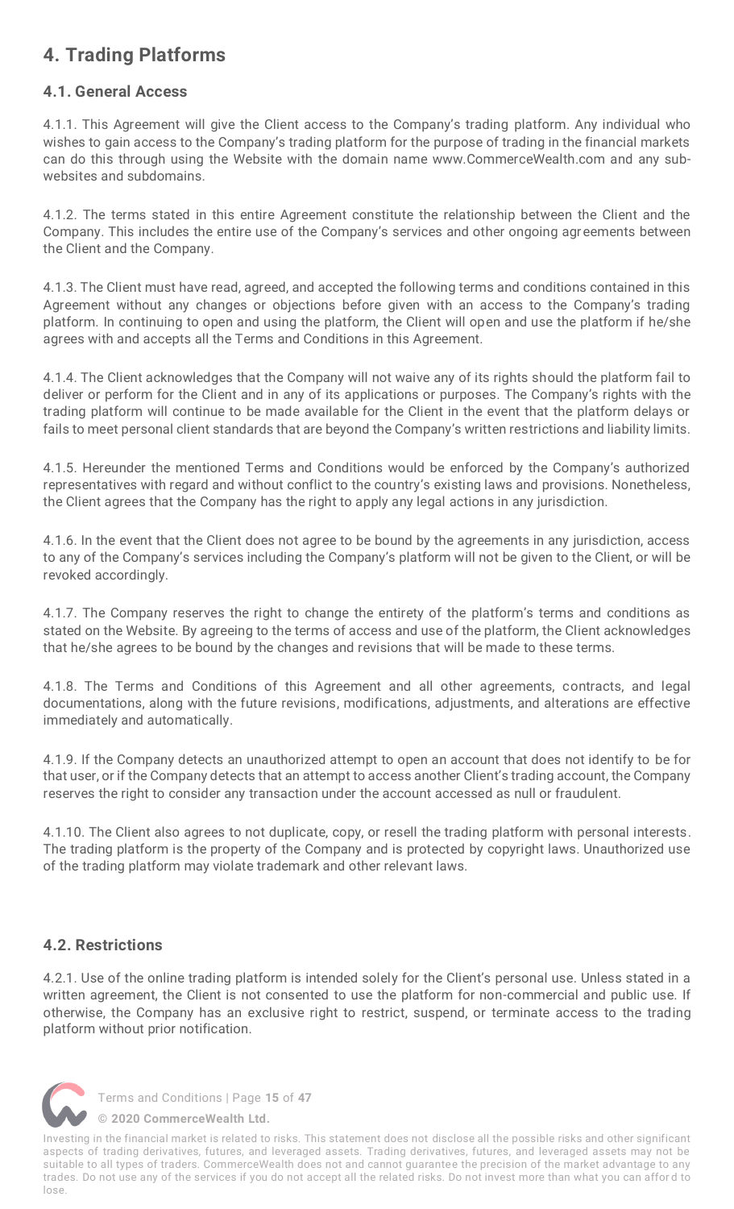## 4. Trading Platforms

### 4.1. General Access

4.1.1. This Agreement will give the Client access to the Company's trading platform. Any individual who wishes to gain access to the Company's trading platform for the purpose of trading in the financial markets can do this through using the Website with the domain name www.CommerceWealth.com and any sub-websites and subdomains.

4.1.2. The terms stated in this entire Agreement constitute the relationship between the Client and the Company. This includes the entire use of the Company's services and other ongoing agreements between the Client and the Company.

4.1.3. The Client must have read, agreed, and accepted the following terms and conditions contained in this Agreement without any changes or objections before given with an access to the Company's trading platform. In continuing to open and using the platform, the Client will open and use the platform if he/she agrees with and accepts all the Terms and Conditions in this Agreement.

4.1.4. The Client acknowledges that the Company will not waive any of its rights should the platform fail to deliver or perform for the Client and in any of its applications or purposes. The Company's rights with the trading platform will continue to be made available for the Client in the event that the platform delays or fails to meet personal client standards that are beyond the Company's written restrictions and liability limits.

4.1.5. Hereunder the mentioned Terms and Conditions would be enforced by the Company's authorized representatives with regard and without conflict to the country's existing laws and provisions. Nonetheless, the Client agrees that the Company has the right to apply any legal actions in any jurisdiction.

4.1.6. In the event that the Client does not agree to be bound by the agreements in any jurisdiction, access to any of the Company's services including the Company's platform will not be given to the Client, or will be revoked accordingly.

4.1.7. The Company reserves the right to change the entirety of the platform's terms and conditions as stated on the Website. By agreeing to the terms of access and use of the platform, the Client acknowledges that he/she agrees to be bound by the changes and revisions that will be made to these terms.

4.1.8. The Terms and Conditions of this Agreement and all other agreements, contracts, and legal documentations, along with the future revisions, modifications, adjustments, and alterations are effective immediately and automatically.

4.1.9. If the Company detects an unauthorized attempt to open an account that does not identify to be for that user, or if the Company detects that an attempt to access another Client's trading account, the Company reserves the right to consider any transaction under the account accessed as null or fraudulent.

4.1.10. The Client also agrees to not duplicate, copy, or resell the trading platform with personal interests. The trading platform is the property of the Company and is protected by copyright laws. Unauthorized use of the trading platform may violate trademark and other relevant laws.

### 4.2. Restrictions

4.2.1. Use of the online trading platform is intended solely for the Client's personal use. Unless stated in a written agreement, the Client is not consented to use the platform for non-commercial and public use. If otherwise, the Company has an exclusive right to restrict, suspend, or terminate access to the trading platform without prior notification.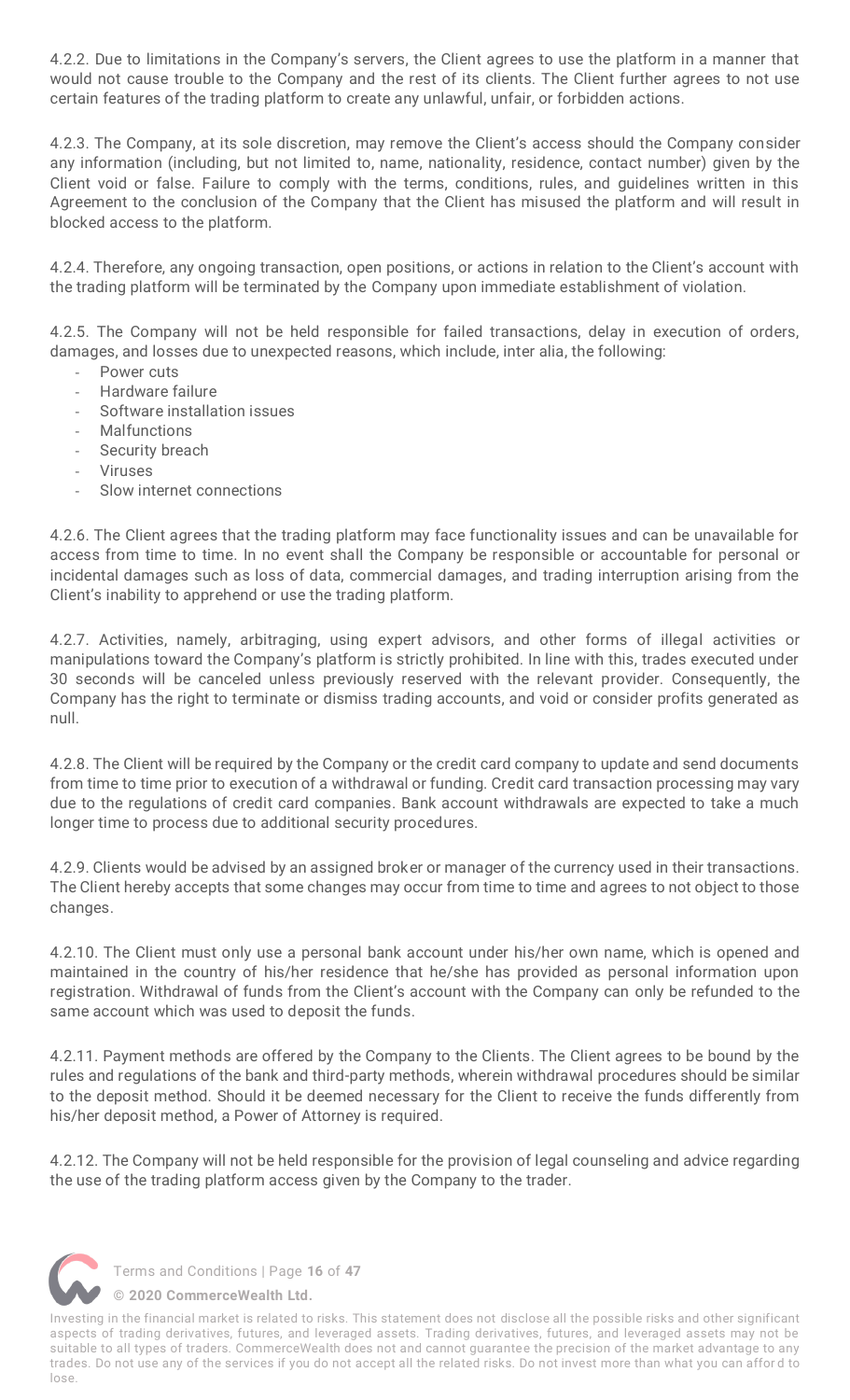4.2.2. Due to limitations in the Company's servers, the Client agrees to use the platform in a manner that would not cause trouble to the Company and the rest of its clients. The Client further agrees to not use certain features of the trading platform to create any unlawful, unfair, or forbidden actions.

4.2.3. The Company, at its sole discretion, may remove the Client's access should the Company consider any information (including, but not limited to, name, nationality, residence, contact number) given by the Client void or false. Failure to comply with the terms, conditions, rules, and guidelines written in this Agreement to the conclusion of the Company that the Client has misused the platform and will result in blocked access to the platform.

4.2.4. Therefore, any ongoing transaction, open positions, or actions in relation to the Client's account with the trading platform will be terminated by the Company upon immediate establishment of violation.

4.2.5. The Company will not be held responsible for failed transactions, delay in execution of orders, damages, and losses due to unexpected reasons, which include, inter alia, the following:

- Power cuts
- Hardware failure
- Software installation issues
- Malfunctions
- Security breach
- Viruses
- Slow internet connections

4.2.6. The Client agrees that the trading platform may face functionality issues and can be unavailable for access from time to time. In no event shall the Company be responsible or accountable for personal or incidental damages such as loss of data, commercial damages, and trading interruption arising from the Client's inability to apprehend or use the trading platform.

4.2.7. Activities, namely, arbitraging, using expert advisors, and other forms of illegal activities or manipulations toward the Company's platform is strictly prohibited. In line with this, trades executed under 30 seconds will be canceled unless previously reserved with the relevant provider. Consequently, the Company has the right to terminate or dismiss trading accounts, and void or consider profits generated as null.

4.2.8. The Client will be required by the Company or the credit card company to update and send documents from time to time prior to execution of a withdrawal or funding. Credit card transaction processing may vary due to the regulations of credit card companies. Bank account withdrawals are expected to take a much longer time to process due to additional security procedures.

4.2.9. Clients would be advised by an assigned broker or manager of the currency used in their transactions. The Client hereby accepts that some changes may occur from time to time and agrees to not object to those changes.

4.2.10. The Client must only use a personal bank account under his/her own name, which is opened and maintained in the country of his/her residence that he/she has provided as personal information upon registration. Withdrawal of funds from the Client's account with the Company can only be refunded to the same account which was used to deposit the funds.

4.2.11. Payment methods are offered by the Company to the Clients. The Client agrees to be bound by the rules and regulations of the bank and third-party methods, wherein withdrawal procedures should be similar to the deposit method. Should it be deemed necessary for the Client to receive the funds differently from his/her deposit method, a Power of Attorney is required.

4.2.12. The Company will not be held responsible for the provision of legal counseling and advice regarding the use of the trading platform access given by the Company to the trader.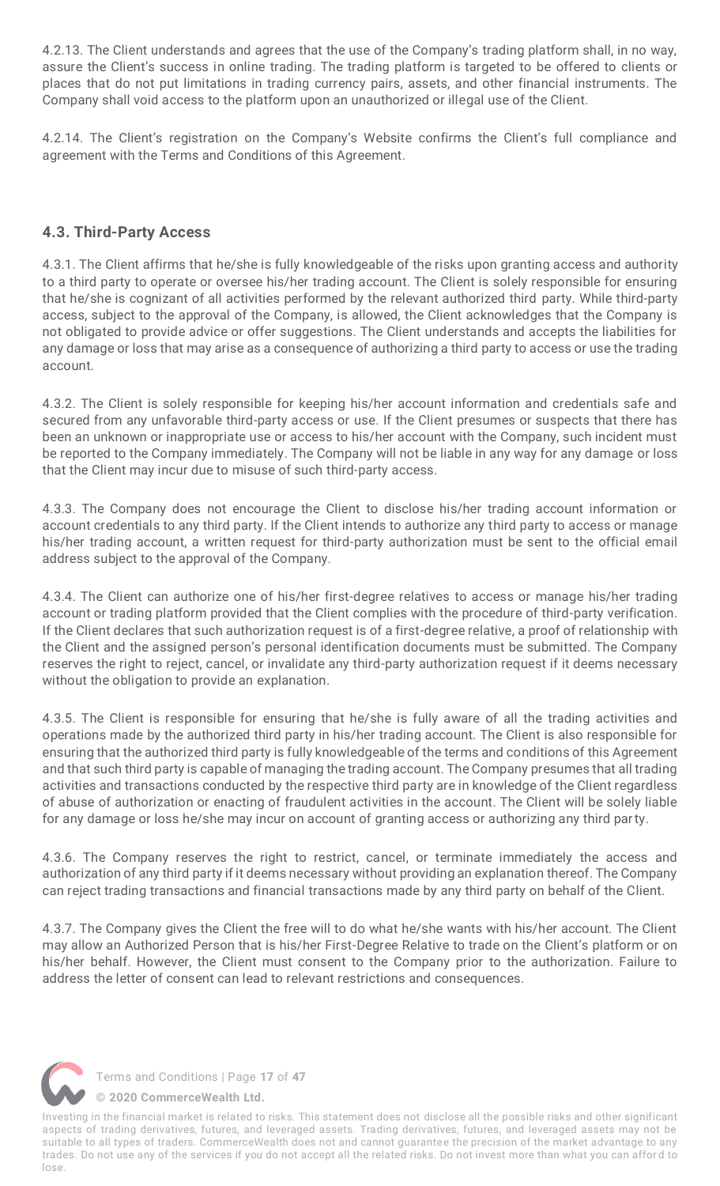4.2.13. The Client understands and agrees that the use of the Company's trading platform shall, in no way, assure the Client's success in online trading. The trading platform is targeted to be offered to clients or places that do not put limitations in trading currency pairs, assets, and other financial instruments. The Company shall void access to the platform upon an unauthorized or illegal use of the Client.

4.2.14. The Client's registration on the Company's Website confirms the Client's full compliance and agreement with the Terms and Conditions of this Agreement.

### 4.3. Third-Party Access

4.3.1. The Client affirms that he/she is fully knowledgeable of the risks upon granting access and authority to a third party to operate or oversee his/her trading account. The Client is solely responsible for ensuring that he/she is cognizant of all activities performed by the relevant authorized third party. While third-party access, subject to the approval of the Company, is allowed, the Client acknowledges that the Company is not obligated to provide advice or offer suggestions. The Client understands and accepts the liabilities for any damage or loss that may arise as a consequence of authorizing a third party to access or use the trading account.

4.3.2. The Client is solely responsible for keeping his/her account information and credentials safe and secured from any unfavorable third-party access or use. If the Client presumes or suspects that there has been an unknown or inappropriate use or access to his/her account with the Company, such incident must be reported to the Company immediately. The Company will not be liable in any way for any damage or loss that the Client may incur due to misuse of such third-party access.

4.3.3. The Company does not encourage the Client to disclose his/her trading account information or account credentials to any third party. If the Client intends to authorize any third party to access or manage his/her trading account, a written request for third-party authorization must be sent to the official email address subject to the approval of the Company.

4.3.4. The Client can authorize one of his/her first-degree relatives to access or manage his/her trading account or trading platform provided that the Client complies with the procedure of third-party verification. If the Client declares that such authorization request is of a first-degree relative, a proof of relationship with the Client and the assigned person's personal identification documents must be submitted. The Company reserves the right to reject, cancel, or invalidate any third-party authorization request if it deems necessary without the obligation to provide an explanation.

4.3.5. The Client is responsible for ensuring that he/she is fully aware of all the trading activities and operations made by the authorized third party in his/her trading account. The Client is also responsible for ensuring that the authorized third party is fully knowledgeable of the terms and conditions of this Agreement and that such third party is capable of managing the trading account. The Company presumes that all trading activities and transactions conducted by the respective third party are in knowledge of the Client regardless of abuse of authorization or enacting of fraudulent activities in the account. The Client will be solely liable for any damage or loss he/she may incur on account of granting access or authorizing any third party.

4.3.6. The Company reserves the right to restrict, cancel, or terminate immediately the access and authorization of any third party if it deems necessary without providing an explanation thereof. The Company can reject trading transactions and financial transactions made by any third party on behalf of the Client.

4.3.7. The Company gives the Client the free will to do what he/she wants with his/her account. The Client may allow an Authorized Person that is his/her First-Degree Relative to trade on the Client's platform or on his/her behalf. However, the Client must consent to the Company prior to the authorization. Failure to address the letter of consent can lead to relevant restrictions and consequences.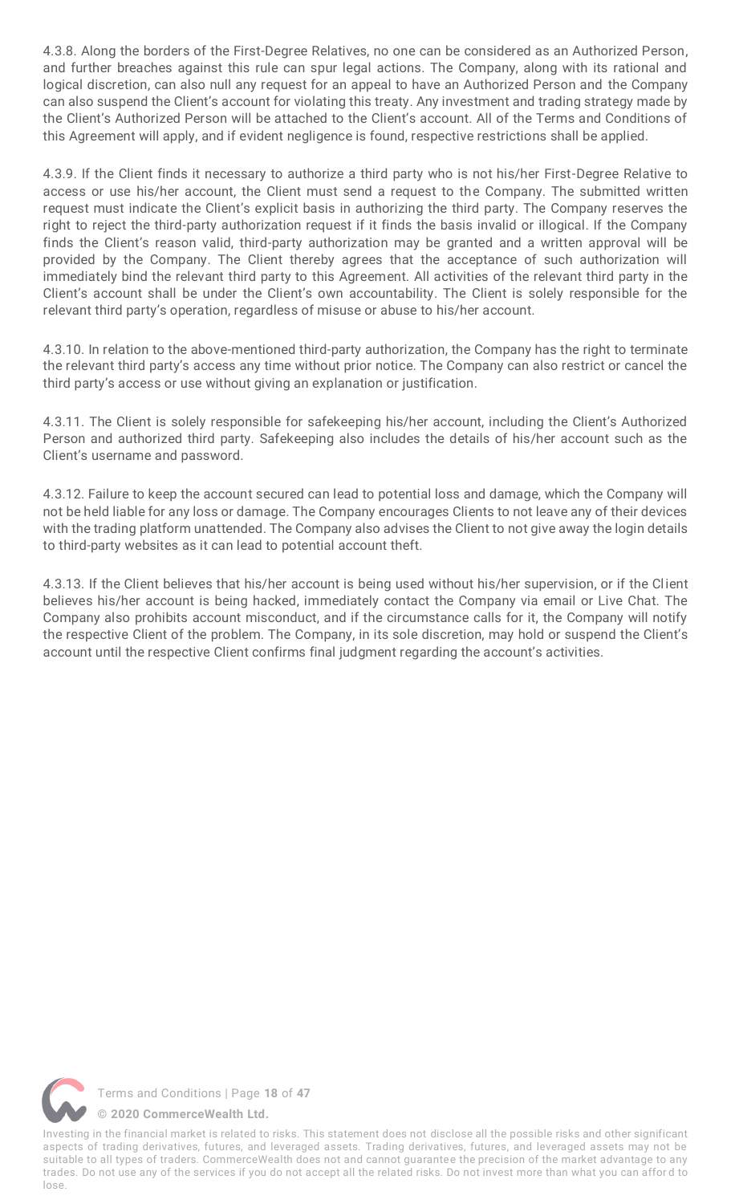4.3.8. Along the borders of the First-Degree Relatives, no one can be considered as an Authorized Person, and further breaches against this rule can spur legal actions. The Company, along with its rational and logical discretion, can also null any request for an appeal to have an Authorized Person and the Company can also suspend the Client's account for violating this treaty. Any investment and trading strategy made by the Client's Authorized Person will be attached to the Client's account. All of the Terms and Conditions of this Agreement will apply, and if evident negligence is found, respective restrictions shall be applied.

4.3.9. If the Client finds it necessary to authorize a third party who is not his/her First-Degree Relative to access or use his/her account, the Client must send a request to the Company. The submitted written request must indicate the Client's explicit basis in authorizing the third party. The Company reserves the right to reject the third-party authorization request if it finds the basis invalid or illogical. If the Company finds the Client's reason valid, third-party authorization may be granted and a written approval will be provided by the Company. The Client thereby agrees that the acceptance of such authorization will immediately bind the relevant third party to this Agreement. All activities of the relevant third party in the Client's account shall be under the Client's own accountability. The Client is solely responsible for the relevant third party's operation, regardless of misuse or abuse to his/her account.

4.3.10. In relation to the above-mentioned third-party authorization, the Company has the right to terminate the relevant third party's access any time without prior notice. The Company can also restrict or cancel the third party's access or use without giving an explanation or justification.

4.3.11. The Client is solely responsible for safekeeping his/her account, including the Client's Authorized Person and authorized third party. Safekeeping also includes the details of his/her account such as the Client's username and password.

4.3.12. Failure to keep the account secured can lead to potential loss and damage, which the Company will not be held liable for any loss or damage. The Company encourages Clients to not leave any of their devices with the trading platform unattended. The Company also advises the Client to not give away the login details to third-party websites as it can lead to potential account theft.

4.3.13. If the Client believes that his/her account is being used without his/her supervision, or if the Client believes his/her account is being hacked, immediately contact the Company via email or Live Chat. The Company also prohibits account misconduct, and if the circumstance calls for it, the Company will notify the respective Client of the problem. The Company, in its sole discretion, may hold or suspend the Client's account until the respective Client confirms final judgment regarding the account's activities.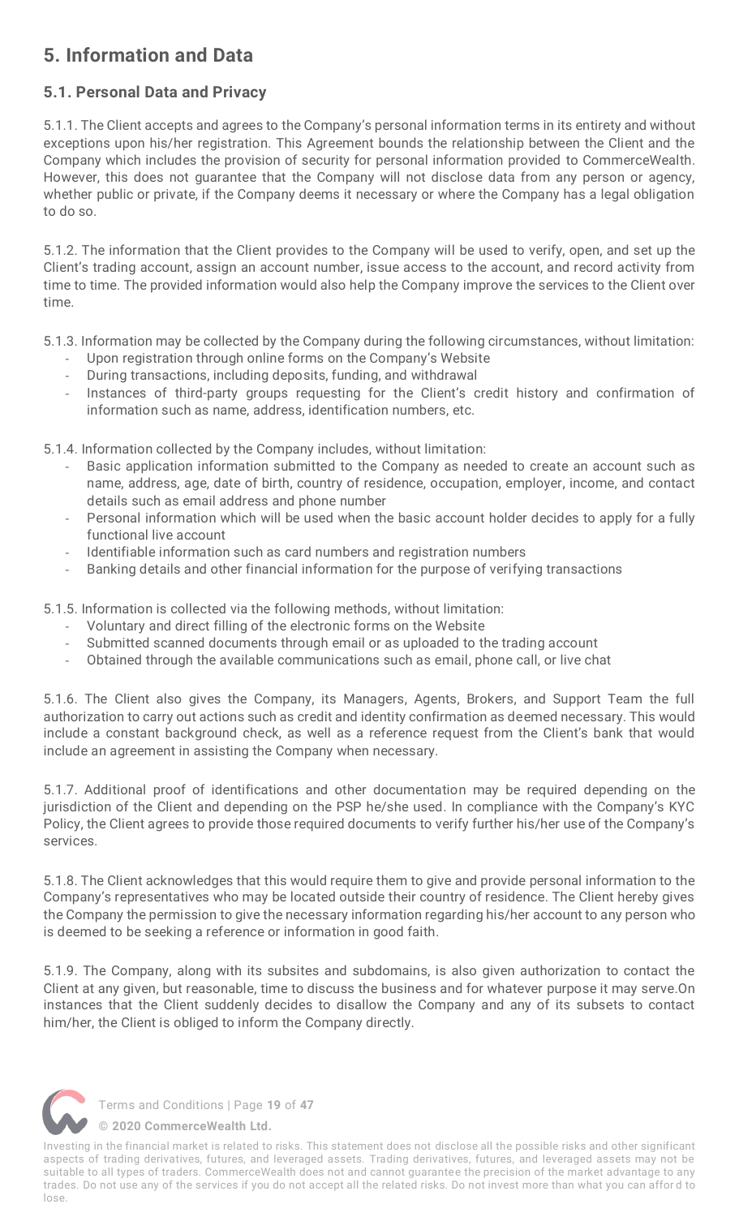# 5. Information and Data

## 5.1. Personal Data and Privacy

5.1.1. The Client accepts and agrees to the Company's personal information terms in its entirety and without exceptions upon his/her registration. This Agreement bounds the relationship between the Client and the Company which includes the provision of security for personal information provided to CommerceWealth. However, this does not guarantee that the Company will not disclose data from any person or agency, whether public or private, if the Company deems it necessary or where the Company has a legal obligation to do so.

5.1.2. The information that the Client provides to the Company will be used to verify, open, and set up the Client's trading account, assign an account number, issue access to the account, and record activity from time to time. The provided information would also help the Company improve the services to the Client over time.

5.1.3. Information may be collected by the Company during the following circumstances, without limitation:

- Upon registration through online forms on the Company's Website
- During transactions, including deposits, funding, and withdrawal
- Instances of third-party groups requesting for the Client's credit history and confirmation of information such as name, address, identification numbers, etc.

5.1.4. Information collected by the Company includes, without limitation:

- Basic application information submitted to the Company as needed to create an account such as name, address, age, date of birth, country of residence, occupation, employer, income, and contact details such as email address and phone number
- Personal information which will be used when the basic account holder decides to apply for a fully functional live account
- Identifiable information such as card numbers and registration numbers
- Banking details and other financial information for the purpose of verifying transactions

5.1.5. Information is collected via the following methods, without limitation:

- Voluntary and direct filling of the electronic forms on the Website
- Submitted scanned documents through email or as uploaded to the trading account
- Obtained through the available communications such as email, phone call, or live chat

5.1.6. The Client also gives the Company, its Managers, Agents, Brokers, and Support Team the full authorization to carry out actions such as credit and identity confirmation as deemed necessary. This would include a constant background check, as well as a reference request from the Client's bank that would include an agreement in assisting the Company when necessary.

5.1.7. Additional proof of identifications and other documentation may be required depending on the jurisdiction of the Client and depending on the PSP he/she used. In compliance with the Company's KYC Policy, the Client agrees to provide those required documents to verify further his/her use of the Company's services.

5.1.8. The Client acknowledges that this would require them to give and provide personal information to the Company's representatives who may be located outside their country of residence. The Client hereby gives the Company the permission to give the necessary information regarding his/her account to any person who is deemed to be seeking a reference or information in good faith.

5.1.9. The Company, along with its subsites and subdomains, is also given authorization to contact the Client at any given, but reasonable, time to discuss the business and for whatever purpose it may serve.On instances that the Client suddenly decides to disallow the Company and any of its subsets to contact him/her, the Client is obliged to inform the Company directly.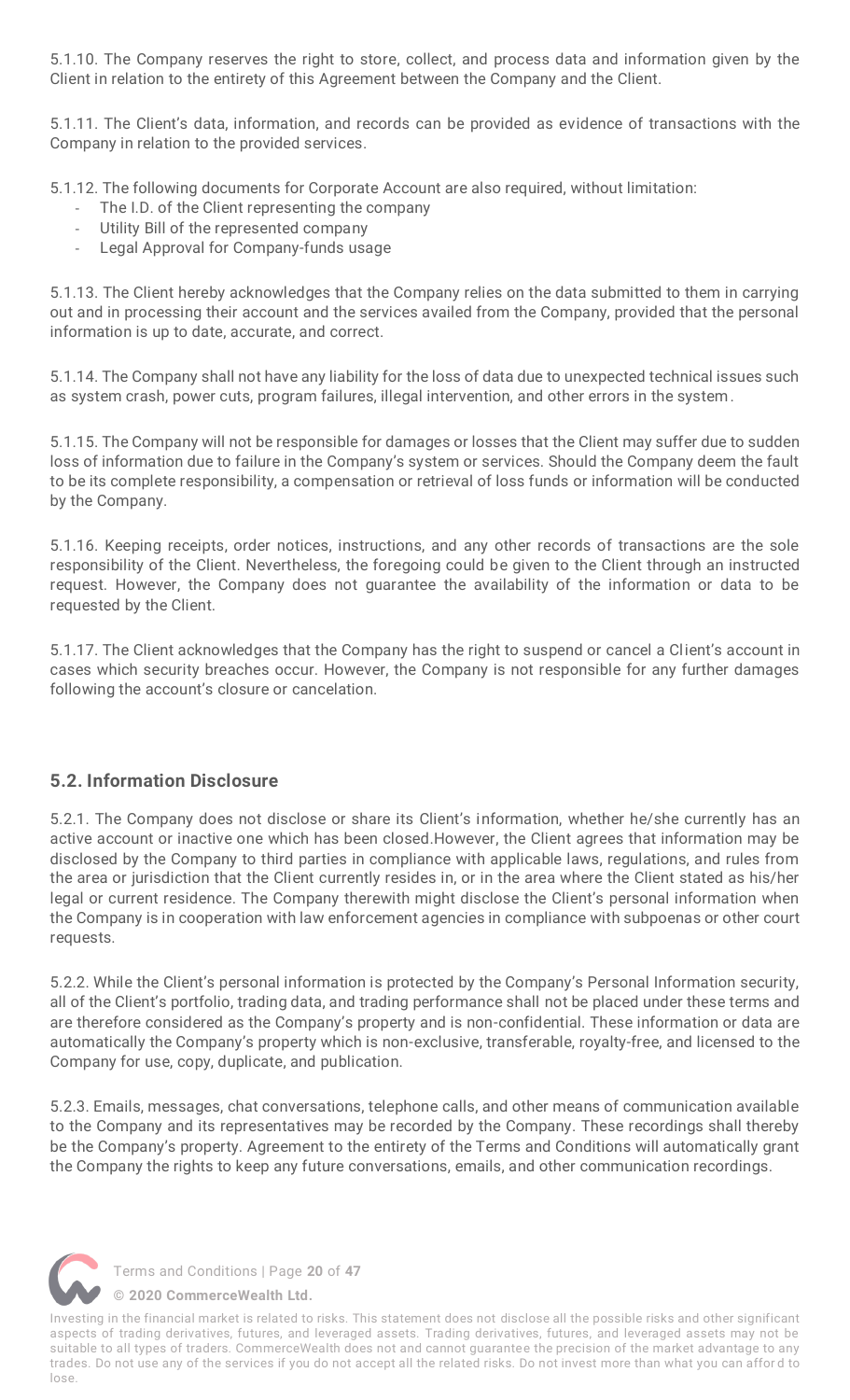5.1.10. The Company reserves the right to store, collect, and process data and information given by the Client in relation to the entirety of this Agreement between the Company and the Client.

5.1.11. The Client's data, information, and records can be provided as evidence of transactions with the Company in relation to the provided services.

5.1.12. The following documents for Corporate Account are also required, without limitation:

- The I.D. of the Client representing the company
- Utility Bill of the represented company
- Legal Approval for Company-funds usage

5.1.13. The Client hereby acknowledges that the Company relies on the data submitted to them in carrying out and in processing their account and the services availed from the Company, provided that the personal information is up to date, accurate, and correct.

5.1.14. The Company shall not have any liability for the loss of data due to unexpected technical issues such as system crash, power cuts, program failures, illegal intervention, and other errors in the system.

5.1.15. The Company will not be responsible for damages or losses that the Client may suffer due to sudden loss of information due to failure in the Company's system or services. Should the Company deem the fault to be its complete responsibility, a compensation or retrieval of loss funds or information will be conducted by the Company.

5.1.16. Keeping receipts, order notices, instructions, and any other records of transactions are the sole responsibility of the Client. Nevertheless, the foregoing could be given to the Client through an instructed request. However, the Company does not guarantee the availability of the information or data to be requested by the Client.

5.1.17. The Client acknowledges that the Company has the right to suspend or cancel a Client's account in cases which security breaches occur. However, the Company is not responsible for any further damages following the account's closure or cancelation.

## 5.2. Information Disclosure

5.2.1. The Company does not disclose or share its Client's information, whether he/she currently has an active account or inactive one which has been closed.However, the Client agrees that information may be disclosed by the Company to third parties in compliance with applicable laws, regulations, and rules from the area or jurisdiction that the Client currently resides in, or in the area where the Client stated as his/her legal or current residence. The Company therewith might disclose the Client's personal information when the Company is in cooperation with law enforcement agencies in compliance with subpoenas or other court requests.

5.2.2. While the Client's personal information is protected by the Company's Personal Information security, all of the Client's portfolio, trading data, and trading performance shall not be placed under these terms and are therefore considered as the Company's property and is non-confidential. These information or data are automatically the Company's property which is non-exclusive, transferable, royalty-free, and licensed to the Company for use, copy, duplicate, and publication.

5.2.3. Emails, messages, chat conversations, telephone calls, and other means of communication available to the Company and its representatives may be recorded by the Company. These recordings shall thereby be the Company's property. Agreement to the entirety of the Terms and Conditions will automatically grant the Company the rights to keep any future conversations, emails, and other communication recordings.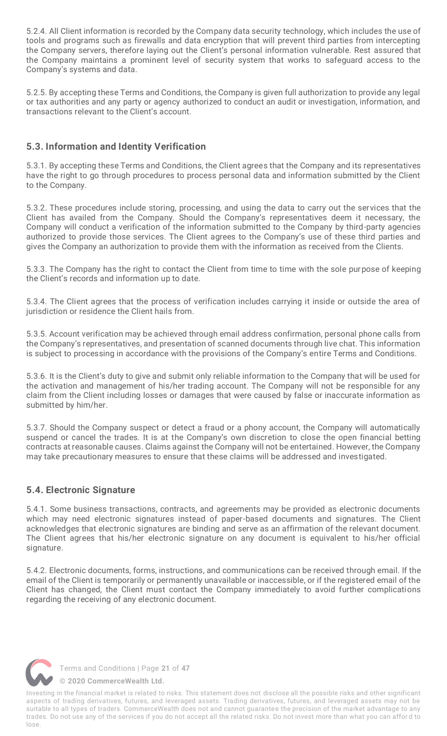5.2.4. All Client information is recorded by the Company data security technology, which includes the use of tools and programs such as firewalls and data encryption that will prevent third parties from intercepting the Company servers, therefore laying out the Client's personal information vulnerable. Rest assured that the Company maintains a prominent level of security system that works to safeguard access to the Company's systems and data.

5.2.5. By accepting these Terms and Conditions, the Company is given full authorization to provide any legal or tax authorities and any party or agency authorized to conduct an audit or investigation, information, and transactions relevant to the Client's account.

### 5.3. Information and Identity Verification

5.3.1. By accepting these Terms and Conditions, the Client agrees that the Company and its representatives have the right to go through procedures to process personal data and information submitted by the Client to the Company.

5.3.2. These procedures include storing, processing, and using the data to carry out the services that the Client has availed from the Company. Should the Company's representatives deem it necessary, the Company will conduct a verification of the information submitted to the Company by third-party agencies authorized to provide those services. The Client agrees to the Company's use of these third parties and gives the Company an authorization to provide them with the information as received from the Clients.

5.3.3. The Company has the right to contact the Client from time to time with the sole purpose of keeping the Client's records and information up to date.

5.3.4. The Client agrees that the process of verification includes carrying it inside or outside the area of jurisdiction or residence the Client hails from.

5.3.5. Account verification may be achieved through email address confirmation, personal phone calls from the Company's representatives, and presentation of scanned documents through live chat. This information is subject to processing in accordance with the provisions of the Company's entire Terms and Conditions.

5.3.6. It is the Client's duty to give and submit only reliable information to the Company that will be used for the activation and management of his/her trading account. The Company will not be responsible for any claim from the Client including losses or damages that were caused by false or inaccurate information as submitted by him/her.

5.3.7. Should the Company suspect or detect a fraud or a phony account, the Company will automatically suspend or cancel the trades. It is at the Company's own discretion to close the open financial betting contracts at reasonable causes. Claims against the Company will not be entertained. However, the Company may take precautionary measures to ensure that these claims will be addressed and investigated.

### 5.4. Electronic Signature

5.4.1. Some business transactions, contracts, and agreements may be provided as electronic documents which may need electronic signatures instead of paper-based documents and signatures. The Client acknowledges that electronic signatures are binding and serve as an affirmation of the relevant document. The Client agrees that his/her electronic signature on any document is equivalent to his/her official signature.

5.4.2. Electronic documents, forms, instructions, and communications can be received through email. If the email of the Client is temporarily or permanently unavailable or inaccessible, or if the registered email of the Client has changed, the Client must contact the Company immediately to avoid further complications regarding the receiving of any electronic document.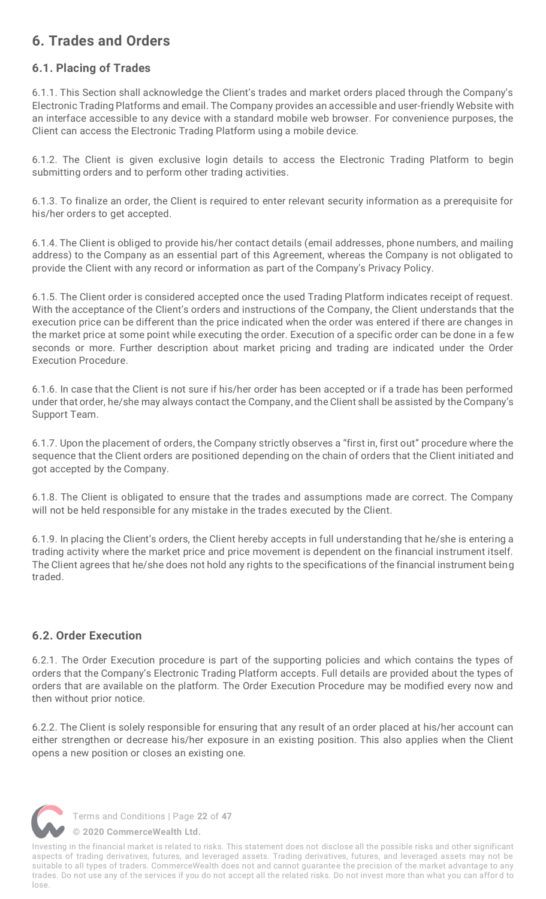## 6. Trades and Orders

### 6.1. Placing of Trades

6.1.1. This Section shall acknowledge the Client's trades and market orders placed through the Company's Electronic Trading Platforms and email. The Company provides an accessible and user-friendly Website with an interface accessible to any device with a standard mobile web browser. For convenience purposes, the Client can access the Electronic Trading Platform using a mobile device.

6.1.2. The Client is given exclusive login details to access the Electronic Trading Platform to begin submitting orders and to perform other trading activities.

6.1.3. To finalize an order, the Client is required to enter relevant security information as a prerequisite for his/her orders to get accepted.

6.1.4. The Client is obliged to provide his/her contact details (email addresses, phone numbers, and mailing address) to the Company as an essential part of this Agreement, whereas the Company is not obligated to provide the Client with any record or information as part of the Company's Privacy Policy.

6.1.5. The Client order is considered accepted once the used Trading Platform indicates receipt of request. With the acceptance of the Client's orders and instructions of the Company, the Client understands that the execution price can be different than the price indicated when the order was entered if there are changes in the market price at some point while executing the order. Execution of a specific order can be done in a few seconds or more. Further description about market pricing and trading are indicated under the Order Execution Procedure.

6.1.6. In case that the Client is not sure if his/her order has been accepted or if a trade has been performed under that order, he/she may always contact the Company, and the Client shall be assisted by the Company's Support Team.

6.1.7. Upon the placement of orders, the Company strictly observes a "first in, first out" procedure where the sequence that the Client orders are positioned depending on the chain of orders that the Client initiated and got accepted by the Company.

6.1.8. The Client is obligated to ensure that the trades and assumptions made are correct. The Company will not be held responsible for any mistake in the trades executed by the Client.

6.1.9. In placing the Client's orders, the Client hereby accepts in full understanding that he/she is entering a trading activity where the market price and price movement is dependent on the financial instrument itself. The Client agrees that he/she does not hold any rights to the specifications of the financial instrument being traded.

### 6.2. Order Execution

6.2.1. The Order Execution procedure is part of the supporting policies and which contains the types of orders that the Company's Electronic Trading Platform accepts. Full details are provided about the types of orders that are available on the platform. The Order Execution Procedure may be modified every now and then without prior notice.

6.2.2. The Client is solely responsible for ensuring that any result of an order placed at his/her account can either strengthen or decrease his/her exposure in an existing position. This also applies when the Client opens a new position or closes an existing one.

Investing in the financial market is related to risks. This statement does not disclose all the possible risks and other significant aspects of trading derivatives, futures, and leveraged assets. Trading derivatives, futures, and leveraged assets may not be suitable to all types of traders. CommerceWealth does not and cannot guarantee the precision of the market advantage to any trades. Do not use any of the services if you do not accept all the related risks. Do not invest more than what you can afford to lose.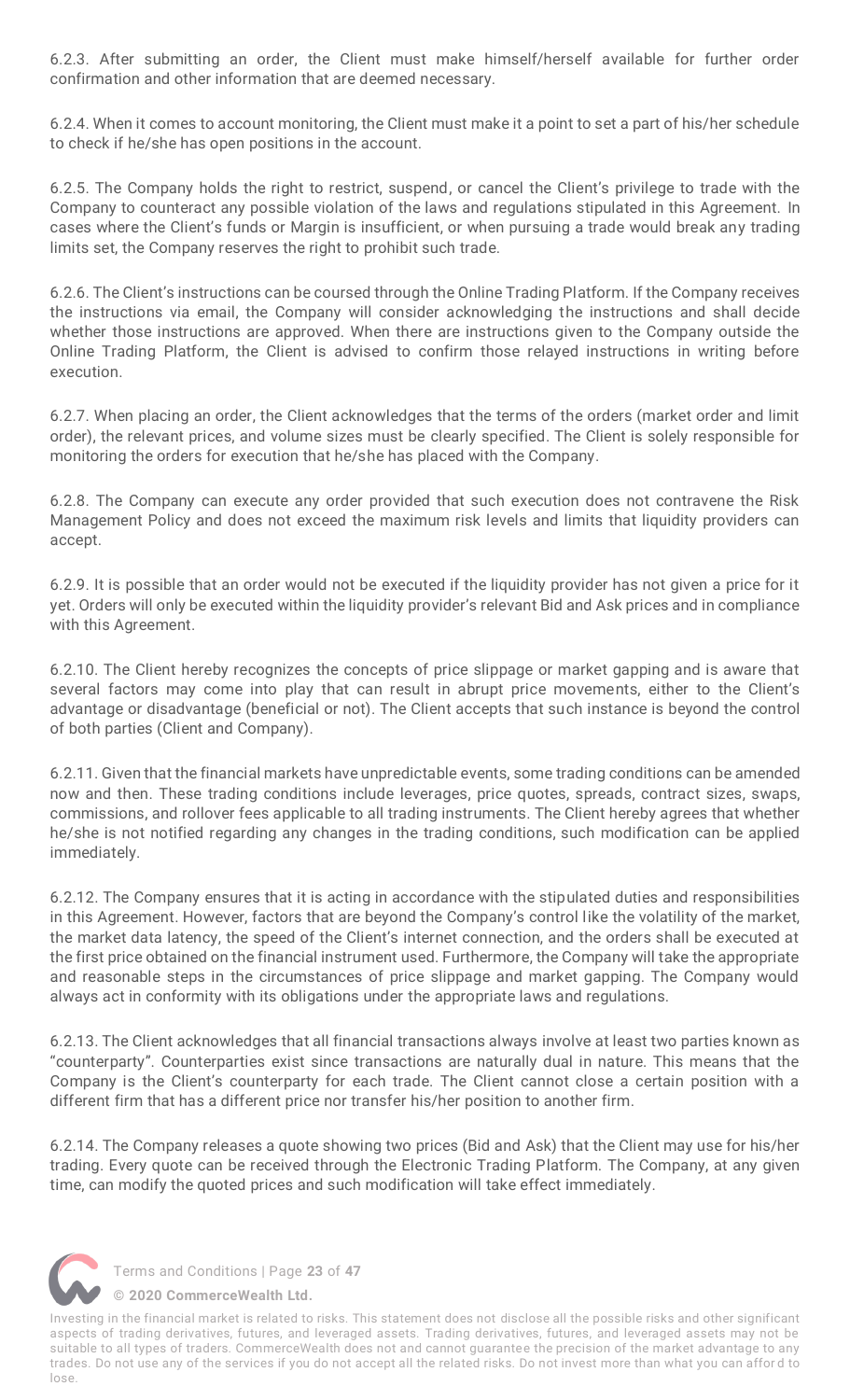6.2.3. After submitting an order, the Client must make himself/herself available for further order confirmation and other information that are deemed necessary.

6.2.4. When it comes to account monitoring, the Client must make it a point to set a part of his/her schedule to check if he/she has open positions in the account.

6.2.5. The Company holds the right to restrict, suspend, or cancel the Client's privilege to trade with the Company to counteract any possible violation of the laws and regulations stipulated in this Agreement. In cases where the Client's funds or Margin is insufficient, or when pursuing a trade would break any trading limits set, the Company reserves the right to prohibit such trade.

6.2.6. The Client's instructions can be coursed through the Online Trading Platform. If the Company receives the instructions via email, the Company will consider acknowledging the instructions and shall decide whether those instructions are approved. When there are instructions given to the Company outside the Online Trading Platform, the Client is advised to confirm those relayed instructions in writing before execution.

6.2.7. When placing an order, the Client acknowledges that the terms of the orders (market order and limit order), the relevant prices, and volume sizes must be clearly specified. The Client is solely responsible for monitoring the orders for execution that he/she has placed with the Company.

6.2.8. The Company can execute any order provided that such execution does not contravene the Risk Management Policy and does not exceed the maximum risk levels and limits that liquidity providers can accept.

6.2.9. It is possible that an order would not be executed if the liquidity provider has not given a price for it yet. Orders will only be executed within the liquidity provider's relevant Bid and Ask prices and in compliance with this Agreement.

6.2.10. The Client hereby recognizes the concepts of price slippage or market gapping and is aware that several factors may come into play that can result in abrupt price movements, either to the Client's advantage or disadvantage (beneficial or not). The Client accepts that such instance is beyond the control of both parties (Client and Company).

6.2.11. Given that the financial markets have unpredictable events, some trading conditions can be amended now and then. These trading conditions include leverages, price quotes, spreads, contract sizes, swaps, commissions, and rollover fees applicable to all trading instruments. The Client hereby agrees that whether he/she is not notified regarding any changes in the trading conditions, such modification can be applied immediately.

6.2.12. The Company ensures that it is acting in accordance with the stipulated duties and responsibilities in this Agreement. However, factors that are beyond the Company's control like the volatility of the market, the market data latency, the speed of the Client's internet connection, and the orders shall be executed at the first price obtained on the financial instrument used. Furthermore, the Company will take the appropriate and reasonable steps in the circumstances of price slippage and market gapping. The Company would always act in conformity with its obligations under the appropriate laws and regulations.

6.2.13. The Client acknowledges that all financial transactions always involve at least two parties known as "counterparty". Counterparties exist since transactions are naturally dual in nature. This means that the Company is the Client's counterparty for each trade. The Client cannot close a certain position with a different firm that has a different price nor transfer his/her position to another firm.

6.2.14. The Company releases a quote showing two prices (Bid and Ask) that the Client may use for his/her trading. Every quote can be received through the Electronic Trading Platform. The Company, at any given time, can modify the quoted prices and such modification will take effect immediately.

Investing in the financial market is related to risks. This statement does not disclose all the possible risks and other significant aspects of trading derivatives, futures, and leveraged assets. Trading derivatives, futures, and leveraged assets may not be suitable to all types of traders. CommerceWealth does not and cannot guarantee the precision of the market advantage to any trades. Do not use any of the services if you do not accept all the related risks. Do not invest more than what you can afford to lose.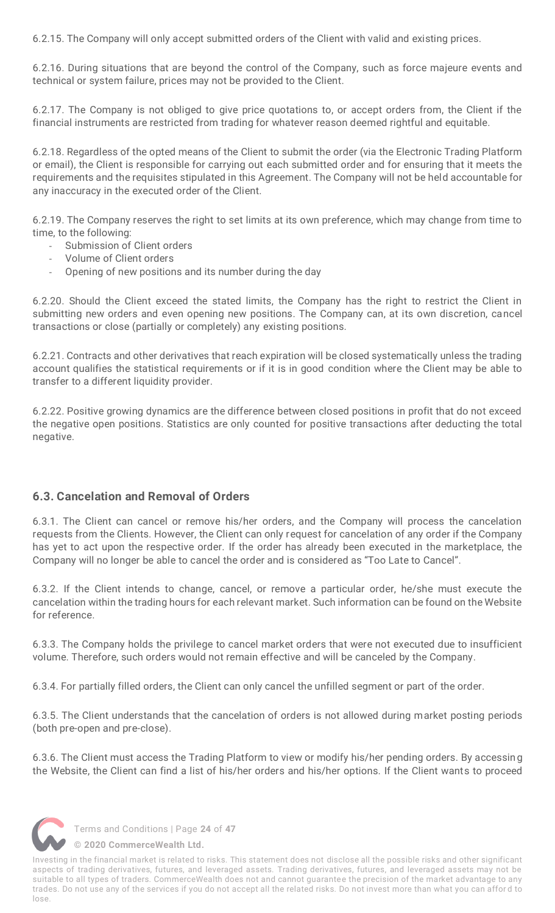6.2.15. The Company will only accept submitted orders of the Client with valid and existing prices.

6.2.16. During situations that are beyond the control of the Company, such as force majeure events and technical or system failure, prices may not be provided to the Client.

6.2.17. The Company is not obliged to give price quotations to, or accept orders from, the Client if the financial instruments are restricted from trading for whatever reason deemed rightful and equitable.

6.2.18. Regardless of the opted means of the Client to submit the order (via the Electronic Trading Platform or email), the Client is responsible for carrying out each submitted order and for ensuring that it meets the requirements and the requisites stipulated in this Agreement. The Company will not be held accountable for any inaccuracy in the executed order of the Client.

6.2.19. The Company reserves the right to set limits at its own preference, which may change from time to time, to the following:

- Submission of Client orders
- Volume of Client orders
- Opening of new positions and its number during the day

6.2.20. Should the Client exceed the stated limits, the Company has the right to restrict the Client in submitting new orders and even opening new positions. The Company can, at its own discretion, cancel transactions or close (partially or completely) any existing positions.

6.2.21. Contracts and other derivatives that reach expiration will be closed systematically unless the trading account qualifies the statistical requirements or if it is in good condition where the Client may be able to transfer to a different liquidity provider.

6.2.22. Positive growing dynamics are the difference between closed positions in profit that do not exceed the negative open positions. Statistics are only counted for positive transactions after deducting the total negative.

### 6.3. Cancelation and Removal of Orders

6.3.1. The Client can cancel or remove his/her orders, and the Company will process the cancelation requests from the Clients. However, the Client can only request for cancelation of any order if the Company has yet to act upon the respective order. If the order has already been executed in the marketplace, the Company will no longer be able to cancel the order and is considered as "Too Late to Cancel".

6.3.2. If the Client intends to change, cancel, or remove a particular order, he/she must execute the cancelation within the trading hours for each relevant market. Such information can be found on the Website for reference.

6.3.3. The Company holds the privilege to cancel market orders that were not executed due to insufficient volume. Therefore, such orders would not remain effective and will be canceled by the Company.

6.3.4. For partially filled orders, the Client can only cancel the unfilled segment or part of the order.

6.3.5. The Client understands that the cancelation of orders is not allowed during market posting periods (both pre-open and pre-close).

6.3.6. The Client must access the Trading Platform to view or modify his/her pending orders. By accessing the Website, the Client can find a list of his/her orders and his/her options. If the Client wants to proceed

Investing in the financial market is related to risks. This statement does not disclose all the possible risks and other significant aspects of trading derivatives, futures, and leveraged assets. Trading derivatives, futures, and leveraged assets may not be suitable to all types of traders. CommerceWealth does not and cannot guarantee the precision of the market advantage to any trades. Do not use any of the services if you do not accept all the related risks. Do not invest more than what you can afford to lose.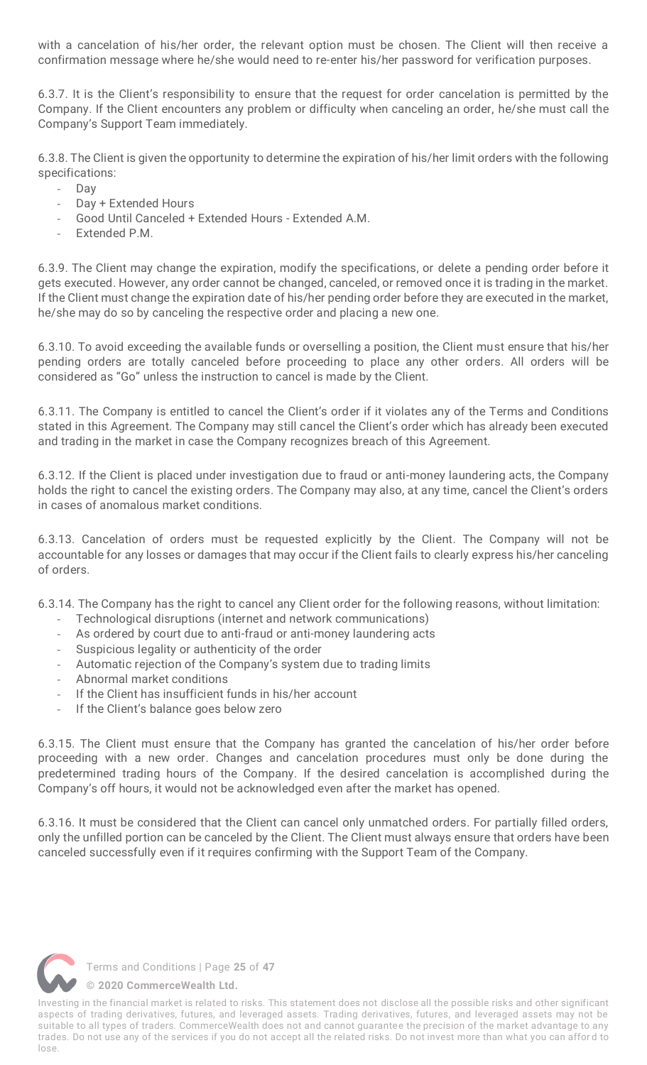with a cancelation of his/her order, the relevant option must be chosen. The Client will then receive a confirmation message where he/she would need to re-enter his/her password for verification purposes.

6.3.7. It is the Client's responsibility to ensure that the request for order cancelation is permitted by the Company. If the Client encounters any problem or difficulty when canceling an order, he/she must call the Company's Support Team immediately.

6.3.8. The Client is given the opportunity to determine the expiration of his/her limit orders with the following specifications:

- Day
- Day + Extended Hours
- Good Until Canceled + Extended Hours - Extended A.M.
- Extended P.M.

6.3.9. The Client may change the expiration, modify the specifications, or delete a pending order before it gets executed. However, any order cannot be changed, canceled, or removed once it is trading in the market. If the Client must change the expiration date of his/her pending order before they are executed in the market, he/she may do so by canceling the respective order and placing a new one.

6.3.10. To avoid exceeding the available funds or overselling a position, the Client must ensure that his/her pending orders are totally canceled before proceeding to place any other orders. All orders will be considered as "Go" unless the instruction to cancel is made by the Client.

6.3.11. The Company is entitled to cancel the Client's order if it violates any of the Terms and Conditions stated in this Agreement. The Company may still cancel the Client's order which has already been executed and trading in the market in case the Company recognizes breach of this Agreement.

6.3.12. If the Client is placed under investigation due to fraud or anti-money laundering acts, the Company holds the right to cancel the existing orders. The Company may also, at any time, cancel the Client's orders in cases of anomalous market conditions.

6.3.13. Cancelation of orders must be requested explicitly by the Client. The Company will not be accountable for any losses or damages that may occur if the Client fails to clearly express his/her canceling of orders.

6.3.14. The Company has the right to cancel any Client order for the following reasons, without limitation:

- Technological disruptions (internet and network communications)
- As ordered by court due to anti-fraud or anti-money laundering acts
- Suspicious legality or authenticity of the order
- Automatic rejection of the Company's system due to trading limits
- Abnormal market conditions
- If the Client has insufficient funds in his/her account
- If the Client's balance goes below zero

6.3.15. The Client must ensure that the Company has granted the cancelation of his/her order before proceeding with a new order. Changes and cancelation procedures must only be done during the predetermined trading hours of the Company. If the desired cancelation is accomplished during the Company's off hours, it would not be acknowledged even after the market has opened.

6.3.16. It must be considered that the Client can cancel only unmatched orders. For partially filled orders, only the unfilled portion can be canceled by the Client. The Client must always ensure that orders have been canceled successfully even if it requires confirming with the Support Team of the Company.

Investing in the financial market is related to risks. This statement does not disclose all the possible risks and other significant aspects of trading derivatives, futures, and leveraged assets. Trading derivatives, futures, and leveraged assets may not be suitable to all types of traders. CommerceWealth does not and cannot guarantee the precision of the market advantage to any trades. Do not use any of the services if you do not accept all the related risks. Do not invest more than what you can afford to lose.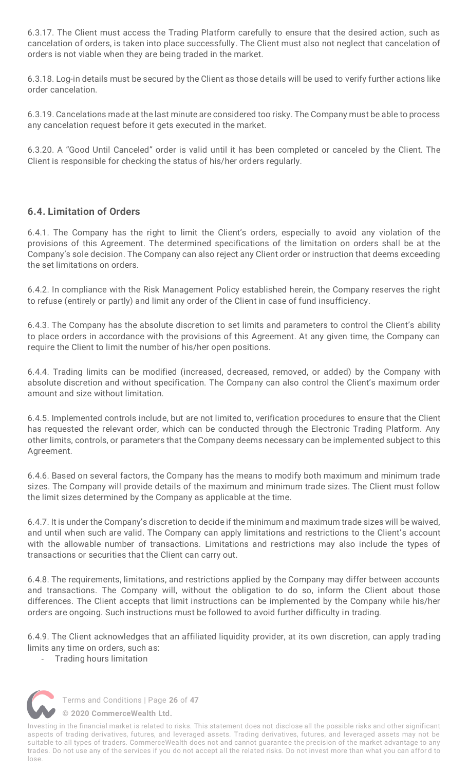6.3.17. The Client must access the Trading Platform carefully to ensure that the desired action, such as cancelation of orders, is taken into place successfully. The Client must also not neglect that cancelation of orders is not viable when they are being traded in the market.

6.3.18. Log-in details must be secured by the Client as those details will be used to verify further actions like order cancelation.

6.3.19. Cancelations made at the last minute are considered too risky. The Company must be able to process any cancelation request before it gets executed in the market.

6.3.20. A "Good Until Canceled" order is valid until it has been completed or canceled by the Client. The Client is responsible for checking the status of his/her orders regularly.

## 6.4. Limitation of Orders

6.4.1. The Company has the right to limit the Client's orders, especially to avoid any violation of the provisions of this Agreement. The determined specifications of the limitation on orders shall be at the Company's sole decision. The Company can also reject any Client order or instruction that deems exceeding the set limitations on orders.

6.4.2. In compliance with the Risk Management Policy established herein, the Company reserves the right to refuse (entirely or partly) and limit any order of the Client in case of fund insufficiency.

6.4.3. The Company has the absolute discretion to set limits and parameters to control the Client's ability to place orders in accordance with the provisions of this Agreement. At any given time, the Company can require the Client to limit the number of his/her open positions.

6.4.4. Trading limits can be modified (increased, decreased, removed, or added) by the Company with absolute discretion and without specification. The Company can also control the Client's maximum order amount and size without limitation.

6.4.5. Implemented controls include, but are not limited to, verification procedures to ensure that the Client has requested the relevant order, which can be conducted through the Electronic Trading Platform. Any other limits, controls, or parameters that the Company deems necessary can be implemented subject to this Agreement.

6.4.6. Based on several factors, the Company has the means to modify both maximum and minimum trade sizes. The Company will provide details of the maximum and minimum trade sizes. The Client must follow the limit sizes determined by the Company as applicable at the time.

6.4.7. It is under the Company's discretion to decide if the minimum and maximum trade sizes will be waived, and until when such are valid. The Company can apply limitations and restrictions to the Client's account with the allowable number of transactions. Limitations and restrictions may also include the types of transactions or securities that the Client can carry out.

6.4.8. The requirements, limitations, and restrictions applied by the Company may differ between accounts and transactions. The Company will, without the obligation to do so, inform the Client about those differences. The Client accepts that limit instructions can be implemented by the Company while his/her orders are ongoing. Such instructions must be followed to avoid further difficulty in trading.

6.4.9. The Client acknowledges that an affiliated liquidity provider, at its own discretion, can apply trading limits any time on orders, such as:

- Trading hours limitation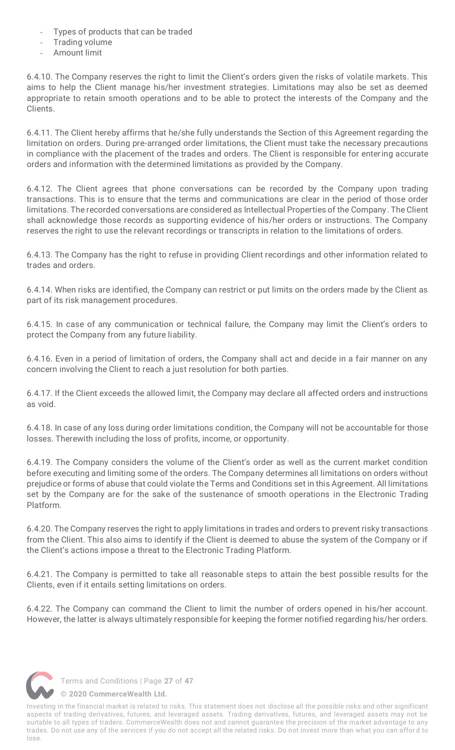- Types of products that can be traded
- Trading volume
- Amount limit

6.4.10. The Company reserves the right to limit the Client's orders given the risks of volatile markets. This aims to help the Client manage his/her investment strategies. Limitations may also be set as deemed appropriate to retain smooth operations and to be able to protect the interests of the Company and the Clients.

6.4.11. The Client hereby affirms that he/she fully understands the Section of this Agreement regarding the limitation on orders. During pre-arranged order limitations, the Client must take the necessary precautions in compliance with the placement of the trades and orders. The Client is responsible for entering accurate orders and information with the determined limitations as provided by the Company.

6.4.12. The Client agrees that phone conversations can be recorded by the Company upon trading transactions. This is to ensure that the terms and communications are clear in the period of those order limitations. The recorded conversations are considered as Intellectual Properties of the Company. The Client shall acknowledge those records as supporting evidence of his/her orders or instructions. The Company reserves the right to use the relevant recordings or transcripts in relation to the limitations of orders.

6.4.13. The Company has the right to refuse in providing Client recordings and other information related to trades and orders.

6.4.14. When risks are identified, the Company can restrict or put limits on the orders made by the Client as part of its risk management procedures.

6.4.15. In case of any communication or technical failure, the Company may limit the Client's orders to protect the Company from any future liability.

6.4.16. Even in a period of limitation of orders, the Company shall act and decide in a fair manner on any concern involving the Client to reach a just resolution for both parties.

6.4.17. If the Client exceeds the allowed limit, the Company may declare all affected orders and instructions as void.

6.4.18. In case of any loss during order limitations condition, the Company will not be accountable for those losses. Therewith including the loss of profits, income, or opportunity.

6.4.19. The Company considers the volume of the Client's order as well as the current market condition before executing and limiting some of the orders. The Company determines all limitations on orders without prejudice or forms of abuse that could violate the Terms and Conditions set in this Agreement. All limitations set by the Company are for the sake of the sustenance of smooth operations in the Electronic Trading Platform.

6.4.20. The Company reserves the right to apply limitations in trades and orders to prevent risky transactions from the Client. This also aims to identify if the Client is deemed to abuse the system of the Company or if the Client's actions impose a threat to the Electronic Trading Platform.

6.4.21. The Company is permitted to take all reasonable steps to attain the best possible results for the Clients, even if it entails setting limitations on orders.

6.4.22. The Company can command the Client to limit the number of orders opened in his/her account. However, the latter is always ultimately responsible for keeping the former notified regarding his/her orders.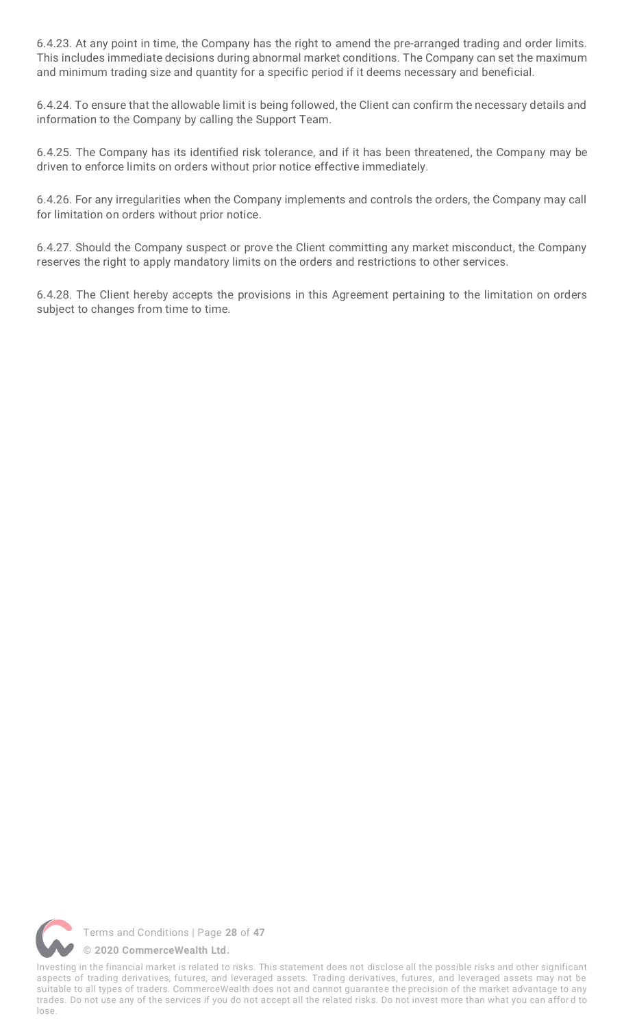6.4.23. At any point in time, the Company has the right to amend the pre-arranged trading and order limits. This includes immediate decisions during abnormal market conditions. The Company can set the maximum and minimum trading size and quantity for a specific period if it deems necessary and beneficial.

6.4.24. To ensure that the allowable limit is being followed, the Client can confirm the necessary details and information to the Company by calling the Support Team.

6.4.25. The Company has its identified risk tolerance, and if it has been threatened, the Company may be driven to enforce limits on orders without prior notice effective immediately.

6.4.26. For any irregularities when the Company implements and controls the orders, the Company may call for limitation on orders without prior notice.

6.4.27. Should the Company suspect or prove the Client committing any market misconduct, the Company reserves the right to apply mandatory limits on the orders and restrictions to other services.

6.4.28. The Client hereby accepts the provisions in this Agreement pertaining to the limitation on orders subject to changes from time to time.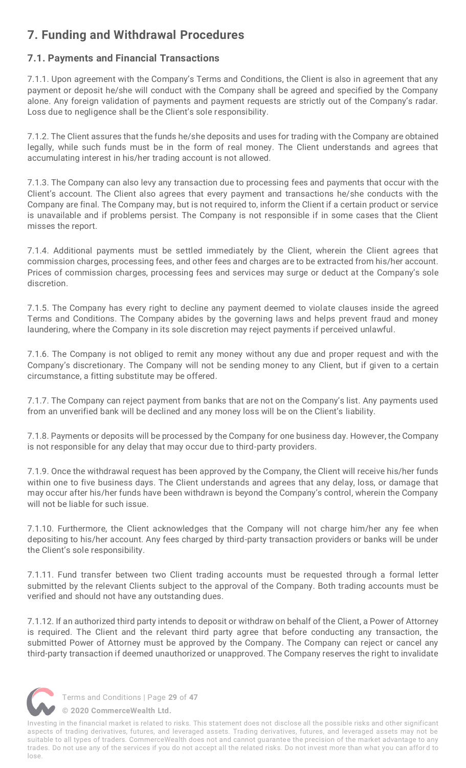## 7. Funding and Withdrawal Procedures

### 7.1. Payments and Financial Transactions

7.1.1. Upon agreement with the Company's Terms and Conditions, the Client is also in agreement that any payment or deposit he/she will conduct with the Company shall be agreed and specified by the Company alone. Any foreign validation of payments and payment requests are strictly out of the Company's radar. Loss due to negligence shall be the Client's sole responsibility.

7.1.2. The Client assures that the funds he/she deposits and uses for trading with the Company are obtained legally, while such funds must be in the form of real money. The Client understands and agrees that accumulating interest in his/her trading account is not allowed.

7.1.3. The Company can also levy any transaction due to processing fees and payments that occur with the Client's account. The Client also agrees that every payment and transactions he/she conducts with the Company are final. The Company may, but is not required to, inform the Client if a certain product or service is unavailable and if problems persist. The Company is not responsible if in some cases that the Client misses the report.

7.1.4. Additional payments must be settled immediately by the Client, wherein the Client agrees that commission charges, processing fees, and other fees and charges are to be extracted from his/her account. Prices of commission charges, processing fees and services may surge or deduct at the Company's sole discretion.

7.1.5. The Company has every right to decline any payment deemed to violate clauses inside the agreed Terms and Conditions. The Company abides by the governing laws and helps prevent fraud and money laundering, where the Company in its sole discretion may reject payments if perceived unlawful.

7.1.6. The Company is not obliged to remit any money without any due and proper request and with the Company's discretionary. The Company will not be sending money to any Client, but if given to a certain circumstance, a fitting substitute may be offered.

7.1.7. The Company can reject payment from banks that are not on the Company's list. Any payments used from an unverified bank will be declined and any money loss will be on the Client's liability.

7.1.8. Payments or deposits will be processed by the Company for one business day. However, the Company is not responsible for any delay that may occur due to third-party providers.

7.1.9. Once the withdrawal request has been approved by the Company, the Client will receive his/her funds within one to five business days. The Client understands and agrees that any delay, loss, or damage that may occur after his/her funds have been withdrawn is beyond the Company's control, wherein the Company will not be liable for such issue.

7.1.10. Furthermore, the Client acknowledges that the Company will not charge him/her any fee when depositing to his/her account. Any fees charged by third-party transaction providers or banks will be under the Client's sole responsibility.

7.1.11. Fund transfer between two Client trading accounts must be requested through a formal letter submitted by the relevant Clients subject to the approval of the Company. Both trading accounts must be verified and should not have any outstanding dues.

7.1.12. If an authorized third party intends to deposit or withdraw on behalf of the Client, a Power of Attorney is required. The Client and the relevant third party agree that before conducting any transaction, the submitted Power of Attorney must be approved by the Company. The Company can reject or cancel any third-party transaction if deemed unauthorized or unapproved. The Company reserves the right to invalidate

Investing in the financial market is related to risks. This statement does not disclose all the possible risks and other significant aspects of trading derivatives, futures, and leveraged assets. Trading derivatives, futures, and leveraged assets may not be suitable to all types of traders. CommerceWealth does not and cannot guarantee the precision of the market advantage to any trades. Do not use any of the services if you do not accept all the related risks. Do not invest more than what you can afford to lose.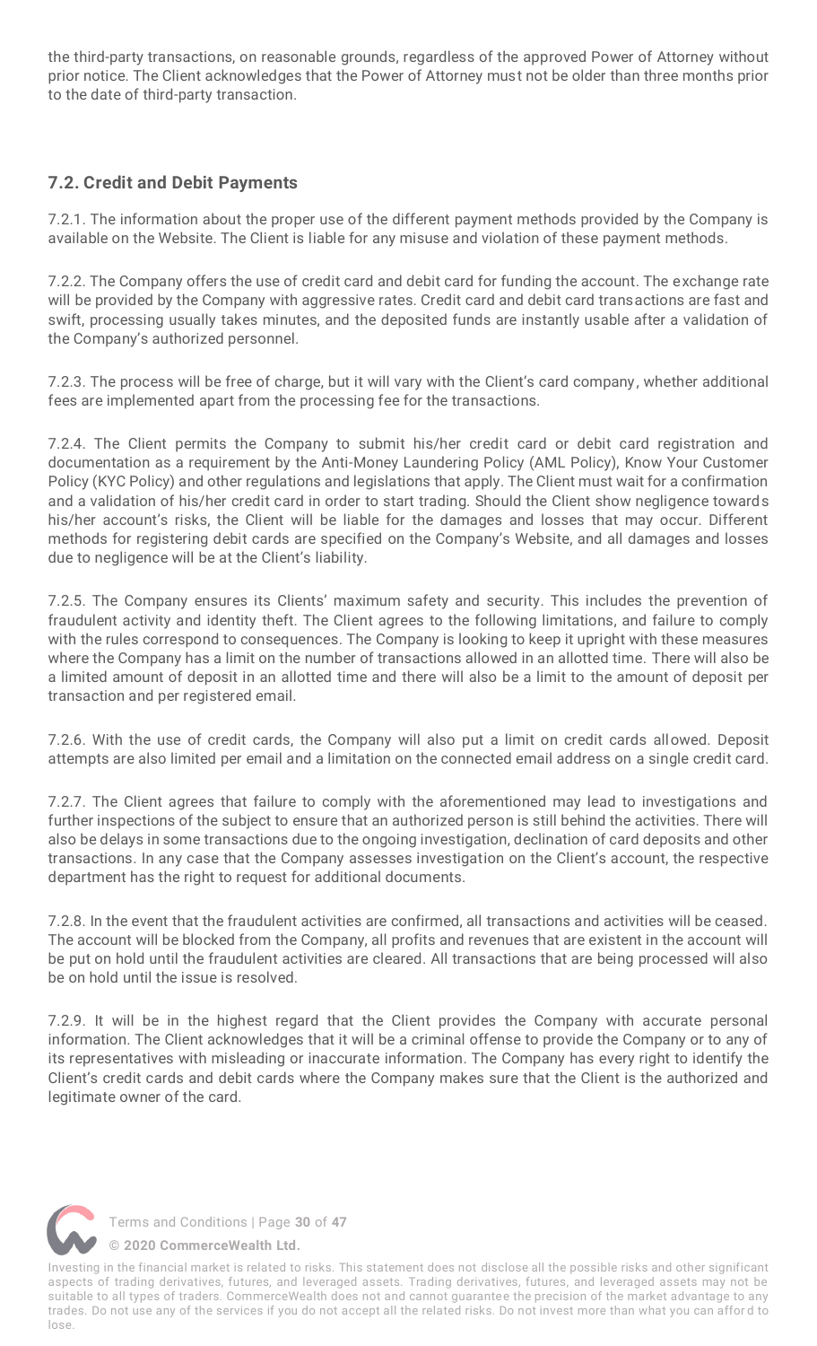the third-party transactions, on reasonable grounds, regardless of the approved Power of Attorney without prior notice. The Client acknowledges that the Power of Attorney must not be older than three months prior to the date of third-party transaction.

### 7.2. Credit and Debit Payments

7.2.1. The information about the proper use of the different payment methods provided by the Company is available on the Website. The Client is liable for any misuse and violation of these payment methods.

7.2.2. The Company offers the use of credit card and debit card for funding the account. The exchange rate will be provided by the Company with aggressive rates. Credit card and debit card transactions are fast and swift, processing usually takes minutes, and the deposited funds are instantly usable after a validation of the Company's authorized personnel.

7.2.3. The process will be free of charge, but it will vary with the Client's card company, whether additional fees are implemented apart from the processing fee for the transactions.

7.2.4. The Client permits the Company to submit his/her credit card or debit card registration and documentation as a requirement by the Anti-Money Laundering Policy (AML Policy), Know Your Customer Policy (KYC Policy) and other regulations and legislations that apply. The Client must wait for a confirmation and a validation of his/her credit card in order to start trading. Should the Client show negligence towards his/her account's risks, the Client will be liable for the damages and losses that may occur. Different methods for registering debit cards are specified on the Company's Website, and all damages and losses due to negligence will be at the Client's liability.

7.2.5. The Company ensures its Clients' maximum safety and security. This includes the prevention of fraudulent activity and identity theft. The Client agrees to the following limitations, and failure to comply with the rules correspond to consequences. The Company is looking to keep it upright with these measures where the Company has a limit on the number of transactions allowed in an allotted time. There will also be a limited amount of deposit in an allotted time and there will also be a limit to the amount of deposit per transaction and per registered email.

7.2.6. With the use of credit cards, the Company will also put a limit on credit cards allowed. Deposit attempts are also limited per email and a limitation on the connected email address on a single credit card.

7.2.7. The Client agrees that failure to comply with the aforementioned may lead to investigations and further inspections of the subject to ensure that an authorized person is still behind the activities. There will also be delays in some transactions due to the ongoing investigation, declination of card deposits and other transactions. In any case that the Company assesses investigation on the Client's account, the respective department has the right to request for additional documents.

7.2.8. In the event that the fraudulent activities are confirmed, all transactions and activities will be ceased. The account will be blocked from the Company, all profits and revenues that are existent in the account will be put on hold until the fraudulent activities are cleared. All transactions that are being processed will also be on hold until the issue is resolved.

7.2.9. It will be in the highest regard that the Client provides the Company with accurate personal information. The Client acknowledges that it will be a criminal offense to provide the Company or to any of its representatives with misleading or inaccurate information. The Company has every right to identify the Client's credit cards and debit cards where the Company makes sure that the Client is the authorized and legitimate owner of the card.

Investing in the financial market is related to risks. This statement does not disclose all the possible risks and other significant aspects of trading derivatives, futures, and leveraged assets. Trading derivatives, futures, and leveraged assets may not be suitable to all types of traders. CommerceWealth does not and cannot guarantee the precision of the market advantage to any trades. Do not use any of the services if you do not accept all the related risks. Do not invest more than what you can afford to lose.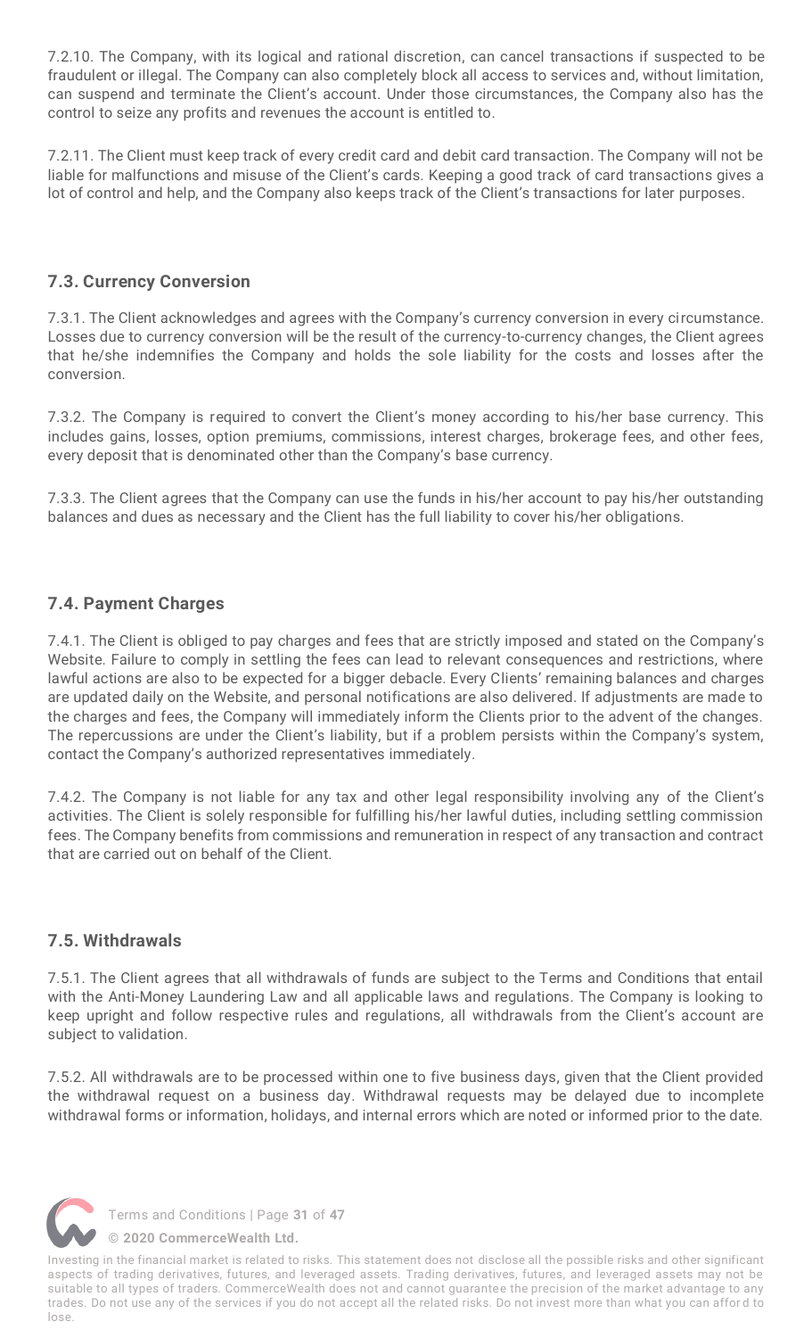7.2.10. The Company, with its logical and rational discretion, can cancel transactions if suspected to be fraudulent or illegal. The Company can also completely block all access to services and, without limitation, can suspend and terminate the Client's account. Under those circumstances, the Company also has the control to seize any profits and revenues the account is entitled to.

7.2.11. The Client must keep track of every credit card and debit card transaction. The Company will not be liable for malfunctions and misuse of the Client's cards. Keeping a good track of card transactions gives a lot of control and help, and the Company also keeps track of the Client's transactions for later purposes.

### 7.3. Currency Conversion

7.3.1. The Client acknowledges and agrees with the Company's currency conversion in every circumstance. Losses due to currency conversion will be the result of the currency-to-currency changes, the Client agrees that he/she indemnifies the Company and holds the sole liability for the costs and losses after the conversion.

7.3.2. The Company is required to convert the Client's money according to his/her base currency. This includes gains, losses, option premiums, commissions, interest charges, brokerage fees, and other fees, every deposit that is denominated other than the Company's base currency.

7.3.3. The Client agrees that the Company can use the funds in his/her account to pay his/her outstanding balances and dues as necessary and the Client has the full liability to cover his/her obligations.

### 7.4. Payment Charges

7.4.1. The Client is obliged to pay charges and fees that are strictly imposed and stated on the Company's Website. Failure to comply in settling the fees can lead to relevant consequences and restrictions, where lawful actions are also to be expected for a bigger debacle. Every Clients' remaining balances and charges are updated daily on the Website, and personal notifications are also delivered. If adjustments are made to the charges and fees, the Company will immediately inform the Clients prior to the advent of the changes. The repercussions are under the Client's liability, but if a problem persists within the Company's system, contact the Company's authorized representatives immediately.

7.4.2. The Company is not liable for any tax and other legal responsibility involving any of the Client's activities. The Client is solely responsible for fulfilling his/her lawful duties, including settling commission fees. The Company benefits from commissions and remuneration in respect of any transaction and contract that are carried out on behalf of the Client.

### 7.5. Withdrawals

7.5.1. The Client agrees that all withdrawals of funds are subject to the Terms and Conditions that entail with the Anti-Money Laundering Law and all applicable laws and regulations. The Company is looking to keep upright and follow respective rules and regulations, all withdrawals from the Client's account are subject to validation.

7.5.2. All withdrawals are to be processed within one to five business days, given that the Client provided the withdrawal request on a business day. Withdrawal requests may be delayed due to incomplete withdrawal forms or information, holidays, and internal errors which are noted or informed prior to the date.

Investing in the financial market is related to risks. This statement does not disclose all the possible risks and other significant aspects of trading derivatives, futures, and leveraged assets. Trading derivatives, futures, and leveraged assets may not be suitable to all types of traders. CommerceWealth does not and cannot guarantee the precision of the market advantage to any trades. Do not use any of the services if you do not accept all the related risks. Do not invest more than what you can afford to lose.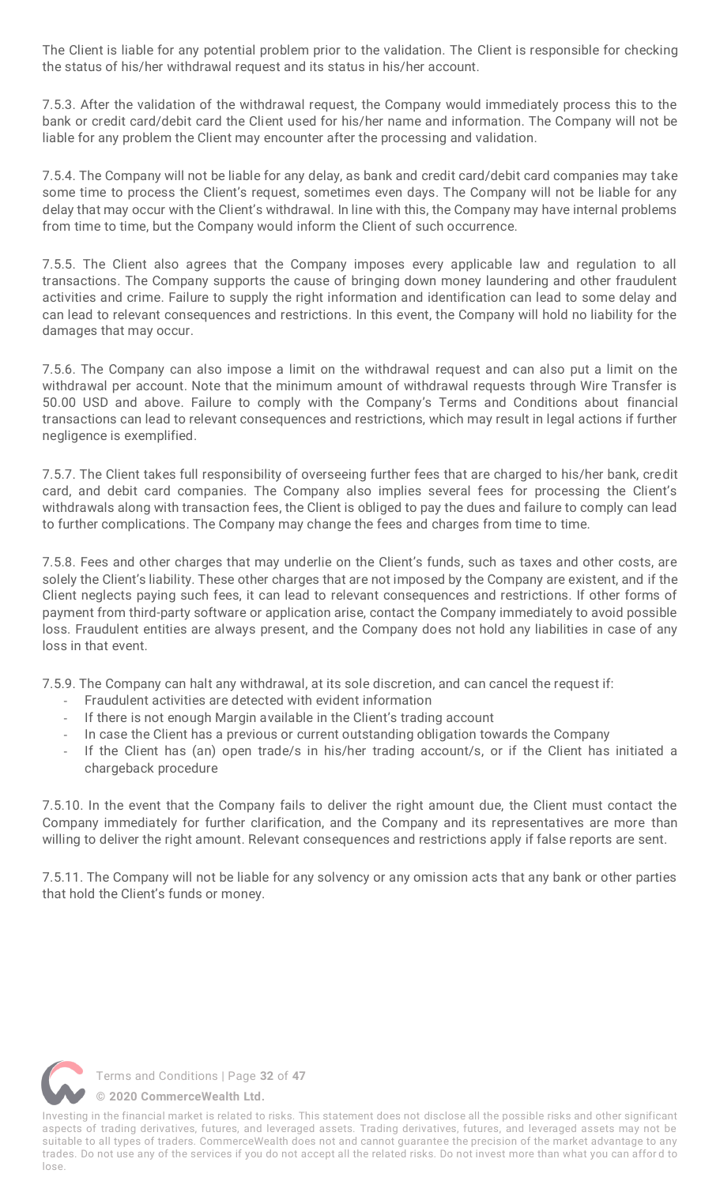The Client is liable for any potential problem prior to the validation. The Client is responsible for checking the status of his/her withdrawal request and its status in his/her account.

7.5.3. After the validation of the withdrawal request, the Company would immediately process this to the bank or credit card/debit card the Client used for his/her name and information. The Company will not be liable for any problem the Client may encounter after the processing and validation.

7.5.4. The Company will not be liable for any delay, as bank and credit card/debit card companies may take some time to process the Client's request, sometimes even days. The Company will not be liable for any delay that may occur with the Client's withdrawal. In line with this, the Company may have internal problems from time to time, but the Company would inform the Client of such occurrence.

7.5.5. The Client also agrees that the Company imposes every applicable law and regulation to all transactions. The Company supports the cause of bringing down money laundering and other fraudulent activities and crime. Failure to supply the right information and identification can lead to some delay and can lead to relevant consequences and restrictions. In this event, the Company will hold no liability for the damages that may occur.

7.5.6. The Company can also impose a limit on the withdrawal request and can also put a limit on the withdrawal per account. Note that the minimum amount of withdrawal requests through Wire Transfer is 50.00 USD and above. Failure to comply with the Company's Terms and Conditions about financial transactions can lead to relevant consequences and restrictions, which may result in legal actions if further negligence is exemplified.

7.5.7. The Client takes full responsibility of overseeing further fees that are charged to his/her bank, credit card, and debit card companies. The Company also implies several fees for processing the Client's withdrawals along with transaction fees, the Client is obliged to pay the dues and failure to comply can lead to further complications. The Company may change the fees and charges from time to time.

7.5.8. Fees and other charges that may underlie on the Client's funds, such as taxes and other costs, are solely the Client's liability. These other charges that are not imposed by the Company are existent, and if the Client neglects paying such fees, it can lead to relevant consequences and restrictions. If other forms of payment from third-party software or application arise, contact the Company immediately to avoid possible loss. Fraudulent entities are always present, and the Company does not hold any liabilities in case of any loss in that event.

7.5.9. The Company can halt any withdrawal, at its sole discretion, and can cancel the request if:

- Fraudulent activities are detected with evident information
- If there is not enough Margin available in the Client's trading account
- In case the Client has a previous or current outstanding obligation towards the Company
- If the Client has (an) open trade/s in his/her trading account/s, or if the Client has initiated a chargeback procedure

7.5.10. In the event that the Company fails to deliver the right amount due, the Client must contact the Company immediately for further clarification, and the Company and its representatives are more than willing to deliver the right amount. Relevant consequences and restrictions apply if false reports are sent.

7.5.11. The Company will not be liable for any solvency or any omission acts that any bank or other parties that hold the Client's funds or money.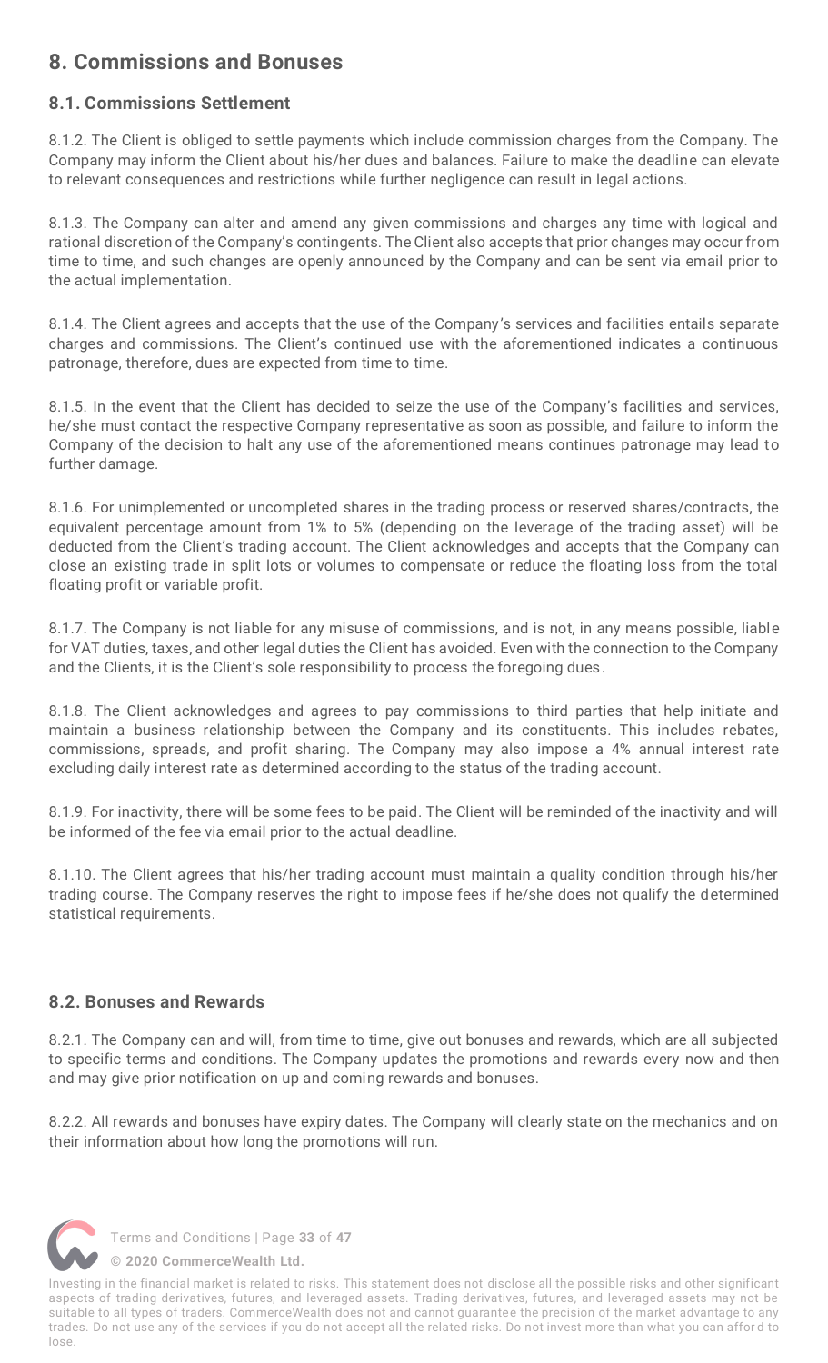## 8. Commissions and Bonuses

### 8.1. Commissions Settlement

8.1.2. The Client is obliged to settle payments which include commission charges from the Company. The Company may inform the Client about his/her dues and balances. Failure to make the deadline can elevate to relevant consequences and restrictions while further negligence can result in legal actions.

8.1.3. The Company can alter and amend any given commissions and charges any time with logical and rational discretion of the Company's contingents. The Client also accepts that prior changes may occur from time to time, and such changes are openly announced by the Company and can be sent via email prior to the actual implementation.

8.1.4. The Client agrees and accepts that the use of the Company's services and facilities entails separate charges and commissions. The Client's continued use with the aforementioned indicates a continuous patronage, therefore, dues are expected from time to time.

8.1.5. In the event that the Client has decided to seize the use of the Company's facilities and services, he/she must contact the respective Company representative as soon as possible, and failure to inform the Company of the decision to halt any use of the aforementioned means continues patronage may lead to further damage.

8.1.6. For unimplemented or uncompleted shares in the trading process or reserved shares/contracts, the equivalent percentage amount from 1% to 5% (depending on the leverage of the trading asset) will be deducted from the Client's trading account. The Client acknowledges and accepts that the Company can close an existing trade in split lots or volumes to compensate or reduce the floating loss from the total floating profit or variable profit.

8.1.7. The Company is not liable for any misuse of commissions, and is not, in any means possible, liable for VAT duties, taxes, and other legal duties the Client has avoided. Even with the connection to the Company and the Clients, it is the Client's sole responsibility to process the foregoing dues.

8.1.8. The Client acknowledges and agrees to pay commissions to third parties that help initiate and maintain a business relationship between the Company and its constituents. This includes rebates, commissions, spreads, and profit sharing. The Company may also impose a 4% annual interest rate excluding daily interest rate as determined according to the status of the trading account.

8.1.9. For inactivity, there will be some fees to be paid. The Client will be reminded of the inactivity and will be informed of the fee via email prior to the actual deadline.

8.1.10. The Client agrees that his/her trading account must maintain a quality condition through his/her trading course. The Company reserves the right to impose fees if he/she does not qualify the determined statistical requirements.

### 8.2. Bonuses and Rewards

8.2.1. The Company can and will, from time to time, give out bonuses and rewards, which are all subjected to specific terms and conditions. The Company updates the promotions and rewards every now and then and may give prior notification on up and coming rewards and bonuses.

8.2.2. All rewards and bonuses have expiry dates. The Company will clearly state on the mechanics and on their information about how long the promotions will run.

Investing in the financial market is related to risks. This statement does not disclose all the possible risks and other significant aspects of trading derivatives, futures, and leveraged assets. Trading derivatives, futures, and leveraged assets may not be suitable to all types of traders. CommerceWealth does not and cannot guarantee the precision of the market advantage to any trades. Do not use any of the services if you do not accept all the related risks. Do not invest more than what you can afford to lose.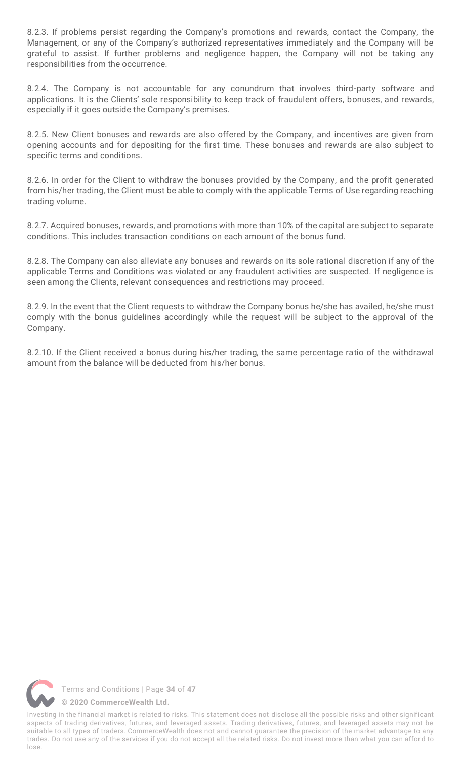8.2.3. If problems persist regarding the Company's promotions and rewards, contact the Company, the Management, or any of the Company's authorized representatives immediately and the Company will be grateful to assist. If further problems and negligence happen, the Company will not be taking any responsibilities from the occurrence.

8.2.4. The Company is not accountable for any conundrum that involves third-party software and applications. It is the Clients' sole responsibility to keep track of fraudulent offers, bonuses, and rewards, especially if it goes outside the Company's premises.

8.2.5. New Client bonuses and rewards are also offered by the Company, and incentives are given from opening accounts and for depositing for the first time. These bonuses and rewards are also subject to specific terms and conditions.

8.2.6. In order for the Client to withdraw the bonuses provided by the Company, and the profit generated from his/her trading, the Client must be able to comply with the applicable Terms of Use regarding reaching trading volume.

8.2.7. Acquired bonuses, rewards, and promotions with more than 10% of the capital are subject to separate conditions. This includes transaction conditions on each amount of the bonus fund.

8.2.8. The Company can also alleviate any bonuses and rewards on its sole rational discretion if any of the applicable Terms and Conditions was violated or any fraudulent activities are suspected. If negligence is seen among the Clients, relevant consequences and restrictions may proceed.

8.2.9. In the event that the Client requests to withdraw the Company bonus he/she has availed, he/she must comply with the bonus guidelines accordingly while the request will be subject to the approval of the Company.

8.2.10. If the Client received a bonus during his/her trading, the same percentage ratio of the withdrawal amount from the balance will be deducted from his/her bonus.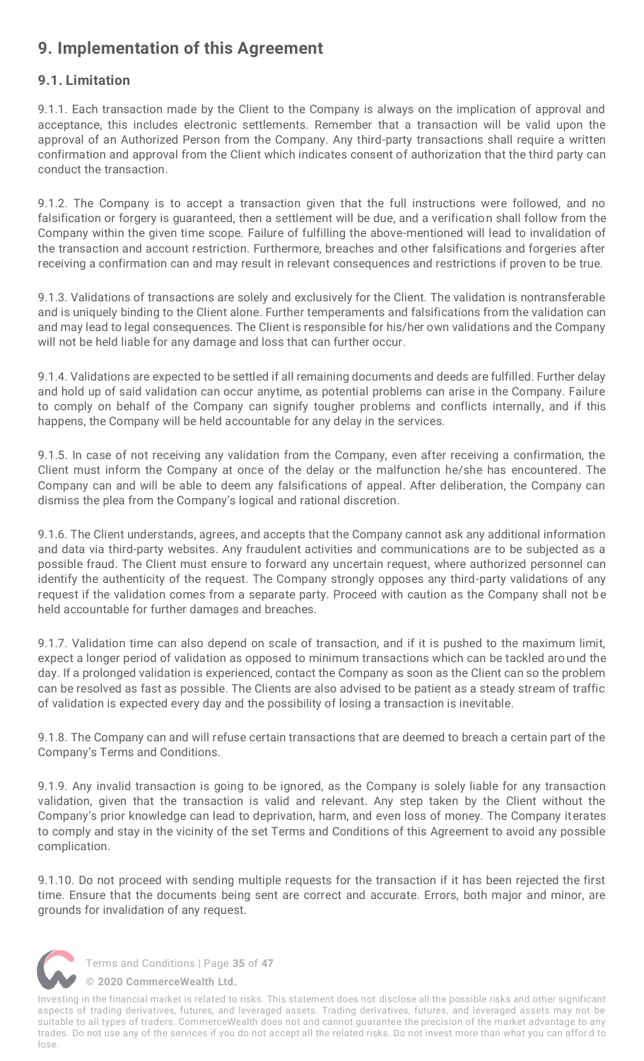## 9. Implementation of this Agreement

### 9.1. Limitation

9.1.1. Each transaction made by the Client to the Company is always on the implication of approval and acceptance, this includes electronic settlements. Remember that a transaction will be valid upon the approval of an Authorized Person from the Company. Any third-party transactions shall require a written confirmation and approval from the Client which indicates consent of authorization that the third party can conduct the transaction.

9.1.2. The Company is to accept a transaction given that the full instructions were followed, and no falsification or forgery is guaranteed, then a settlement will be due, and a verification shall follow from the Company within the given time scope. Failure of fulfilling the above-mentioned will lead to invalidation of the transaction and account restriction. Furthermore, breaches and other falsifications and forgeries after receiving a confirmation can and may result in relevant consequences and restrictions if proven to be true.

9.1.3. Validations of transactions are solely and exclusively for the Client. The validation is nontransferable and is uniquely binding to the Client alone. Further temperaments and falsifications from the validation can and may lead to legal consequences. The Client is responsible for his/her own validations and the Company will not be held liable for any damage and loss that can further occur.

9.1.4. Validations are expected to be settled if all remaining documents and deeds are fulfilled. Further delay and hold up of said validation can occur anytime, as potential problems can arise in the Company. Failure to comply on behalf of the Company can signify tougher problems and conflicts internally, and if this happens, the Company will be held accountable for any delay in the services.

9.1.5. In case of not receiving any validation from the Company, even after receiving a confirmation, the Client must inform the Company at once of the delay or the malfunction he/she has encountered. The Company can and will be able to deem any falsifications of appeal. After deliberation, the Company can dismiss the plea from the Company's logical and rational discretion.

9.1.6. The Client understands, agrees, and accepts that the Company cannot ask any additional information and data via third-party websites. Any fraudulent activities and communications are to be subjected as a possible fraud. The Client must ensure to forward any uncertain request, where authorized personnel can identify the authenticity of the request. The Company strongly opposes any third-party validations of any request if the validation comes from a separate party. Proceed with caution as the Company shall not be held accountable for further damages and breaches.

9.1.7. Validation time can also depend on scale of transaction, and if it is pushed to the maximum limit, expect a longer period of validation as opposed to minimum transactions which can be tackled around the day. If a prolonged validation is experienced, contact the Company as soon as the Client can so the problem can be resolved as fast as possible. The Clients are also advised to be patient as a steady stream of traffic of validation is expected every day and the possibility of losing a transaction is inevitable.

9.1.8. The Company can and will refuse certain transactions that are deemed to breach a certain part of the Company's Terms and Conditions.

9.1.9. Any invalid transaction is going to be ignored, as the Company is solely liable for any transaction validation, given that the transaction is valid and relevant. Any step taken by the Client without the Company's prior knowledge can lead to deprivation, harm, and even loss of money. The Company iterates to comply and stay in the vicinity of the set Terms and Conditions of this Agreement to avoid any possible complication.

9.1.10. Do not proceed with sending multiple requests for the transaction if it has been rejected the first time. Ensure that the documents being sent are correct and accurate. Errors, both major and minor, are grounds for invalidation of any request.

Investing in the financial market is related to risks. This statement does not disclose all the possible risks and other significant aspects of trading derivatives, futures, and leveraged assets. Trading derivatives, futures, and leveraged assets may not be suitable to all types of traders. CommerceWealth does not and cannot guarantee the precision of the market advantage to any trades. Do not use any of the services if you do not accept all the related risks. Do not invest more than what you can afford to lose.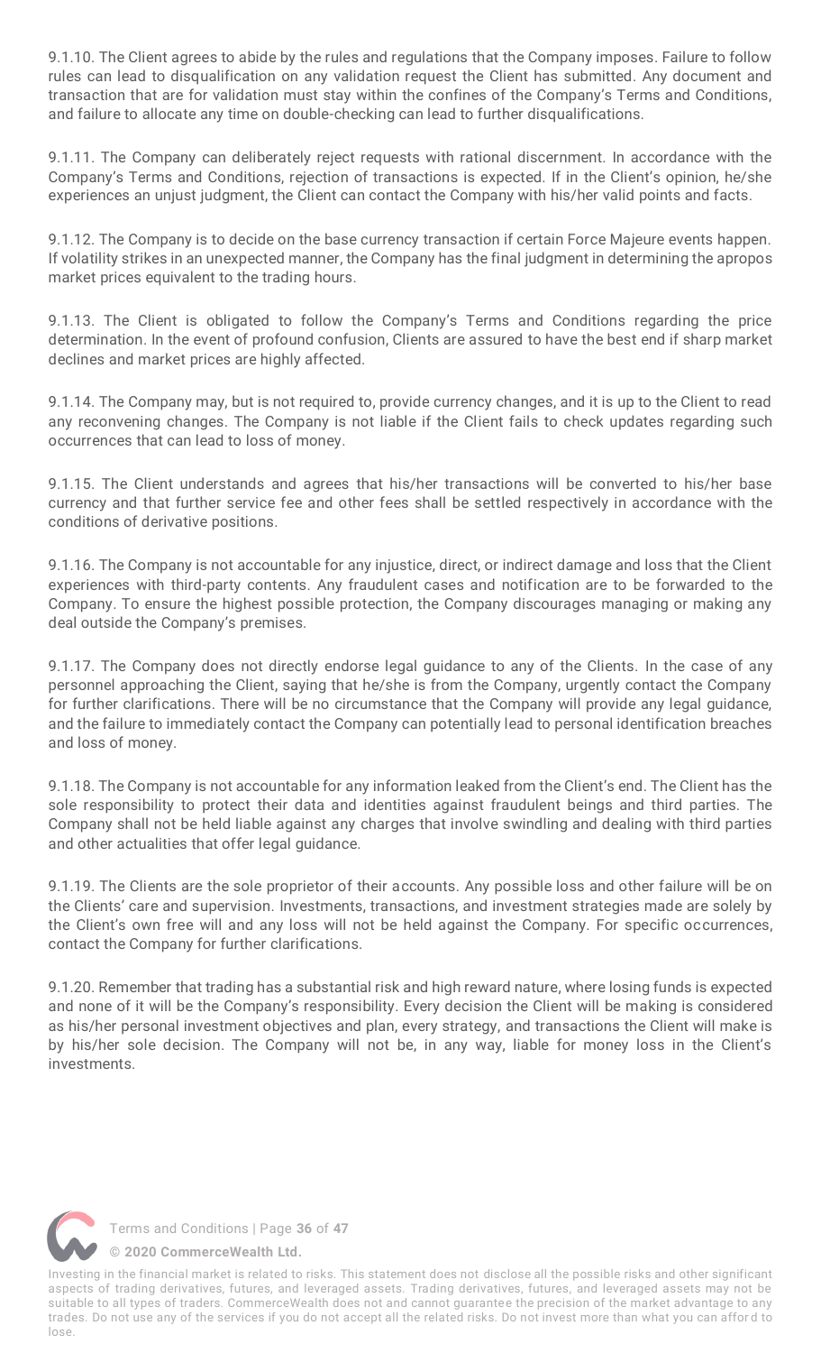9.1.10. The Client agrees to abide by the rules and regulations that the Company imposes. Failure to follow rules can lead to disqualification on any validation request the Client has submitted. Any document and transaction that are for validation must stay within the confines of the Company's Terms and Conditions, and failure to allocate any time on double-checking can lead to further disqualifications.

9.1.11. The Company can deliberately reject requests with rational discernment. In accordance with the Company's Terms and Conditions, rejection of transactions is expected. If in the Client's opinion, he/she experiences an unjust judgment, the Client can contact the Company with his/her valid points and facts.

9.1.12. The Company is to decide on the base currency transaction if certain Force Majeure events happen. If volatility strikes in an unexpected manner, the Company has the final judgment in determining the apropos market prices equivalent to the trading hours.

9.1.13. The Client is obligated to follow the Company's Terms and Conditions regarding the price determination. In the event of profound confusion, Clients are assured to have the best end if sharp market declines and market prices are highly affected.

9.1.14. The Company may, but is not required to, provide currency changes, and it is up to the Client to read any reconvening changes. The Company is not liable if the Client fails to check updates regarding such occurrences that can lead to loss of money.

9.1.15. The Client understands and agrees that his/her transactions will be converted to his/her base currency and that further service fee and other fees shall be settled respectively in accordance with the conditions of derivative positions.

9.1.16. The Company is not accountable for any injustice, direct, or indirect damage and loss that the Client experiences with third-party contents. Any fraudulent cases and notification are to be forwarded to the Company. To ensure the highest possible protection, the Company discourages managing or making any deal outside the Company's premises.

9.1.17. The Company does not directly endorse legal guidance to any of the Clients. In the case of any personnel approaching the Client, saying that he/she is from the Company, urgently contact the Company for further clarifications. There will be no circumstance that the Company will provide any legal guidance, and the failure to immediately contact the Company can potentially lead to personal identification breaches and loss of money.

9.1.18. The Company is not accountable for any information leaked from the Client's end. The Client has the sole responsibility to protect their data and identities against fraudulent beings and third parties. The Company shall not be held liable against any charges that involve swindling and dealing with third parties and other actualities that offer legal guidance.

9.1.19. The Clients are the sole proprietor of their accounts. Any possible loss and other failure will be on the Clients' care and supervision. Investments, transactions, and investment strategies made are solely by the Client's own free will and any loss will not be held against the Company. For specific occurrences, contact the Company for further clarifications.

9.1.20. Remember that trading has a substantial risk and high reward nature, where losing funds is expected and none of it will be the Company's responsibility. Every decision the Client will be making is considered as his/her personal investment objectives and plan, every strategy, and transactions the Client will make is by his/her sole decision. The Company will not be, in any way, liable for money loss in the Client's investments.

Investing in the financial market is related to risks. This statement does not disclose all the possible risks and other significant aspects of trading derivatives, futures, and leveraged assets. Trading derivatives, futures, and leveraged assets may not be suitable to all types of traders. CommerceWealth does not and cannot guarantee the precision of the market advantage to any trades. Do not use any of the services if you do not accept all the related risks. Do not invest more than what you can afford to lose.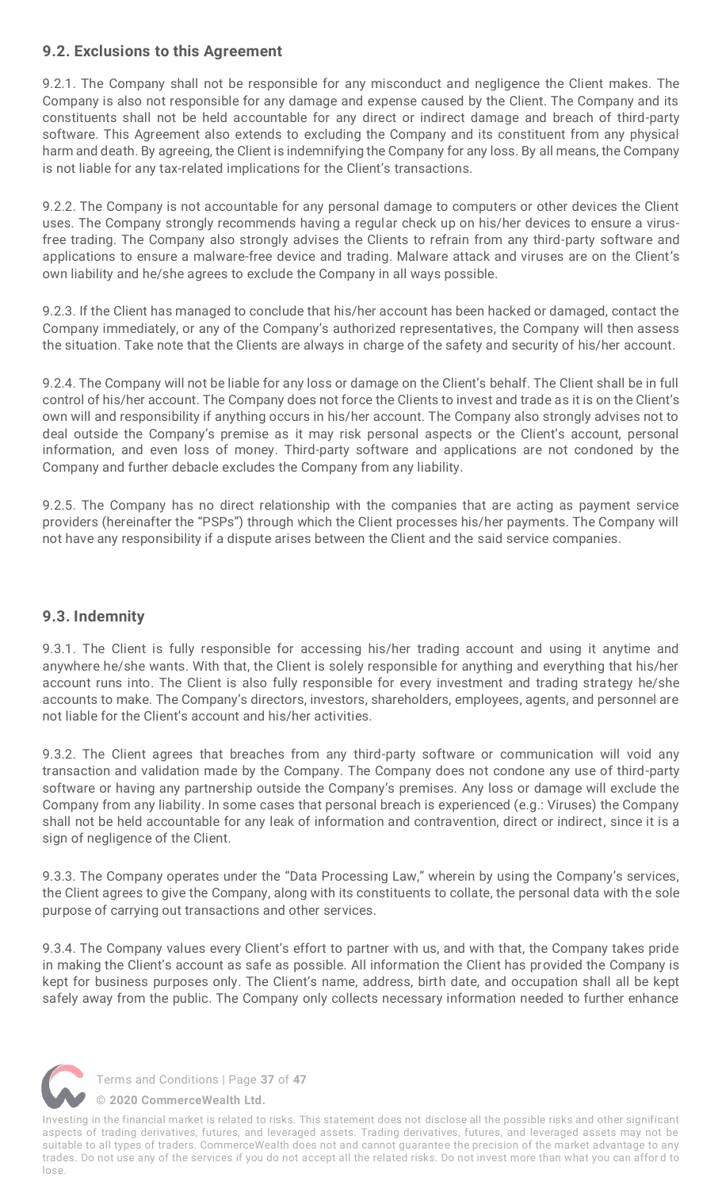### 9.2. Exclusions to this Agreement

9.2.1. The Company shall not be responsible for any misconduct and negligence the Client makes. The Company is also not responsible for any damage and expense caused by the Client. The Company and its constituents shall not be held accountable for any direct or indirect damage and breach of third-party software. This Agreement also extends to excluding the Company and its constituent from any physical harm and death. By agreeing, the Client is indemnifying the Company for any loss. By all means, the Company is not liable for any tax-related implications for the Client's transactions.

9.2.2. The Company is not accountable for any personal damage to computers or other devices the Client uses. The Company strongly recommends having a regular check up on his/her devices to ensure a virus-free trading. The Company also strongly advises the Clients to refrain from any third-party software and applications to ensure a malware-free device and trading. Malware attack and viruses are on the Client's own liability and he/she agrees to exclude the Company in all ways possible.

9.2.3. If the Client has managed to conclude that his/her account has been hacked or damaged, contact the Company immediately, or any of the Company's authorized representatives, the Company will then assess the situation. Take note that the Clients are always in charge of the safety and security of his/her account.

9.2.4. The Company will not be liable for any loss or damage on the Client's behalf. The Client shall be in full control of his/her account. The Company does not force the Clients to invest and trade as it is on the Client's own will and responsibility if anything occurs in his/her account. The Company also strongly advises not to deal outside the Company's premise as it may risk personal aspects or the Client's account, personal information, and even loss of money. Third-party software and applications are not condoned by the Company and further debacle excludes the Company from any liability.

9.2.5. The Company has no direct relationship with the companies that are acting as payment service providers (hereinafter the "PSPs") through which the Client processes his/her payments. The Company will not have any responsibility if a dispute arises between the Client and the said service companies.

### 9.3. Indemnity

9.3.1. The Client is fully responsible for accessing his/her trading account and using it anytime and anywhere he/she wants. With that, the Client is solely responsible for anything and everything that his/her account runs into. The Client is also fully responsible for every investment and trading strategy he/she accounts to make. The Company's directors, investors, shareholders, employees, agents, and personnel are not liable for the Client's account and his/her activities.

9.3.2. The Client agrees that breaches from any third-party software or communication will void any transaction and validation made by the Company. The Company does not condone any use of third-party software or having any partnership outside the Company's premises. Any loss or damage will exclude the Company from any liability. In some cases that personal breach is experienced (e.g.: Viruses) the Company shall not be held accountable for any leak of information and contravention, direct or indirect, since it is a sign of negligence of the Client.

9.3.3. The Company operates under the "Data Processing Law," wherein by using the Company's services, the Client agrees to give the Company, along with its constituents to collate, the personal data with the sole purpose of carrying out transactions and other services.

9.3.4. The Company values every Client's effort to partner with us, and with that, the Company takes pride in making the Client's account as safe as possible. All information the Client has provided the Company is kept for business purposes only. The Client's name, address, birth date, and occupation shall all be kept safely away from the public. The Company only collects necessary information needed to further enhance

Investing in the financial market is related to risks. This statement does not disclose all the possible risks and other significant aspects of trading derivatives, futures, and leveraged assets. Trading derivatives, futures, and leveraged assets may not be suitable to all types of traders. CommerceWealth does not and cannot guarantee the precision of the market advantage to any trades. Do not use any of the services if you do not accept all the related risks. Do not invest more than what you can afford to lose.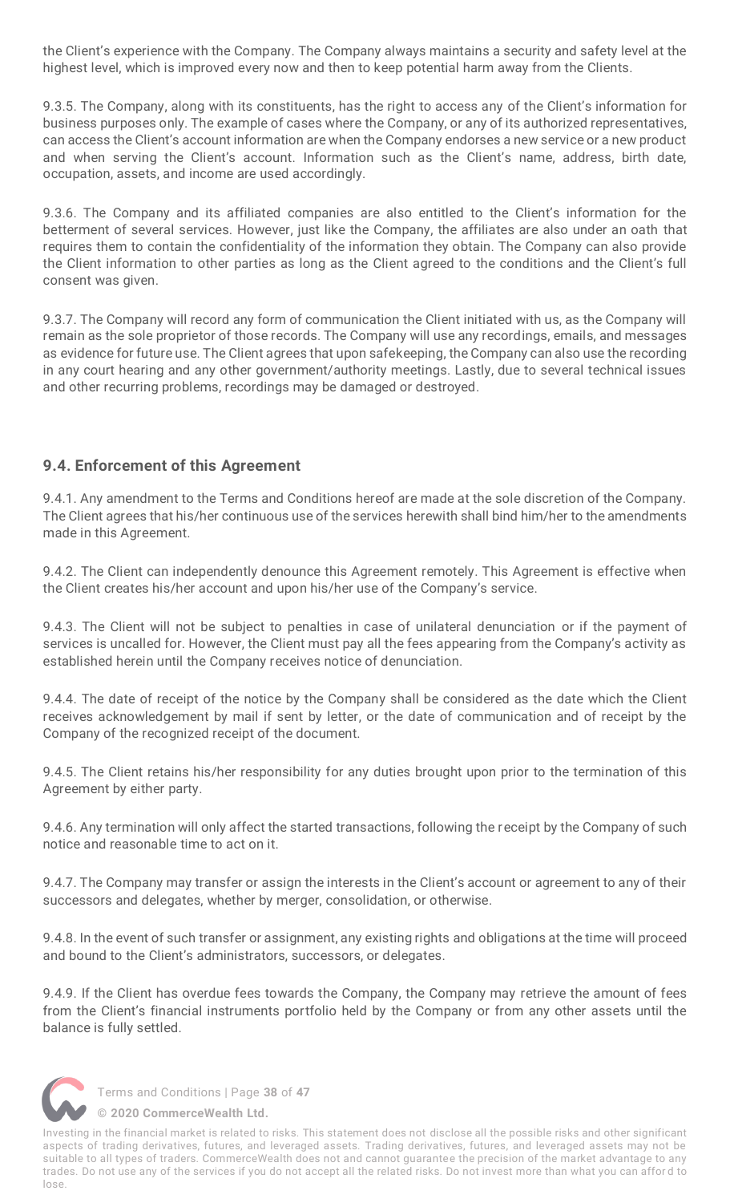the Client's experience with the Company. The Company always maintains a security and safety level at the highest level, which is improved every now and then to keep potential harm away from the Clients.

9.3.5. The Company, along with its constituents, has the right to access any of the Client's information for business purposes only. The example of cases where the Company, or any of its authorized representatives, can access the Client's account information are when the Company endorses a new service or a new product and when serving the Client's account. Information such as the Client's name, address, birth date, occupation, assets, and income are used accordingly.

9.3.6. The Company and its affiliated companies are also entitled to the Client's information for the betterment of several services. However, just like the Company, the affiliates are also under an oath that requires them to contain the confidentiality of the information they obtain. The Company can also provide the Client information to other parties as long as the Client agreed to the conditions and the Client's full consent was given.

9.3.7. The Company will record any form of communication the Client initiated with us, as the Company will remain as the sole proprietor of those records. The Company will use any recordings, emails, and messages as evidence for future use. The Client agrees that upon safekeeping, the Company can also use the recording in any court hearing and any other government/authority meetings. Lastly, due to several technical issues and other recurring problems, recordings may be damaged or destroyed.

### 9.4. Enforcement of this Agreement

9.4.1. Any amendment to the Terms and Conditions hereof are made at the sole discretion of the Company. The Client agrees that his/her continuous use of the services herewith shall bind him/her to the amendments made in this Agreement.

9.4.2. The Client can independently denounce this Agreement remotely. This Agreement is effective when the Client creates his/her account and upon his/her use of the Company's service.

9.4.3. The Client will not be subject to penalties in case of unilateral denunciation or if the payment of services is uncalled for. However, the Client must pay all the fees appearing from the Company's activity as established herein until the Company receives notice of denunciation.

9.4.4. The date of receipt of the notice by the Company shall be considered as the date which the Client receives acknowledgement by mail if sent by letter, or the date of communication and of receipt by the Company of the recognized receipt of the document.

9.4.5. The Client retains his/her responsibility for any duties brought upon prior to the termination of this Agreement by either party.

9.4.6. Any termination will only affect the started transactions, following the receipt by the Company of such notice and reasonable time to act on it.

9.4.7. The Company may transfer or assign the interests in the Client's account or agreement to any of their successors and delegates, whether by merger, consolidation, or otherwise.

9.4.8. In the event of such transfer or assignment, any existing rights and obligations at the time will proceed and bound to the Client's administrators, successors, or delegates.

9.4.9. If the Client has overdue fees towards the Company, the Company may retrieve the amount of fees from the Client's financial instruments portfolio held by the Company or from any other assets until the balance is fully settled.

© 2020 CommerceWealth Ltd.

Investing in the financial market is related to risks. This statement does not disclose all the possible risks and other significant aspects of trading derivatives, futures, and leveraged assets. Trading derivatives, futures, and leveraged assets may not be suitable to all types of traders. CommerceWealth does not and cannot guarantee the precision of the market advantage to any trades. Do not use any of the services if you do not accept all the related risks. Do not invest more than what you can afford to lose.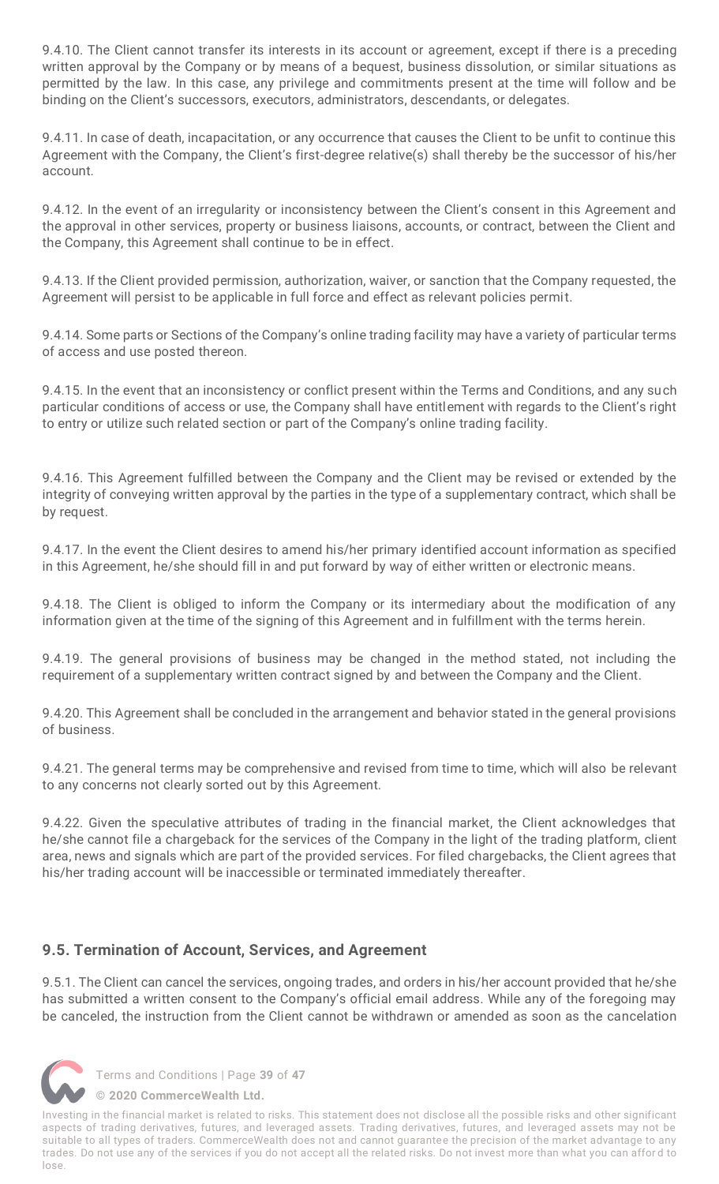9.4.10. The Client cannot transfer its interests in its account or agreement, except if there is a preceding written approval by the Company or by means of a bequest, business dissolution, or similar situations as permitted by the law. In this case, any privilege and commitments present at the time will follow and be binding on the Client's successors, executors, administrators, descendants, or delegates.

9.4.11. In case of death, incapacitation, or any occurrence that causes the Client to be unfit to continue this Agreement with the Company, the Client's first-degree relative(s) shall thereby be the successor of his/her account.

9.4.12. In the event of an irregularity or inconsistency between the Client's consent in this Agreement and the approval in other services, property or business liaisons, accounts, or contract, between the Client and the Company, this Agreement shall continue to be in effect.

9.4.13. If the Client provided permission, authorization, waiver, or sanction that the Company requested, the Agreement will persist to be applicable in full force and effect as relevant policies permit.

9.4.14. Some parts or Sections of the Company's online trading facility may have a variety of particular terms of access and use posted thereon.

9.4.15. In the event that an inconsistency or conflict present within the Terms and Conditions, and any such particular conditions of access or use, the Company shall have entitlement with regards to the Client's right to entry or utilize such related section or part of the Company's online trading facility.

9.4.16. This Agreement fulfilled between the Company and the Client may be revised or extended by the integrity of conveying written approval by the parties in the type of a supplementary contract, which shall be by request.

9.4.17. In the event the Client desires to amend his/her primary identified account information as specified in this Agreement, he/she should fill in and put forward by way of either written or electronic means.

9.4.18. The Client is obliged to inform the Company or its intermediary about the modification of any information given at the time of the signing of this Agreement and in fulfillment with the terms herein.

9.4.19. The general provisions of business may be changed in the method stated, not including the requirement of a supplementary written contract signed by and between the Company and the Client.

9.4.20. This Agreement shall be concluded in the arrangement and behavior stated in the general provisions of business.

9.4.21. The general terms may be comprehensive and revised from time to time, which will also be relevant to any concerns not clearly sorted out by this Agreement.

9.4.22. Given the speculative attributes of trading in the financial market, the Client acknowledges that he/she cannot file a chargeback for the services of the Company in the light of the trading platform, client area, news and signals which are part of the provided services. For filed chargebacks, the Client agrees that his/her trading account will be inaccessible or terminated immediately thereafter.

### 9.5. Termination of Account, Services, and Agreement

9.5.1. The Client can cancel the services, ongoing trades, and orders in his/her account provided that he/she has submitted a written consent to the Company's official email address. While any of the foregoing may be canceled, the instruction from the Client cannot be withdrawn or amended as soon as the cancelation

Investing in the financial market is related to risks. This statement does not disclose all the possible risks and other significant aspects of trading derivatives, futures, and leveraged assets. Trading derivatives, futures, and leveraged assets may not be suitable to all types of traders. CommerceWealth does not and cannot guarantee the precision of the market advantage to any trades. Do not use any of the services if you do not accept all the related risks. Do not invest more than what you can afford to lose.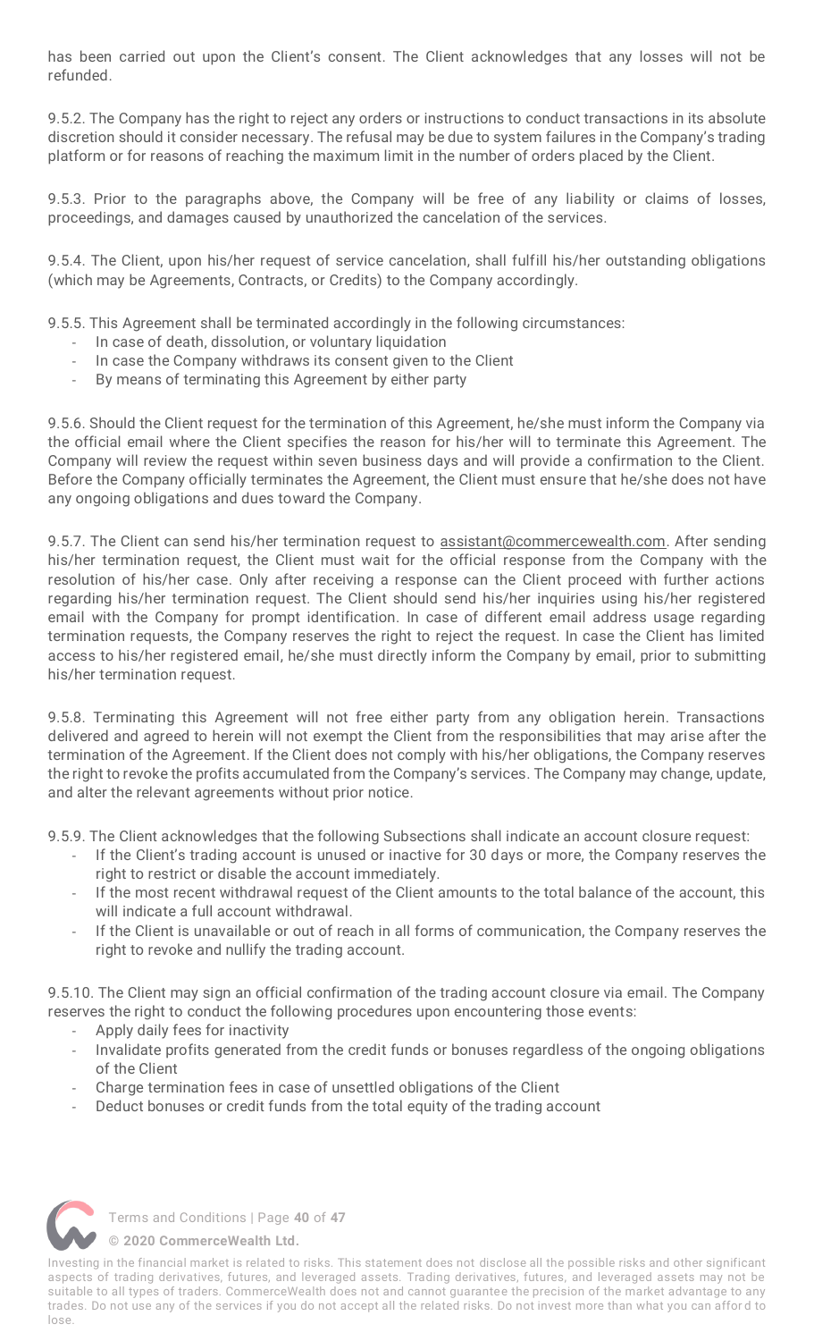has been carried out upon the Client's consent. The Client acknowledges that any losses will not be refunded.

9.5.2. The Company has the right to reject any orders or instructions to conduct transactions in its absolute discretion should it consider necessary. The refusal may be due to system failures in the Company's trading platform or for reasons of reaching the maximum limit in the number of orders placed by the Client.

9.5.3. Prior to the paragraphs above, the Company will be free of any liability or claims of losses, proceedings, and damages caused by unauthorized the cancelation of the services.

9.5.4. The Client, upon his/her request of service cancelation, shall fulfill his/her outstanding obligations (which may be Agreements, Contracts, or Credits) to the Company accordingly.

9.5.5. This Agreement shall be terminated accordingly in the following circumstances:

- In case of death, dissolution, or voluntary liquidation
- In case the Company withdraws its consent given to the Client
- By means of terminating this Agreement by either party

9.5.6. Should the Client request for the termination of this Agreement, he/she must inform the Company via the official email where the Client specifies the reason for his/her will to terminate this Agreement. The Company will review the request within seven business days and will provide a confirmation to the Client. Before the Company officially terminates the Agreement, the Client must ensure that he/she does not have any ongoing obligations and dues toward the Company.

9.5.7. The Client can send his/her termination request to assistant@commercewealth.com. After sending his/her termination request, the Client must wait for the official response from the Company with the resolution of his/her case. Only after receiving a response can the Client proceed with further actions regarding his/her termination request. The Client should send his/her inquiries using his/her registered email with the Company for prompt identification. In case of different email address usage regarding termination requests, the Company reserves the right to reject the request. In case the Client has limited access to his/her registered email, he/she must directly inform the Company by email, prior to submitting his/her termination request.

9.5.8. Terminating this Agreement will not free either party from any obligation herein. Transactions delivered and agreed to herein will not exempt the Client from the responsibilities that may arise after the termination of the Agreement. If the Client does not comply with his/her obligations, the Company reserves the right to revoke the profits accumulated from the Company's services. The Company may change, update, and alter the relevant agreements without prior notice.

9.5.9. The Client acknowledges that the following Subsections shall indicate an account closure request:

- If the Client's trading account is unused or inactive for 30 days or more, the Company reserves the right to restrict or disable the account immediately.
- If the most recent withdrawal request of the Client amounts to the total balance of the account, this will indicate a full account withdrawal.
- If the Client is unavailable or out of reach in all forms of communication, the Company reserves the right to revoke and nullify the trading account.

9.5.10. The Client may sign an official confirmation of the trading account closure via email. The Company reserves the right to conduct the following procedures upon encountering those events:

- Apply daily fees for inactivity
- Invalidate profits generated from the credit funds or bonuses regardless of the ongoing obligations of the Client
- Charge termination fees in case of unsettled obligations of the Client
- Deduct bonuses or credit funds from the total equity of the trading account

Investing in the financial market is related to risks. This statement does not disclose all the possible risks and other significant aspects of trading derivatives, futures, and leveraged assets. Trading derivatives, futures, and leveraged assets may not be suitable to all types of traders. CommerceWealth does not and cannot guarantee the precision of the market advantage to any trades. Do not use any of the services if you do not accept all the related risks. Do not invest more than what you can afford to lose.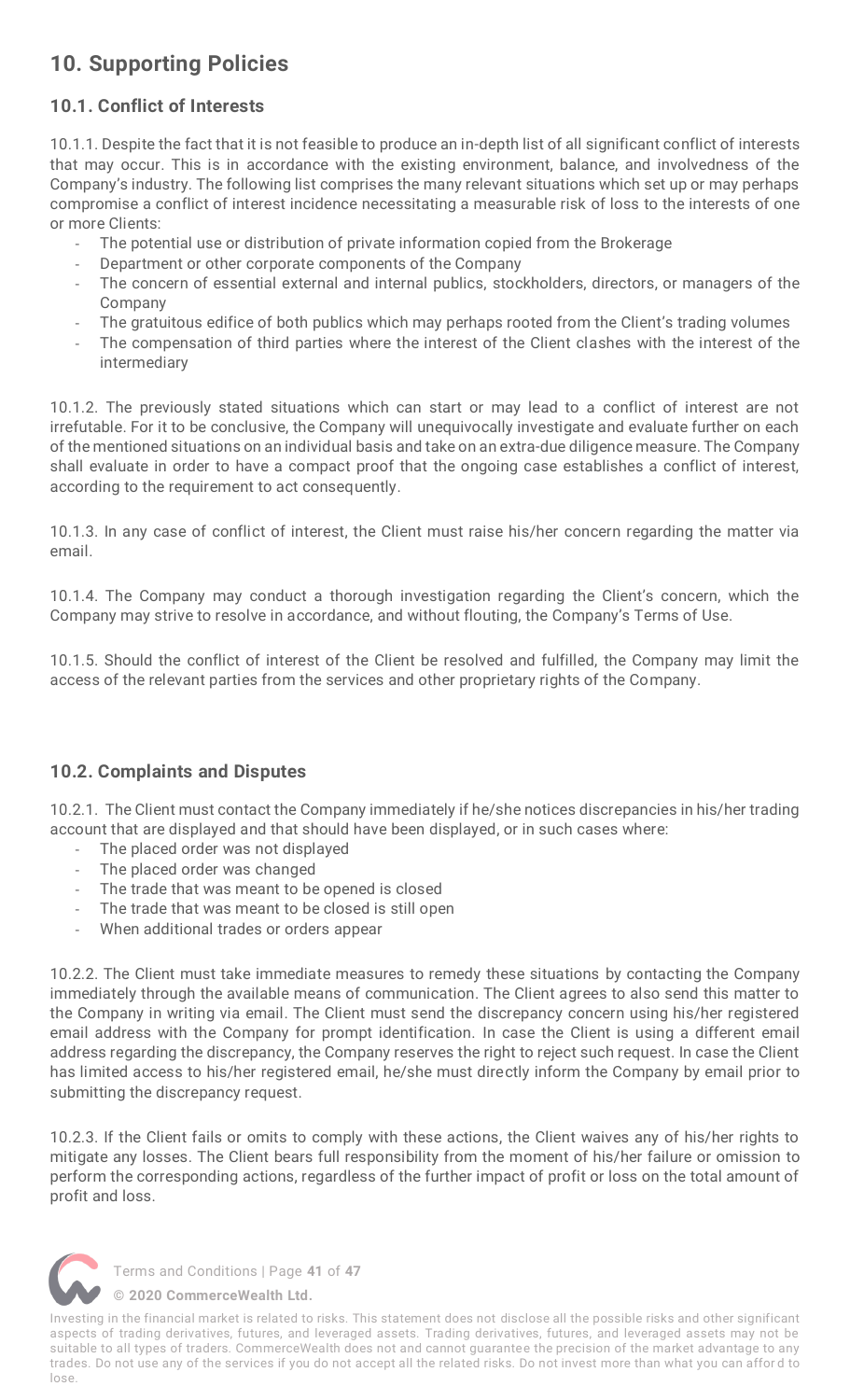## 10. Supporting Policies

### 10.1. Conflict of Interests

10.1.1. Despite the fact that it is not feasible to produce an in-depth list of all significant conflict of interests that may occur. This is in accordance with the existing environment, balance, and involvedness of the Company's industry. The following list comprises the many relevant situations which set up or may perhaps compromise a conflict of interest incidence necessitating a measurable risk of loss to the interests of one or more Clients:

- The potential use or distribution of private information copied from the Brokerage
- Department or other corporate components of the Company
- The concern of essential external and internal publics, stockholders, directors, or managers of the Company
- The gratuitous edifice of both publics which may perhaps rooted from the Client's trading volumes
- The compensation of third parties where the interest of the Client clashes with the interest of the intermediary

10.1.2. The previously stated situations which can start or may lead to a conflict of interest are not irrefutable. For it to be conclusive, the Company will unequivocally investigate and evaluate further on each of the mentioned situations on an individual basis and take on an extra-due diligence measure. The Company shall evaluate in order to have a compact proof that the ongoing case establishes a conflict of interest, according to the requirement to act consequently.

10.1.3. In any case of conflict of interest, the Client must raise his/her concern regarding the matter via email.

10.1.4. The Company may conduct a thorough investigation regarding the Client's concern, which the Company may strive to resolve in accordance, and without flouting, the Company's Terms of Use.

10.1.5. Should the conflict of interest of the Client be resolved and fulfilled, the Company may limit the access of the relevant parties from the services and other proprietary rights of the Company.

### 10.2. Complaints and Disputes

10.2.1. The Client must contact the Company immediately if he/she notices discrepancies in his/her trading account that are displayed and that should have been displayed, or in such cases where:

- The placed order was not displayed
- The placed order was changed
- The trade that was meant to be opened is closed
- The trade that was meant to be closed is still open
- When additional trades or orders appear

10.2.2. The Client must take immediate measures to remedy these situations by contacting the Company immediately through the available means of communication. The Client agrees to also send this matter to the Company in writing via email. The Client must send the discrepancy concern using his/her registered email address with the Company for prompt identification. In case the Client is using a different email address regarding the discrepancy, the Company reserves the right to reject such request. In case the Client has limited access to his/her registered email, he/she must directly inform the Company by email prior to submitting the discrepancy request.

10.2.3. If the Client fails or omits to comply with these actions, the Client waives any of his/her rights to mitigate any losses. The Client bears full responsibility from the moment of his/her failure or omission to perform the corresponding actions, regardless of the further impact of profit or loss on the total amount of profit and loss.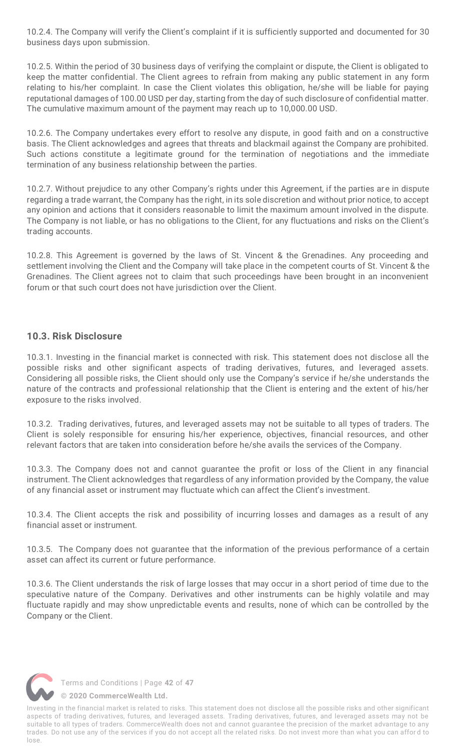10.2.4. The Company will verify the Client's complaint if it is sufficiently supported and documented for 30 business days upon submission.

10.2.5. Within the period of 30 business days of verifying the complaint or dispute, the Client is obligated to keep the matter confidential. The Client agrees to refrain from making any public statement in any form relating to his/her complaint. In case the Client violates this obligation, he/she will be liable for paying reputational damages of 100.00 USD per day, starting from the day of such disclosure of confidential matter. The cumulative maximum amount of the payment may reach up to 10,000.00 USD.

10.2.6. The Company undertakes every effort to resolve any dispute, in good faith and on a constructive basis. The Client acknowledges and agrees that threats and blackmail against the Company are prohibited. Such actions constitute a legitimate ground for the termination of negotiations and the immediate termination of any business relationship between the parties.

10.2.7. Without prejudice to any other Company's rights under this Agreement, if the parties are in dispute regarding a trade warrant, the Company has the right, in its sole discretion and without prior notice, to accept any opinion and actions that it considers reasonable to limit the maximum amount involved in the dispute. The Company is not liable, or has no obligations to the Client, for any fluctuations and risks on the Client's trading accounts.

10.2.8. This Agreement is governed by the laws of St. Vincent & the Grenadines. Any proceeding and settlement involving the Client and the Company will take place in the competent courts of St. Vincent & the Grenadines. The Client agrees not to claim that such proceedings have been brought in an inconvenient forum or that such court does not have jurisdiction over the Client.

### 10.3. Risk Disclosure

10.3.1. Investing in the financial market is connected with risk. This statement does not disclose all the possible risks and other significant aspects of trading derivatives, futures, and leveraged assets. Considering all possible risks, the Client should only use the Company's service if he/she understands the nature of the contracts and professional relationship that the Client is entering and the extent of his/her exposure to the risks involved.

10.3.2. Trading derivatives, futures, and leveraged assets may not be suitable to all types of traders. The Client is solely responsible for ensuring his/her experience, objectives, financial resources, and other relevant factors that are taken into consideration before he/she avails the services of the Company.

10.3.3. The Company does not and cannot guarantee the profit or loss of the Client in any financial instrument. The Client acknowledges that regardless of any information provided by the Company, the value of any financial asset or instrument may fluctuate which can affect the Client's investment.

10.3.4. The Client accepts the risk and possibility of incurring losses and damages as a result of any financial asset or instrument.

10.3.5. The Company does not guarantee that the information of the previous performance of a certain asset can affect its current or future performance.

10.3.6. The Client understands the risk of large losses that may occur in a short period of time due to the speculative nature of the Company. Derivatives and other instruments can be highly volatile and may fluctuate rapidly and may show unpredictable events and results, none of which can be controlled by the Company or the Client.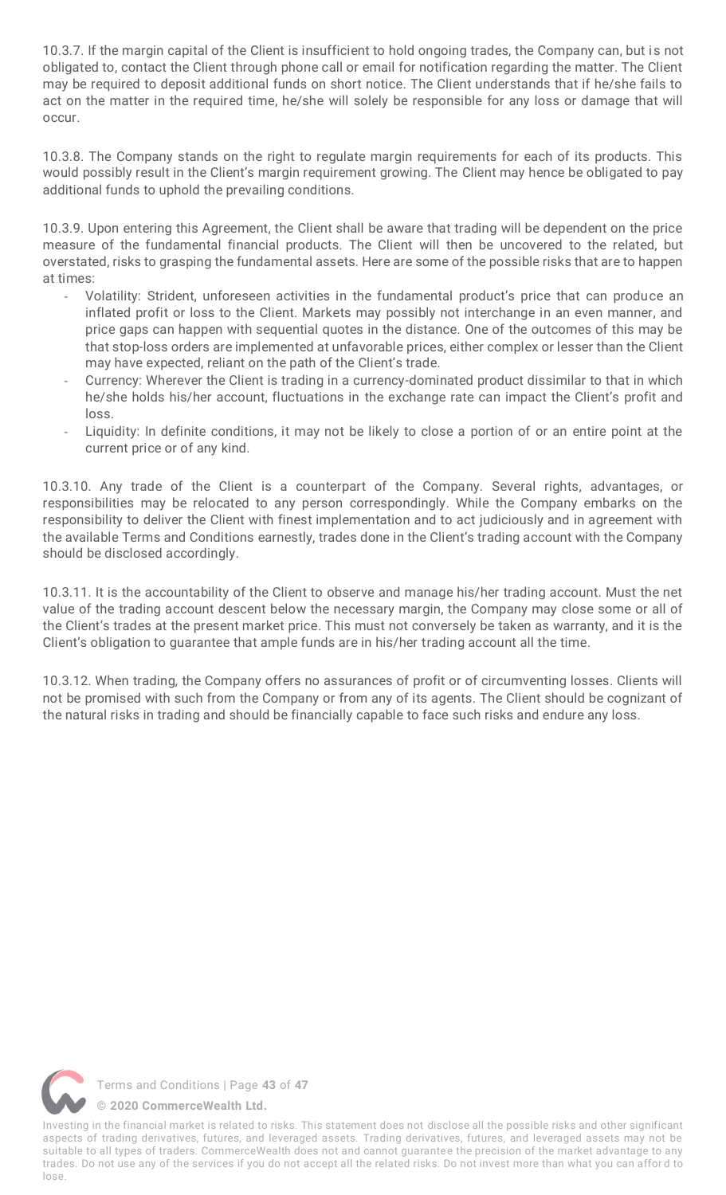10.3.7. If the margin capital of the Client is insufficient to hold ongoing trades, the Company can, but is not obligated to, contact the Client through phone call or email for notification regarding the matter. The Client may be required to deposit additional funds on short notice. The Client understands that if he/she fails to act on the matter in the required time, he/she will solely be responsible for any loss or damage that will occur.

10.3.8. The Company stands on the right to regulate margin requirements for each of its products. This would possibly result in the Client's margin requirement growing. The Client may hence be obligated to pay additional funds to uphold the prevailing conditions.

10.3.9. Upon entering this Agreement, the Client shall be aware that trading will be dependent on the price measure of the fundamental financial products. The Client will then be uncovered to the related, but overstated, risks to grasping the fundamental assets. Here are some of the possible risks that are to happen at times:

- Volatility: Strident, unforeseen activities in the fundamental product's price that can produce an inflated profit or loss to the Client. Markets may possibly not interchange in an even manner, and price gaps can happen with sequential quotes in the distance. One of the outcomes of this may be that stop-loss orders are implemented at unfavorable prices, either complex or lesser than the Client may have expected, reliant on the path of the Client's trade.
- Currency: Wherever the Client is trading in a currency-dominated product dissimilar to that in which he/she holds his/her account, fluctuations in the exchange rate can impact the Client's profit and loss.
- Liquidity: In definite conditions, it may not be likely to close a portion of or an entire point at the current price or of any kind.

10.3.10. Any trade of the Client is a counterpart of the Company. Several rights, advantages, or responsibilities may be relocated to any person correspondingly. While the Company embarks on the responsibility to deliver the Client with finest implementation and to act judiciously and in agreement with the available Terms and Conditions earnestly, trades done in the Client's trading account with the Company should be disclosed accordingly.

10.3.11. It is the accountability of the Client to observe and manage his/her trading account. Must the net value of the trading account descent below the necessary margin, the Company may close some or all of the Client's trades at the present market price. This must not conversely be taken as warranty, and it is the Client's obligation to guarantee that ample funds are in his/her trading account all the time.

10.3.12. When trading, the Company offers no assurances of profit or of circumventing losses. Clients will not be promised with such from the Company or from any of its agents. The Client should be cognizant of the natural risks in trading and should be financially capable to face such risks and endure any loss.

Investing in the financial market is related to risks. This statement does not disclose all the possible risks and other significant aspects of trading derivatives, futures, and leveraged assets. Trading derivatives, futures, and leveraged assets may not be suitable to all types of traders. CommerceWealth does not and cannot guarantee the precision of the market advantage to any trades. Do not use any of the services if you do not accept all the related risks. Do not invest more than what you can afford to lose.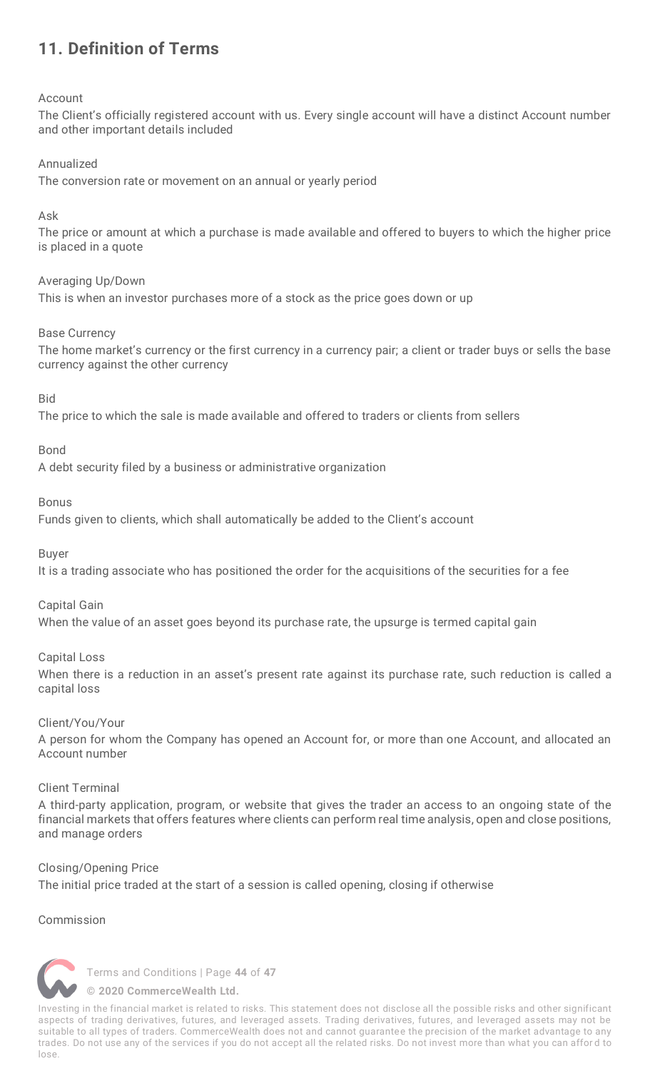## 11. Definition of Terms

Account

The Client's officially registered account with us. Every single account will have a distinct Account number and other important details included

Annualized

The conversion rate or movement on an annual or yearly period

Ask

The price or amount at which a purchase is made available and offered to buyers to which the higher price is placed in a quote

Averaging Up/Down

This is when an investor purchases more of a stock as the price goes down or up

Base Currency

The home market's currency or the first currency in a currency pair; a client or trader buys or sells the base currency against the other currency

Bid

The price to which the sale is made available and offered to traders or clients from sellers

Bond

A debt security filed by a business or administrative organization

Bonus

Funds given to clients, which shall automatically be added to the Client's account

Buyer

It is a trading associate who has positioned the order for the acquisitions of the securities for a fee

Capital Gain

When the value of an asset goes beyond its purchase rate, the upsurge is termed capital gain

Capital Loss

When there is a reduction in an asset's present rate against its purchase rate, such reduction is called a capital loss

Client/You/Your

A person for whom the Company has opened an Account for, or more than one Account, and allocated an Account number

Client Terminal

A third-party application, program, or website that gives the trader an access to an ongoing state of the financial markets that offers features where clients can perform real time analysis, open and close positions, and manage orders

Closing/Opening Price

The initial price traded at the start of a session is called opening, closing if otherwise

Commission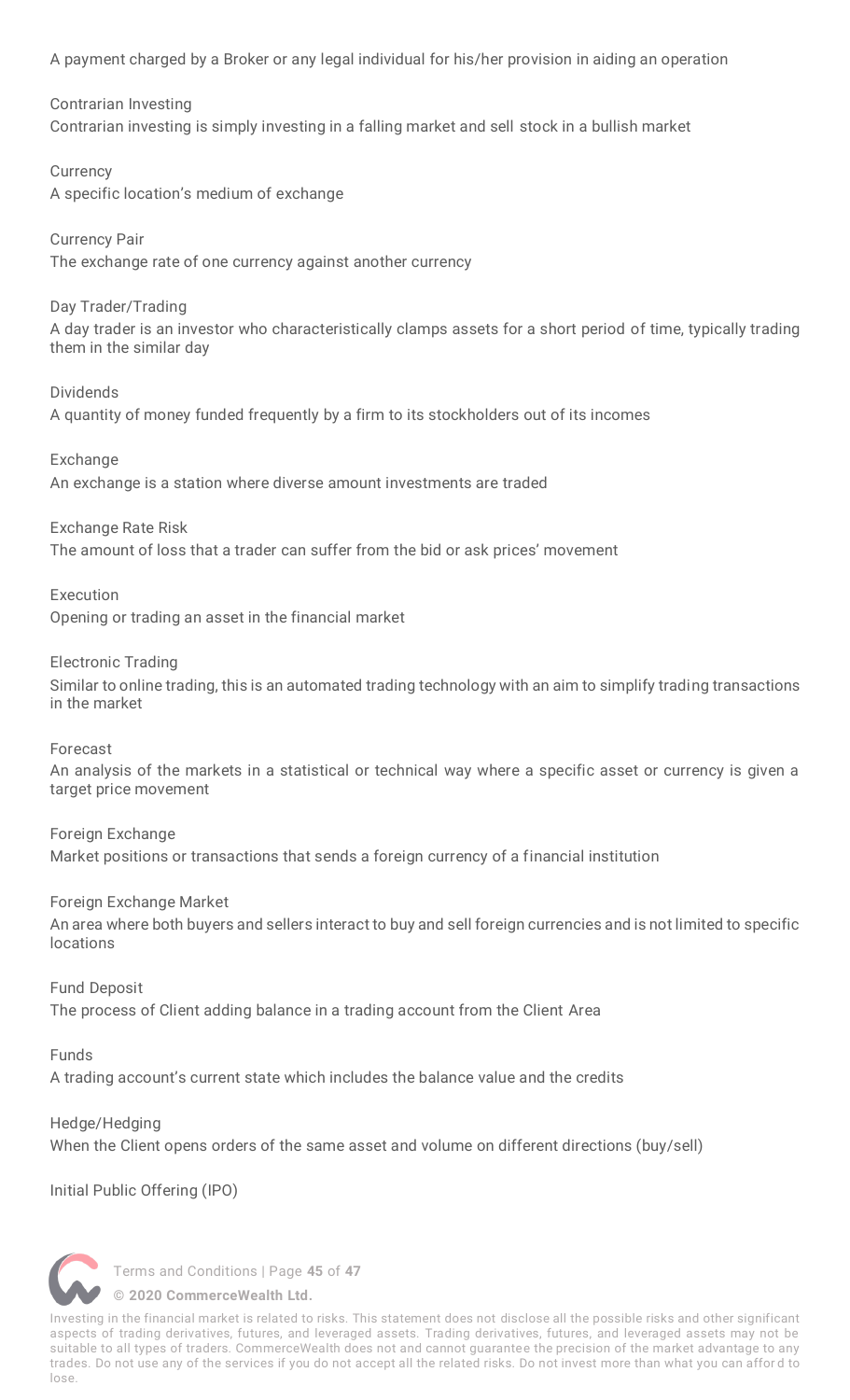A payment charged by a Broker or any legal individual for his/her provision in aiding an operation

Contrarian Investing
Contrarian investing is simply investing in a falling market and sell stock in a bullish market

Currency
A specific location's medium of exchange

Currency Pair
The exchange rate of one currency against another currency

Day Trader/Trading
A day trader is an investor who characteristically clamps assets for a short period of time, typically trading them in the similar day

Dividends
A quantity of money funded frequently by a firm to its stockholders out of its incomes

Exchange
An exchange is a station where diverse amount investments are traded

Exchange Rate Risk
The amount of loss that a trader can suffer from the bid or ask prices' movement

Execution
Opening or trading an asset in the financial market

Electronic Trading
Similar to online trading, this is an automated trading technology with an aim to simplify trading transactions in the market

Forecast
An analysis of the markets in a statistical or technical way where a specific asset or currency is given a target price movement

Foreign Exchange
Market positions or transactions that sends a foreign currency of a financial institution

Foreign Exchange Market
An area where both buyers and sellers interact to buy and sell foreign currencies and is not limited to specific locations

Fund Deposit
The process of Client adding balance in a trading account from the Client Area

Funds
A trading account's current state which includes the balance value and the credits

Hedge/Hedging
When the Client opens orders of the same asset and volume on different directions (buy/sell)

Initial Public Offering (IPO)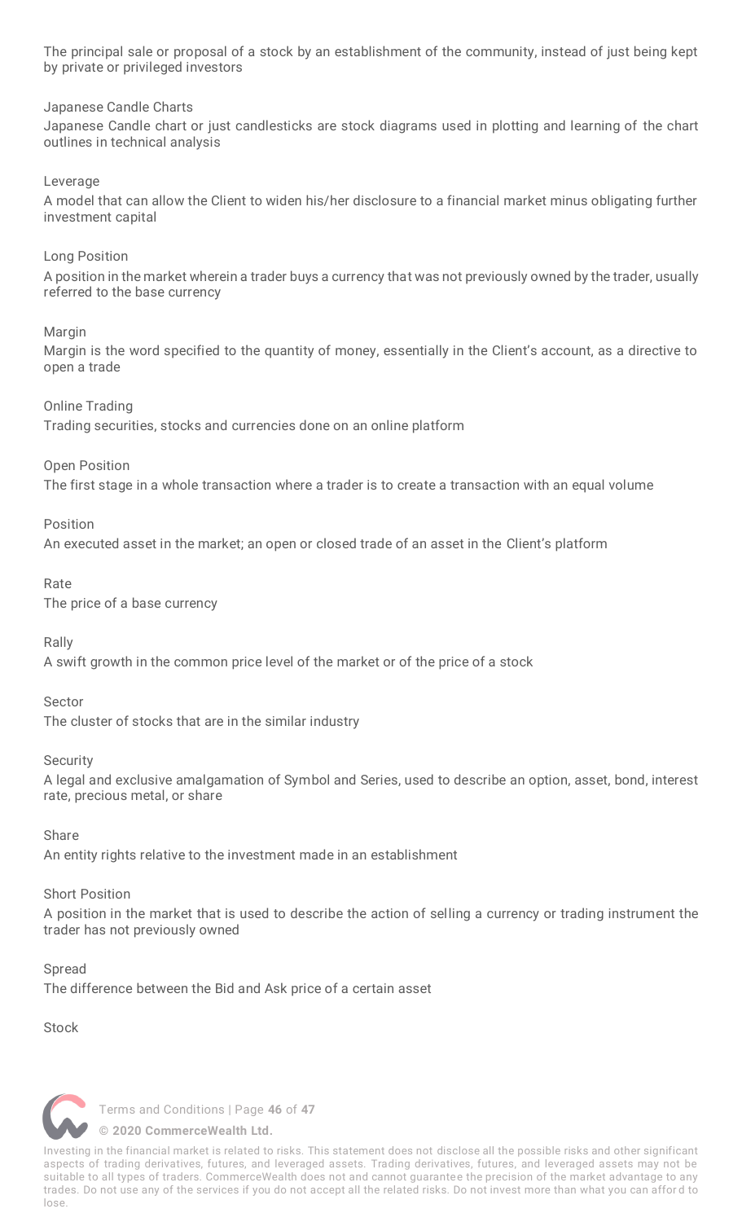The principal sale or proposal of a stock by an establishment of the community, instead of just being kept by private or privileged investors

Japanese Candle Charts

Japanese Candle chart or just candlesticks are stock diagrams used in plotting and learning of the chart outlines in technical analysis

Leverage

A model that can allow the Client to widen his/her disclosure to a financial market minus obligating further investment capital

Long Position

A position in the market wherein a trader buys a currency that was not previously owned by the trader, usually referred to the base currency

Margin

Margin is the word specified to the quantity of money, essentially in the Client's account, as a directive to open a trade

Online Trading

Trading securities, stocks and currencies done on an online platform

Open Position

The first stage in a whole transaction where a trader is to create a transaction with an equal volume

Position

An executed asset in the market; an open or closed trade of an asset in the Client's platform

Rate

The price of a base currency

Rally

A swift growth in the common price level of the market or of the price of a stock

Sector

The cluster of stocks that are in the similar industry

Security

A legal and exclusive amalgamation of Symbol and Series, used to describe an option, asset, bond, interest rate, precious metal, or share

Share

An entity rights relative to the investment made in an establishment

Short Position

A position in the market that is used to describe the action of selling a currency or trading instrument the trader has not previously owned

Spread

The difference between the Bid and Ask price of a certain asset

Stock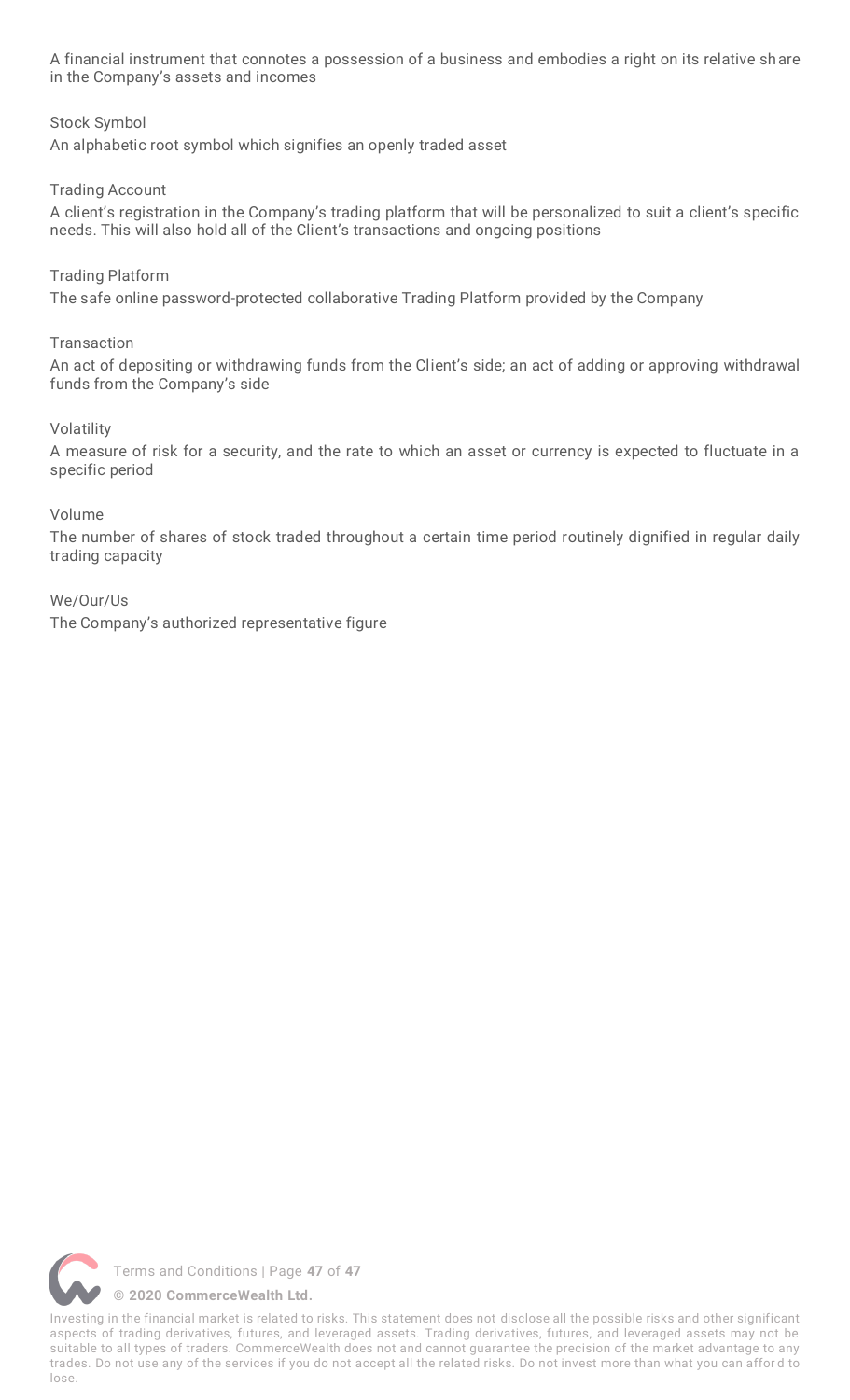A financial instrument that connotes a possession of a business and embodies a right on its relative share in the Company's assets and incomes

Stock Symbol

An alphabetic root symbol which signifies an openly traded asset

Trading Account

A client's registration in the Company's trading platform that will be personalized to suit a client's specific needs. This will also hold all of the Client's transactions and ongoing positions

Trading Platform

The safe online password-protected collaborative Trading Platform provided by the Company

Transaction

An act of depositing or withdrawing funds from the Client's side; an act of adding or approving withdrawal funds from the Company's side

Volatility

A measure of risk for a security, and the rate to which an asset or currency is expected to fluctuate in a specific period

Volume

The number of shares of stock traded throughout a certain time period routinely dignified in regular daily trading capacity

We/Our/Us

The Company's authorized representative figure

Investing in the financial market is related to risks. This statement does not disclose all the possible risks and other significant aspects of trading derivatives, futures, and leveraged assets. Trading derivatives, futures, and leveraged assets may not be suitable to all types of traders. CommerceWealth does not and cannot guarantee the precision of the market advantage to any trades. Do not use any of the services if you do not accept all the related risks. Do not invest more than what you can afford to lose.